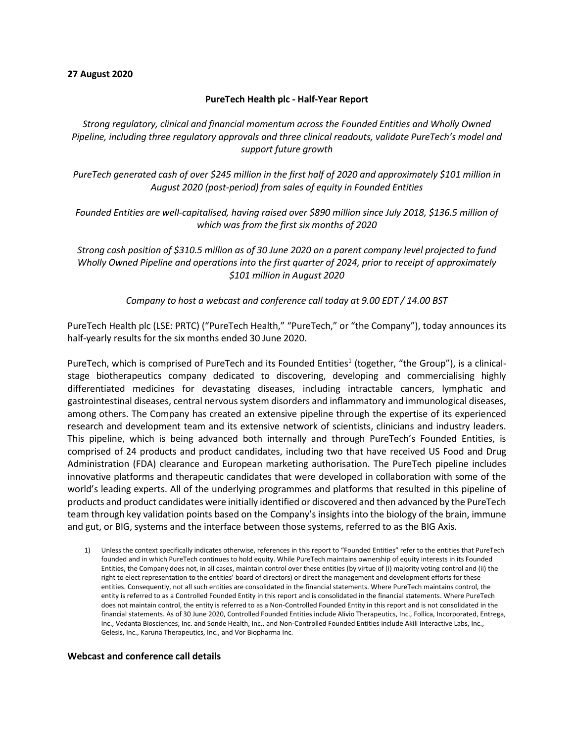**27 August 2020**

**PureTech Health plc - Half-Year Report**

*Strong regulatory, clinical and financial momentum across the Founded Entities and Wholly Owned Pipeline, including three regulatory approvals and three clinical readouts, validate PureTech's model and support future growth*

*PureTech generated cash of over $245 million in the first half of 2020 and approximately $101 million in August 2020 (post-period) from sales of equity in Founded Entities*

*Founded Entities are well-capitalised, having raised over $890 million since July 2018, $136.5 million of which was from the first six months of 2020*

*Strong cash position of $310.5 million as of 30 June 2020 on a parent company level projected to fund Wholly Owned Pipeline and operations into the first quarter of 2024, prior to receipt of approximately $101 million in August 2020*

*Company to host a webcast and conference call today at 9.00 EDT / 14.00 BST*

PureTech Health plc (LSE: PRTC) ("PureTech Health," "PureTech," or "the Company"), today announces its half-yearly results for the six months ended 30 June 2020.

PureTech, which is comprised of PureTech and its Founded Entities[1] (together, "the Group"), is a clinical-stage biotherapeutics company dedicated to discovering, developing and commercialising highly differentiated medicines for devastating diseases, including intractable cancers, lymphatic and gastrointestinal diseases, central nervous system disorders and inflammatory and immunological diseases, among others. The Company has created an extensive pipeline through the expertise of its experienced research and development team and its extensive network of scientists, clinicians and industry leaders. This pipeline, which is being advanced both internally and through PureTech's Founded Entities, is comprised of 24 products and product candidates, including two that have received US Food and Drug Administration (FDA) clearance and European marketing authorisation. The PureTech pipeline includes innovative platforms and therapeutic candidates that were developed in collaboration with some of the world's leading experts. All of the underlying programmes and platforms that resulted in this pipeline of products and product candidates were initially identified or discovered and then advanced by the PureTech team through key validation points based on the Company's insights into the biology of the brain, immune and gut, or BIG, systems and the interface between those systems, referred to as the BIG Axis.

1) Unless the context specifically indicates otherwise, references in this report to "Founded Entities" refer to the entities that PureTech founded and in which PureTech continues to hold equity. While PureTech maintains ownership of equity interests in its Founded Entities, the Company does not, in all cases, maintain control over these entities (by virtue of (i) majority voting control and (ii) the right to elect representation to the entities' board of directors) or direct the management and development efforts for these entities. Consequently, not all such entities are consolidated in the financial statements. Where PureTech maintains control, the entity is referred to as a Controlled Founded Entity in this report and is consolidated in the financial statements. Where PureTech does not maintain control, the entity is referred to as a Non-Controlled Founded Entity in this report and is not consolidated in the financial statements. As of 30 June 2020, Controlled Founded Entities include Alivio Therapeutics, Inc., Follica, Incorporated, Entrega, Inc., Vedanta Biosciences, Inc. and Sonde Health, Inc., and Non-Controlled Founded Entities include Akili Interactive Labs, Inc., Gelesis, Inc., Karuna Therapeutics, Inc., and Vor Biopharma Inc.

**Webcast and conference call details**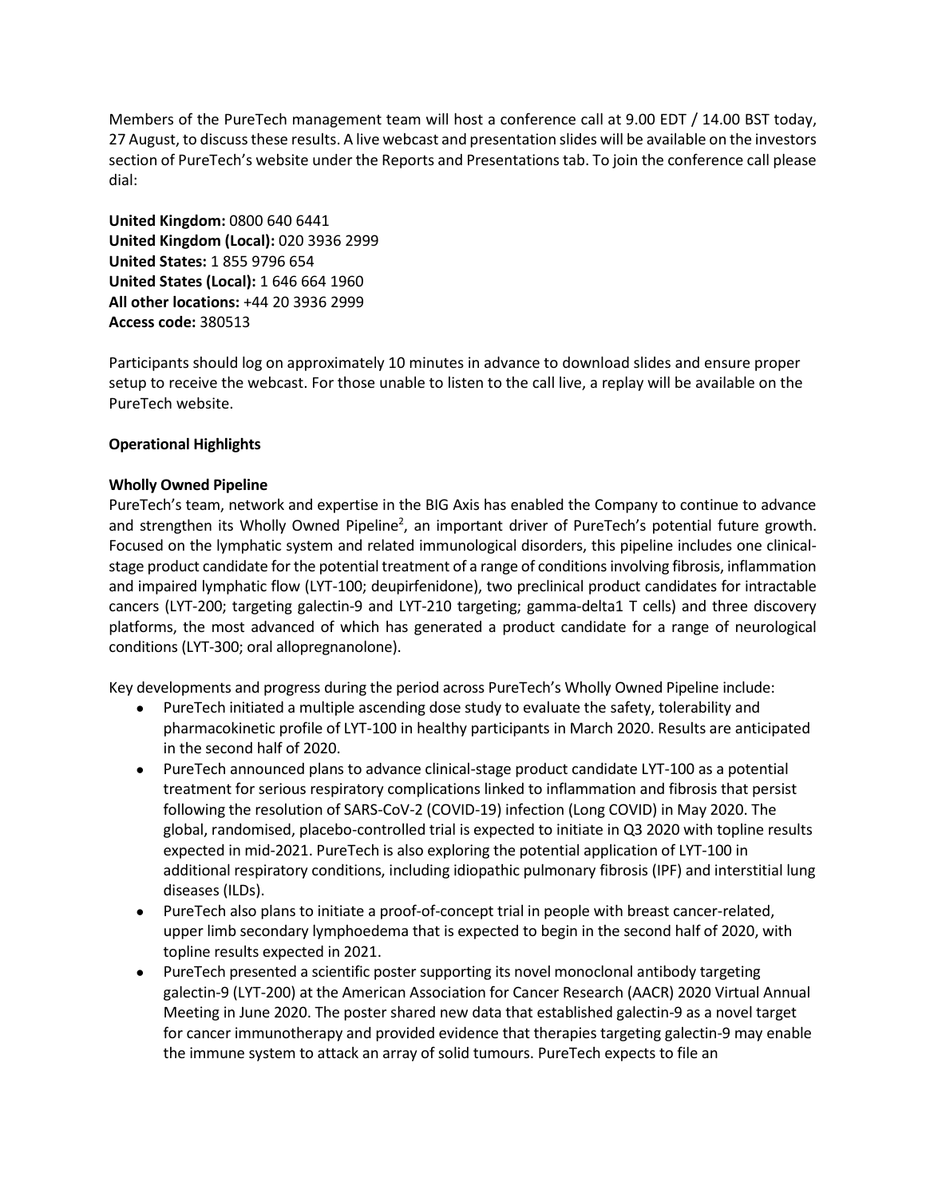Members of the PureTech management team will host a conference call at 9.00 EDT / 14.00 BST today, 27 August, to discuss these results. A live webcast and presentation slides will be available on the investors section of PureTech's website under the Reports and Presentations tab. To join the conference call please dial:

**United Kingdom:** 0800 640 6441
**United Kingdom (Local):** 020 3936 2999
**United States:** 1 855 9796 654
**United States (Local):** 1 646 664 1960
**All other locations:** +44 20 3936 2999
**Access code:** 380513

Participants should log on approximately 10 minutes in advance to download slides and ensure proper setup to receive the webcast. For those unable to listen to the call live, a replay will be available on the PureTech website.

**Operational Highlights**

**Wholly Owned Pipeline**

PureTech's team, network and expertise in the BIG Axis has enabled the Company to continue to advance and strengthen its Wholly Owned Pipeline[2], an important driver of PureTech's potential future growth. Focused on the lymphatic system and related immunological disorders, this pipeline includes one clinical-stage product candidate for the potential treatment of a range of conditions involving fibrosis, inflammation and impaired lymphatic flow (LYT-100; deupirfenidone), two preclinical product candidates for intractable cancers (LYT-200; targeting galectin-9 and LYT-210 targeting; gamma-delta1 T cells) and three discovery platforms, the most advanced of which has generated a product candidate for a range of neurological conditions (LYT-300; oral allopregnanolone).

Key developments and progress during the period across PureTech's Wholly Owned Pipeline include:

- PureTech initiated a multiple ascending dose study to evaluate the safety, tolerability and pharmacokinetic profile of LYT-100 in healthy participants in March 2020. Results are anticipated in the second half of 2020.
- PureTech announced plans to advance clinical-stage product candidate LYT-100 as a potential treatment for serious respiratory complications linked to inflammation and fibrosis that persist following the resolution of SARS-CoV-2 (COVID-19) infection (Long COVID) in May 2020. The global, randomised, placebo-controlled trial is expected to initiate in Q3 2020 with topline results expected in mid-2021. PureTech is also exploring the potential application of LYT-100 in additional respiratory conditions, including idiopathic pulmonary fibrosis (IPF) and interstitial lung diseases (ILDs).
- PureTech also plans to initiate a proof-of-concept trial in people with breast cancer-related, upper limb secondary lymphoedema that is expected to begin in the second half of 2020, with topline results expected in 2021.
- PureTech presented a scientific poster supporting its novel monoclonal antibody targeting galectin-9 (LYT-200) at the American Association for Cancer Research (AACR) 2020 Virtual Annual Meeting in June 2020. The poster shared new data that established galectin-9 as a novel target for cancer immunotherapy and provided evidence that therapies targeting galectin-9 may enable the immune system to attack an array of solid tumours. PureTech expects to file an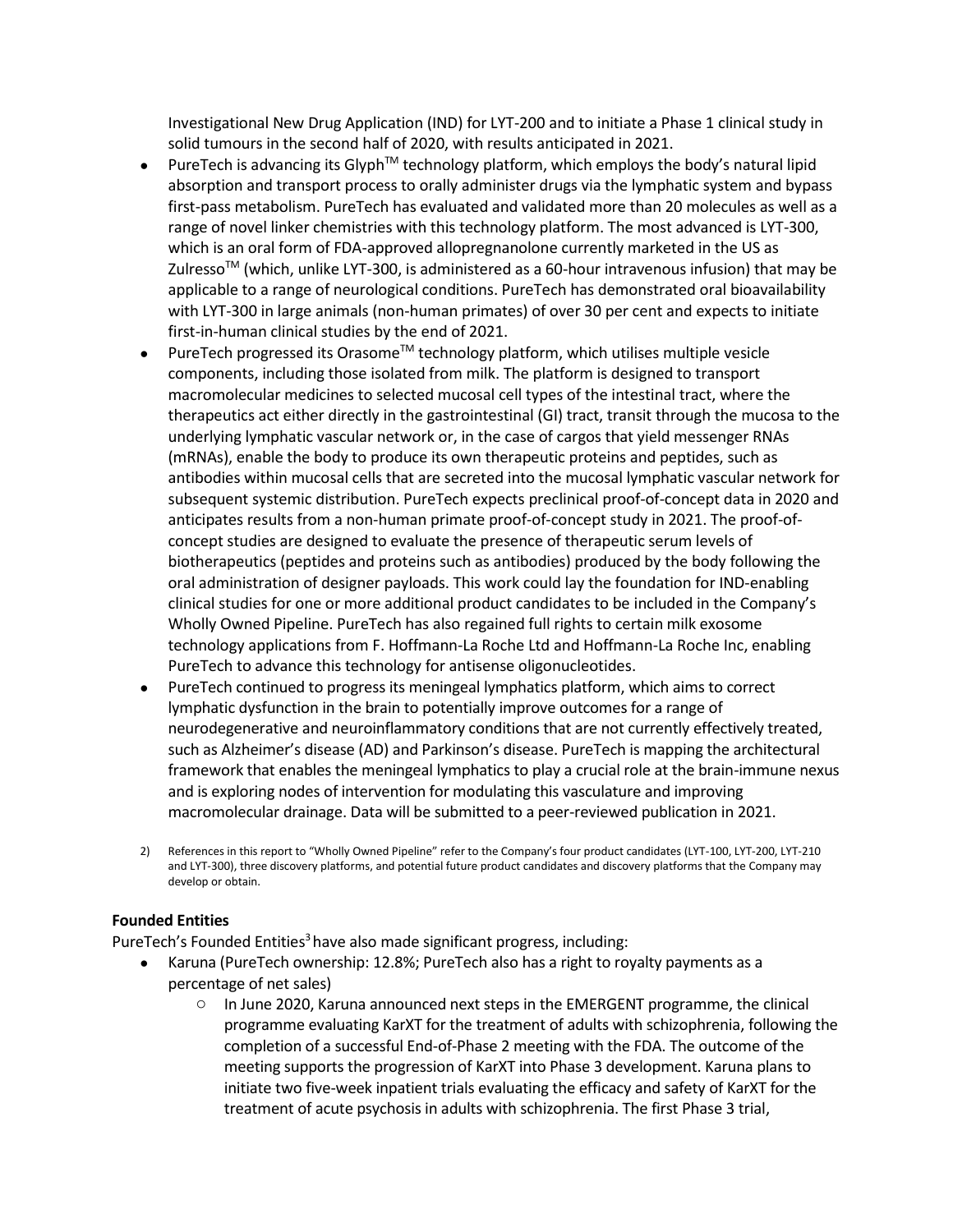Investigational New Drug Application (IND) for LYT-200 and to initiate a Phase 1 clinical study in solid tumours in the second half of 2020, with results anticipated in 2021.

- PureTech is advancing its Glyph™ technology platform, which employs the body's natural lipid absorption and transport process to orally administer drugs via the lymphatic system and bypass first-pass metabolism. PureTech has evaluated and validated more than 20 molecules as well as a range of novel linker chemistries with this technology platform. The most advanced is LYT-300, which is an oral form of FDA-approved allopregnanolone currently marketed in the US as Zulresso™ (which, unlike LYT-300, is administered as a 60-hour intravenous infusion) that may be applicable to a range of neurological conditions. PureTech has demonstrated oral bioavailability with LYT-300 in large animals (non-human primates) of over 30 per cent and expects to initiate first-in-human clinical studies by the end of 2021.
- PureTech progressed its Orasome™ technology platform, which utilises multiple vesicle components, including those isolated from milk. The platform is designed to transport macromolecular medicines to selected mucosal cell types of the intestinal tract, where the therapeutics act either directly in the gastrointestinal (GI) tract, transit through the mucosa to the underlying lymphatic vascular network or, in the case of cargos that yield messenger RNAs (mRNAs), enable the body to produce its own therapeutic proteins and peptides, such as antibodies within mucosal cells that are secreted into the mucosal lymphatic vascular network for subsequent systemic distribution. PureTech expects preclinical proof-of-concept data in 2020 and anticipates results from a non-human primate proof-of-concept study in 2021. The proof-of-concept studies are designed to evaluate the presence of therapeutic serum levels of biotherapeutics (peptides and proteins such as antibodies) produced by the body following the oral administration of designer payloads. This work could lay the foundation for IND-enabling clinical studies for one or more additional product candidates to be included in the Company's Wholly Owned Pipeline. PureTech has also regained full rights to certain milk exosome technology applications from F. Hoffmann-La Roche Ltd and Hoffmann-La Roche Inc, enabling PureTech to advance this technology for antisense oligonucleotides.
- PureTech continued to progress its meningeal lymphatics platform, which aims to correct lymphatic dysfunction in the brain to potentially improve outcomes for a range of neurodegenerative and neuroinflammatory conditions that are not currently effectively treated, such as Alzheimer's disease (AD) and Parkinson's disease. PureTech is mapping the architectural framework that enables the meningeal lymphatics to play a crucial role at the brain-immune nexus and is exploring nodes of intervention for modulating this vasculature and improving macromolecular drainage. Data will be submitted to a peer-reviewed publication in 2021.

2) References in this report to "Wholly Owned Pipeline" refer to the Company's four product candidates (LYT-100, LYT-200, LYT-210 and LYT-300), three discovery platforms, and potential future product candidates and discovery platforms that the Company may develop or obtain.

**Founded Entities**

PureTech's Founded Entities[3] have also made significant progress, including:

- Karuna (PureTech ownership: 12.8%; PureTech also has a right to royalty payments as a percentage of net sales)
  - In June 2020, Karuna announced next steps in the EMERGENT programme, the clinical programme evaluating KarXT for the treatment of adults with schizophrenia, following the completion of a successful End-of-Phase 2 meeting with the FDA. The outcome of the meeting supports the progression of KarXT into Phase 3 development. Karuna plans to initiate two five-week inpatient trials evaluating the efficacy and safety of KarXT for the treatment of acute psychosis in adults with schizophrenia. The first Phase 3 trial,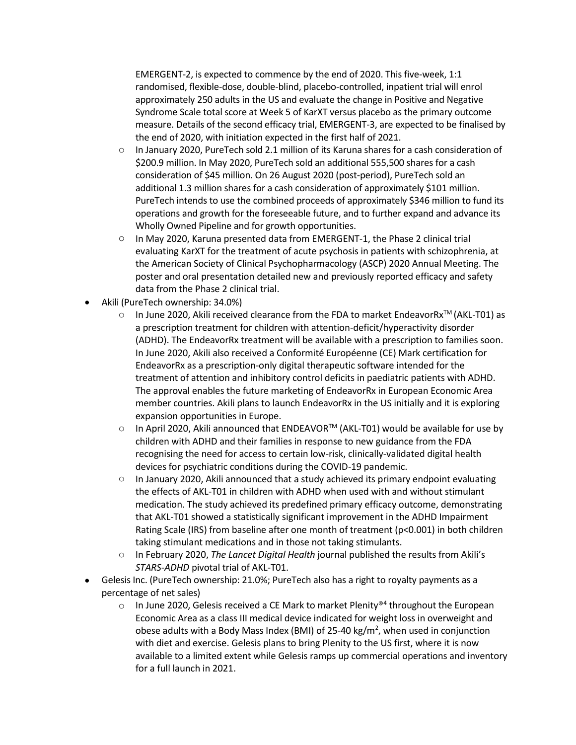EMERGENT-2, is expected to commence by the end of 2020. This five-week, 1:1 randomised, flexible-dose, double-blind, placebo-controlled, inpatient trial will enrol approximately 250 adults in the US and evaluate the change in Positive and Negative Syndrome Scale total score at Week 5 of KarXT versus placebo as the primary outcome measure. Details of the second efficacy trial, EMERGENT-3, are expected to be finalised by the end of 2020, with initiation expected in the first half of 2021.

  - In January 2020, PureTech sold 2.1 million of its Karuna shares for a cash consideration of \$200.9 million. In May 2020, PureTech sold an additional 555,500 shares for a cash consideration of \$45 million. On 26 August 2020 (post-period), PureTech sold an additional 1.3 million shares for a cash consideration of approximately \$101 million. PureTech intends to use the combined proceeds of approximately \$346 million to fund its operations and growth for the foreseeable future, and to further expand and advance its Wholly Owned Pipeline and for growth opportunities.
  - In May 2020, Karuna presented data from EMERGENT-1, the Phase 2 clinical trial evaluating KarXT for the treatment of acute psychosis in patients with schizophrenia, at the American Society of Clinical Psychopharmacology (ASCP) 2020 Annual Meeting. The poster and oral presentation detailed new and previously reported efficacy and safety data from the Phase 2 clinical trial.

- Akili (PureTech ownership: 34.0%)
  - In June 2020, Akili received clearance from the FDA to market EndeavorRx™ (AKL-T01) as a prescription treatment for children with attention-deficit/hyperactivity disorder (ADHD). The EndeavorRx treatment will be available with a prescription to families soon. In June 2020, Akili also received a Conformité Européenne (CE) Mark certification for EndeavorRx as a prescription-only digital therapeutic software intended for the treatment of attention and inhibitory control deficits in paediatric patients with ADHD. The approval enables the future marketing of EndeavorRx in European Economic Area member countries. Akili plans to launch EndeavorRx in the US initially and it is exploring expansion opportunities in Europe.
  - In April 2020, Akili announced that ENDEAVOR™ (AKL-T01) would be available for use by children with ADHD and their families in response to new guidance from the FDA recognising the need for access to certain low-risk, clinically-validated digital health devices for psychiatric conditions during the COVID-19 pandemic.
  - In January 2020, Akili announced that a study achieved its primary endpoint evaluating the effects of AKL-T01 in children with ADHD when used with and without stimulant medication. The study achieved its predefined primary efficacy outcome, demonstrating that AKL-T01 showed a statistically significant improvement in the ADHD Impairment Rating Scale (IRS) from baseline after one month of treatment ($p<0.001$) in both children taking stimulant medications and in those not taking stimulants.
  - In February 2020, *The Lancet Digital Health* journal published the results from Akili's *STARS-ADHD* pivotal trial of AKL-T01.

- Gelesis Inc. (PureTech ownership: 21.0%; PureTech also has a right to royalty payments as a percentage of net sales)
  - In June 2020, Gelesis received a CE Mark to market Plenity®[4] throughout the European Economic Area as a class III medical device indicated for weight loss in overweight and obese adults with a Body Mass Index (BMI) of 25-40 kg/m$^2$, when used in conjunction with diet and exercise. Gelesis plans to bring Plenity to the US first, where it is now available to a limited extent while Gelesis ramps up commercial operations and inventory for a full launch in 2021.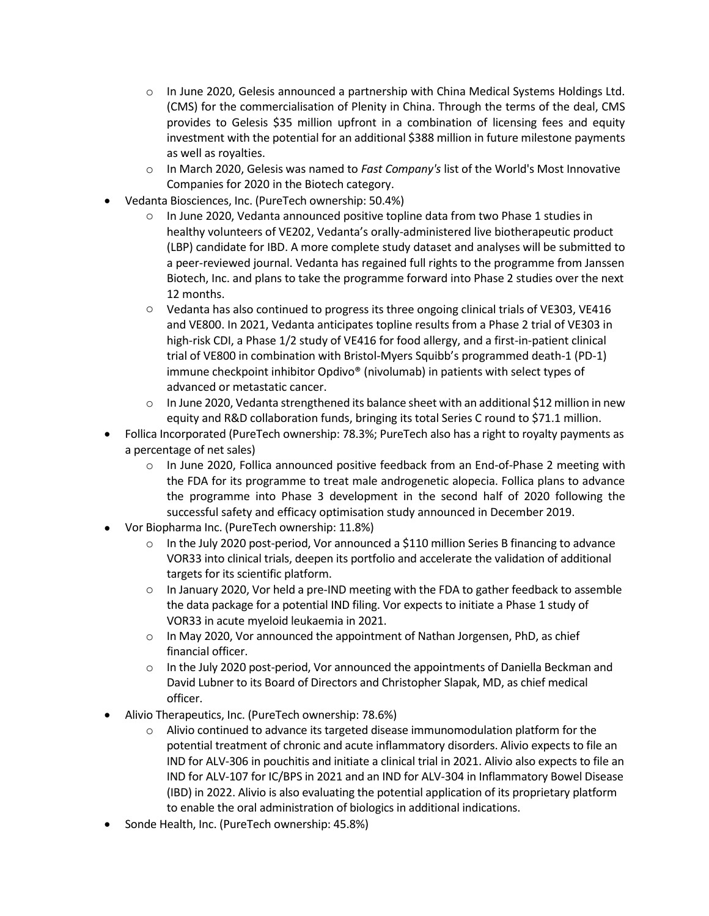- In June 2020, Gelesis announced a partnership with China Medical Systems Holdings Ltd. (CMS) for the commercialisation of Plenity in China. Through the terms of the deal, CMS provides to Gelesis $35 million upfront in a combination of licensing fees and equity investment with the potential for an additional $388 million in future milestone payments as well as royalties.
  - In March 2020, Gelesis was named to *Fast Company's* list of the World's Most Innovative Companies for 2020 in the Biotech category.
- Vedanta Biosciences, Inc. (PureTech ownership: 50.4%)
  - In June 2020, Vedanta announced positive topline data from two Phase 1 studies in healthy volunteers of VE202, Vedanta's orally-administered live biotherapeutic product (LBP) candidate for IBD. A more complete study dataset and analyses will be submitted to a peer-reviewed journal. Vedanta has regained full rights to the programme from Janssen Biotech, Inc. and plans to take the programme forward into Phase 2 studies over the next 12 months.
  - Vedanta has also continued to progress its three ongoing clinical trials of VE303, VE416 and VE800. In 2021, Vedanta anticipates topline results from a Phase 2 trial of VE303 in high-risk CDI, a Phase 1/2 study of VE416 for food allergy, and a first-in-patient clinical trial of VE800 in combination with Bristol-Myers Squibb's programmed death-1 (PD-1) immune checkpoint inhibitor Opdivo® (nivolumab) in patients with select types of advanced or metastatic cancer.
  - In June 2020, Vedanta strengthened its balance sheet with an additional $12 million in new equity and R&D collaboration funds, bringing its total Series C round to $71.1 million.
- Follica Incorporated (PureTech ownership: 78.3%; PureTech also has a right to royalty payments as a percentage of net sales)
  - In June 2020, Follica announced positive feedback from an End-of-Phase 2 meeting with the FDA for its programme to treat male androgenetic alopecia. Follica plans to advance the programme into Phase 3 development in the second half of 2020 following the successful safety and efficacy optimisation study announced in December 2019.
- Vor Biopharma Inc. (PureTech ownership: 11.8%)
  - In the July 2020 post-period, Vor announced a $110 million Series B financing to advance VOR33 into clinical trials, deepen its portfolio and accelerate the validation of additional targets for its scientific platform.
  - In January 2020, Vor held a pre-IND meeting with the FDA to gather feedback to assemble the data package for a potential IND filing. Vor expects to initiate a Phase 1 study of VOR33 in acute myeloid leukaemia in 2021.
  - In May 2020, Vor announced the appointment of Nathan Jorgensen, PhD, as chief financial officer.
  - In the July 2020 post-period, Vor announced the appointments of Daniella Beckman and David Lubner to its Board of Directors and Christopher Slapak, MD, as chief medical officer.
- Alivio Therapeutics, Inc. (PureTech ownership: 78.6%)
  - Alivio continued to advance its targeted disease immunomodulation platform for the potential treatment of chronic and acute inflammatory disorders. Alivio expects to file an IND for ALV-306 in pouchitis and initiate a clinical trial in 2021. Alivio also expects to file an IND for ALV-107 for IC/BPS in 2021 and an IND for ALV-304 in Inflammatory Bowel Disease (IBD) in 2022. Alivio is also evaluating the potential application of its proprietary platform to enable the oral administration of biologics in additional indications.
- Sonde Health, Inc. (PureTech ownership: 45.8%)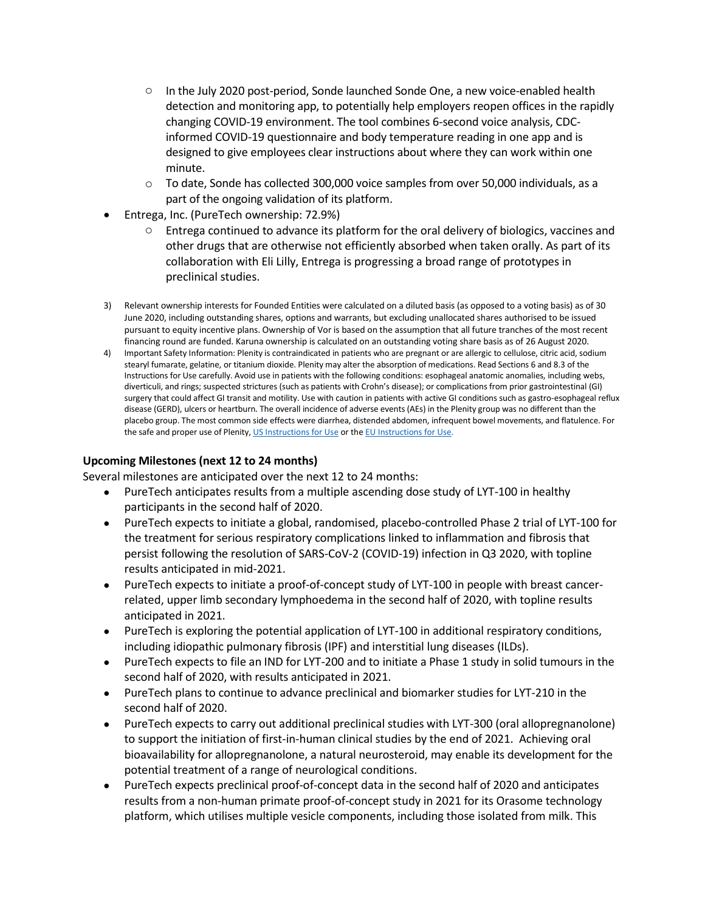- In the July 2020 post-period, Sonde launched Sonde One, a new voice-enabled health detection and monitoring app, to potentially help employers reopen offices in the rapidly changing COVID-19 environment. The tool combines 6-second voice analysis, CDC-informed COVID-19 questionnaire and body temperature reading in one app and is designed to give employees clear instructions about where they can work within one minute.
    - To date, Sonde has collected 300,000 voice samples from over 50,000 individuals, as a part of the ongoing validation of its platform.
- Entrega, Inc. (PureTech ownership: 72.9%)
    - Entrega continued to advance its platform for the oral delivery of biologics, vaccines and other drugs that are otherwise not efficiently absorbed when taken orally. As part of its collaboration with Eli Lilly, Entrega is progressing a broad range of prototypes in preclinical studies.

3) Relevant ownership interests for Founded Entities were calculated on a diluted basis (as opposed to a voting basis) as of 30 June 2020, including outstanding shares, options and warrants, but excluding unallocated shares authorised to be issued pursuant to equity incentive plans. Ownership of Vor is based on the assumption that all future tranches of the most recent financing round are funded. Karuna ownership is calculated on an outstanding voting share basis as of 26 August 2020.

4) Important Safety Information: Plenity is contraindicated in patients who are pregnant or are allergic to cellulose, citric acid, sodium stearyl fumarate, gelatine, or titanium dioxide. Plenity may alter the absorption of medications. Read Sections 6 and 8.3 of the Instructions for Use carefully. Avoid use in patients with the following conditions: esophageal anatomic anomalies, including webs, diverticuli, and rings; suspected strictures (such as patients with Crohn's disease); or complications from prior gastrointestinal (GI) surgery that could affect GI transit and motility. Use with caution in patients with active GI conditions such as gastro-esophageal reflux disease (GERD), ulcers or heartburn. The overall incidence of adverse events (AEs) in the Plenity group was no different than the placebo group. The most common side effects were diarrhea, distended abdomen, infrequent bowel movements, and flatulence. For the safe and proper use of Plenity, US Instructions for Use or the EU Instructions for Use.

### Upcoming Milestones (next 12 to 24 months)

Several milestones are anticipated over the next 12 to 24 months:

- PureTech anticipates results from a multiple ascending dose study of LYT-100 in healthy participants in the second half of 2020.
- PureTech expects to initiate a global, randomised, placebo-controlled Phase 2 trial of LYT-100 for the treatment for serious respiratory complications linked to inflammation and fibrosis that persist following the resolution of SARS-CoV-2 (COVID-19) infection in Q3 2020, with topline results anticipated in mid-2021.
- PureTech expects to initiate a proof-of-concept study of LYT-100 in people with breast cancer-related, upper limb secondary lymphoedema in the second half of 2020, with topline results anticipated in 2021.
- PureTech is exploring the potential application of LYT-100 in additional respiratory conditions, including idiopathic pulmonary fibrosis (IPF) and interstitial lung diseases (ILDs).
- PureTech expects to file an IND for LYT-200 and to initiate a Phase 1 study in solid tumours in the second half of 2020, with results anticipated in 2021.
- PureTech plans to continue to advance preclinical and biomarker studies for LYT-210 in the second half of 2020.
- PureTech expects to carry out additional preclinical studies with LYT-300 (oral allopregnanolone) to support the initiation of first-in-human clinical studies by the end of 2021. Achieving oral bioavailability for allopregnanolone, a natural neurosteroid, may enable its development for the potential treatment of a range of neurological conditions.
- PureTech expects preclinical proof-of-concept data in the second half of 2020 and anticipates results from a non-human primate proof-of-concept study in 2021 for its Orasome technology platform, which utilises multiple vesicle components, including those isolated from milk. This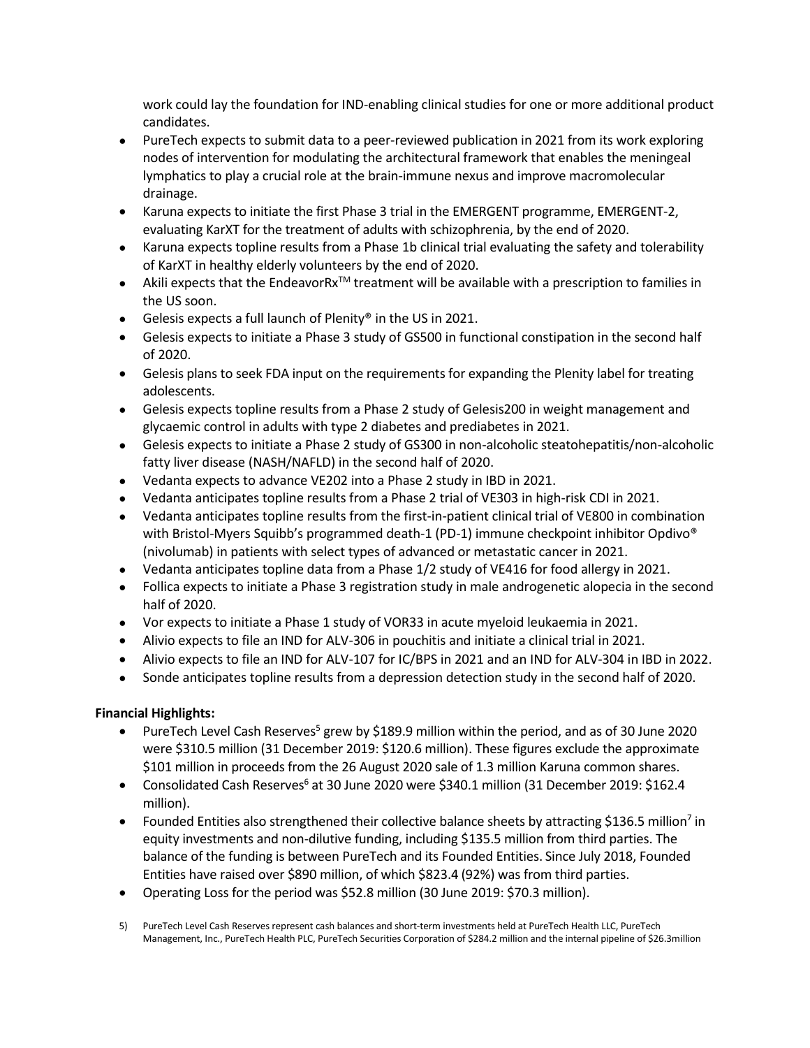work could lay the foundation for IND-enabling clinical studies for one or more additional product candidates.

- PureTech expects to submit data to a peer-reviewed publication in 2021 from its work exploring nodes of intervention for modulating the architectural framework that enables the meningeal lymphatics to play a crucial role at the brain-immune nexus and improve macromolecular drainage.
- Karuna expects to initiate the first Phase 3 trial in the EMERGENT programme, EMERGENT-2, evaluating KarXT for the treatment of adults with schizophrenia, by the end of 2020.
- Karuna expects topline results from a Phase 1b clinical trial evaluating the safety and tolerability of KarXT in healthy elderly volunteers by the end of 2020.
- Akili expects that the EndeavorRx™ treatment will be available with a prescription to families in the US soon.
- Gelesis expects a full launch of Plenity® in the US in 2021.
- Gelesis expects to initiate a Phase 3 study of GS500 in functional constipation in the second half of 2020.
- Gelesis plans to seek FDA input on the requirements for expanding the Plenity label for treating adolescents.
- Gelesis expects topline results from a Phase 2 study of Gelesis200 in weight management and glycaemic control in adults with type 2 diabetes and prediabetes in 2021.
- Gelesis expects to initiate a Phase 2 study of GS300 in non-alcoholic steatohepatitis/non-alcoholic fatty liver disease (NASH/NAFLD) in the second half of 2020.
- Vedanta expects to advance VE202 into a Phase 2 study in IBD in 2021.
- Vedanta anticipates topline results from a Phase 2 trial of VE303 in high-risk CDI in 2021.
- Vedanta anticipates topline results from the first-in-patient clinical trial of VE800 in combination with Bristol-Myers Squibb's programmed death-1 (PD-1) immune checkpoint inhibitor Opdivo® (nivolumab) in patients with select types of advanced or metastatic cancer in 2021.
- Vedanta anticipates topline data from a Phase 1/2 study of VE416 for food allergy in 2021.
- Follica expects to initiate a Phase 3 registration study in male androgenetic alopecia in the second half of 2020.
- Vor expects to initiate a Phase 1 study of VOR33 in acute myeloid leukaemia in 2021.
- Alivio expects to file an IND for ALV-306 in pouchitis and initiate a clinical trial in 2021.
- Alivio expects to file an IND for ALV-107 for IC/BPS in 2021 and an IND for ALV-304 in IBD in 2022.
- Sonde anticipates topline results from a depression detection study in the second half of 2020.

**Financial Highlights:**

- PureTech Level Cash Reserves[5] grew by $189.9 million within the period, and as of 30 June 2020 were $310.5 million (31 December 2019: $120.6 million). These figures exclude the approximate $101 million in proceeds from the 26 August 2020 sale of 1.3 million Karuna common shares.
- Consolidated Cash Reserves[6] at 30 June 2020 were $340.1 million (31 December 2019: $162.4 million).
- Founded Entities also strengthened their collective balance sheets by attracting $136.5 million[7] in equity investments and non-dilutive funding, including $135.5 million from third parties. The balance of the funding is between PureTech and its Founded Entities. Since July 2018, Founded Entities have raised over $890 million, of which $823.4 (92%) was from third parties.
- Operating Loss for the period was $52.8 million (30 June 2019: $70.3 million).

5) PureTech Level Cash Reserves represent cash balances and short-term investments held at PureTech Health LLC, PureTech Management, Inc., PureTech Health PLC, PureTech Securities Corporation of $284.2 million and the internal pipeline of $26.3million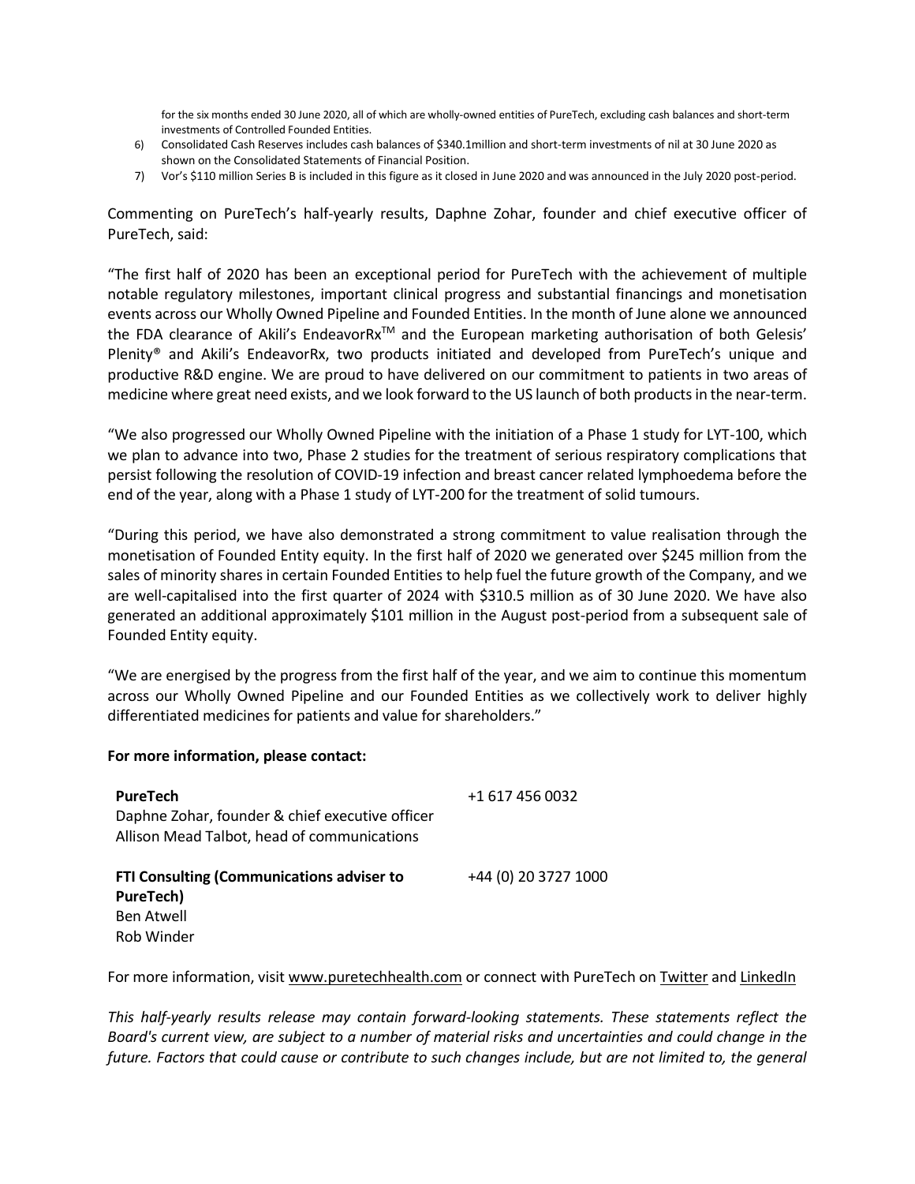for the six months ended 30 June 2020, all of which are wholly-owned entities of PureTech, excluding cash balances and short-term investments of Controlled Founded Entities.

6) Consolidated Cash Reserves includes cash balances of $340.1million and short-term investments of nil at 30 June 2020 as shown on the Consolidated Statements of Financial Position.
7) Vor's $110 million Series B is included in this figure as it closed in June 2020 and was announced in the July 2020 post-period.

Commenting on PureTech's half-yearly results, Daphne Zohar, founder and chief executive officer of PureTech, said:

"The first half of 2020 has been an exceptional period for PureTech with the achievement of multiple notable regulatory milestones, important clinical progress and substantial financings and monetisation events across our Wholly Owned Pipeline and Founded Entities. In the month of June alone we announced the FDA clearance of Akili's EndeavorRx™ and the European marketing authorisation of both Gelesis' Plenity® and Akili's EndeavorRx, two products initiated and developed from PureTech's unique and productive R&D engine. We are proud to have delivered on our commitment to patients in two areas of medicine where great need exists, and we look forward to the US launch of both products in the near-term.

"We also progressed our Wholly Owned Pipeline with the initiation of a Phase 1 study for LYT-100, which we plan to advance into two, Phase 2 studies for the treatment of serious respiratory complications that persist following the resolution of COVID-19 infection and breast cancer related lymphoedema before the end of the year, along with a Phase 1 study of LYT-200 for the treatment of solid tumours.

"During this period, we have also demonstrated a strong commitment to value realisation through the monetisation of Founded Entity equity. In the first half of 2020 we generated over $245 million from the sales of minority shares in certain Founded Entities to help fuel the future growth of the Company, and we are well-capitalised into the first quarter of 2024 with $310.5 million as of 30 June 2020. We have also generated an additional approximately $101 million in the August post-period from a subsequent sale of Founded Entity equity.

"We are energised by the progress from the first half of the year, and we aim to continue this momentum across our Wholly Owned Pipeline and our Founded Entities as we collectively work to deliver highly differentiated medicines for patients and value for shareholders."

**For more information, please contact:**

| | |
|---|---|
| **PureTech**<br>Daphne Zohar, founder & chief executive officer<br>Allison Mead Talbot, head of communications | +1 617 456 0032 |
| **FTI Consulting (Communications adviser to PureTech)**<br>Ben Atwell<br>Rob Winder | +44 (0) 20 3727 1000 |

For more information, visit www.puretechhealth.com or connect with PureTech on Twitter and LinkedIn

*This half-yearly results release may contain forward-looking statements. These statements reflect the Board's current view, are subject to a number of material risks and uncertainties and could change in the future. Factors that could cause or contribute to such changes include, but are not limited to, the general*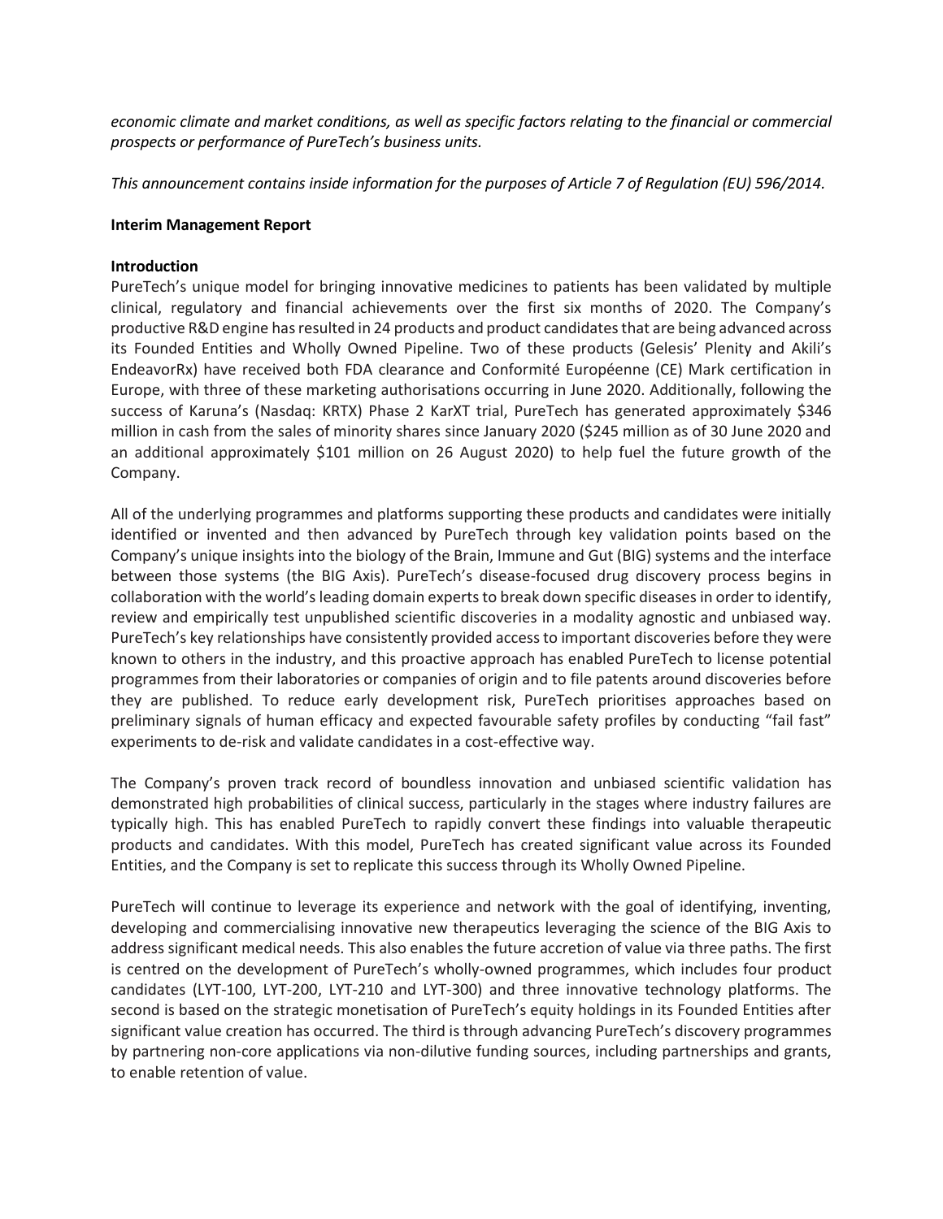*economic climate and market conditions, as well as specific factors relating to the financial or commercial prospects or performance of PureTech's business units.*

*This announcement contains inside information for the purposes of Article 7 of Regulation (EU) 596/2014.*

**Interim Management Report**

**Introduction**

PureTech's unique model for bringing innovative medicines to patients has been validated by multiple clinical, regulatory and financial achievements over the first six months of 2020. The Company's productive R&D engine has resulted in 24 products and product candidates that are being advanced across its Founded Entities and Wholly Owned Pipeline. Two of these products (Gelesis' Plenity and Akili's EndeavorRx) have received both FDA clearance and Conformité Européenne (CE) Mark certification in Europe, with three of these marketing authorisations occurring in June 2020. Additionally, following the success of Karuna's (Nasdaq: KRTX) Phase 2 KarXT trial, PureTech has generated approximately $346 million in cash from the sales of minority shares since January 2020 ($245 million as of 30 June 2020 and an additional approximately $101 million on 26 August 2020) to help fuel the future growth of the Company.

All of the underlying programmes and platforms supporting these products and candidates were initially identified or invented and then advanced by PureTech through key validation points based on the Company's unique insights into the biology of the Brain, Immune and Gut (BIG) systems and the interface between those systems (the BIG Axis). PureTech's disease-focused drug discovery process begins in collaboration with the world's leading domain experts to break down specific diseases in order to identify, review and empirically test unpublished scientific discoveries in a modality agnostic and unbiased way. PureTech's key relationships have consistently provided access to important discoveries before they were known to others in the industry, and this proactive approach has enabled PureTech to license potential programmes from their laboratories or companies of origin and to file patents around discoveries before they are published. To reduce early development risk, PureTech prioritises approaches based on preliminary signals of human efficacy and expected favourable safety profiles by conducting "fail fast" experiments to de-risk and validate candidates in a cost-effective way.

The Company's proven track record of boundless innovation and unbiased scientific validation has demonstrated high probabilities of clinical success, particularly in the stages where industry failures are typically high. This has enabled PureTech to rapidly convert these findings into valuable therapeutic products and candidates. With this model, PureTech has created significant value across its Founded Entities, and the Company is set to replicate this success through its Wholly Owned Pipeline.

PureTech will continue to leverage its experience and network with the goal of identifying, inventing, developing and commercialising innovative new therapeutics leveraging the science of the BIG Axis to address significant medical needs. This also enables the future accretion of value via three paths. The first is centred on the development of PureTech's wholly-owned programmes, which includes four product candidates (LYT-100, LYT-200, LYT-210 and LYT-300) and three innovative technology platforms. The second is based on the strategic monetisation of PureTech's equity holdings in its Founded Entities after significant value creation has occurred. The third is through advancing PureTech's discovery programmes by partnering non-core applications via non-dilutive funding sources, including partnerships and grants, to enable retention of value.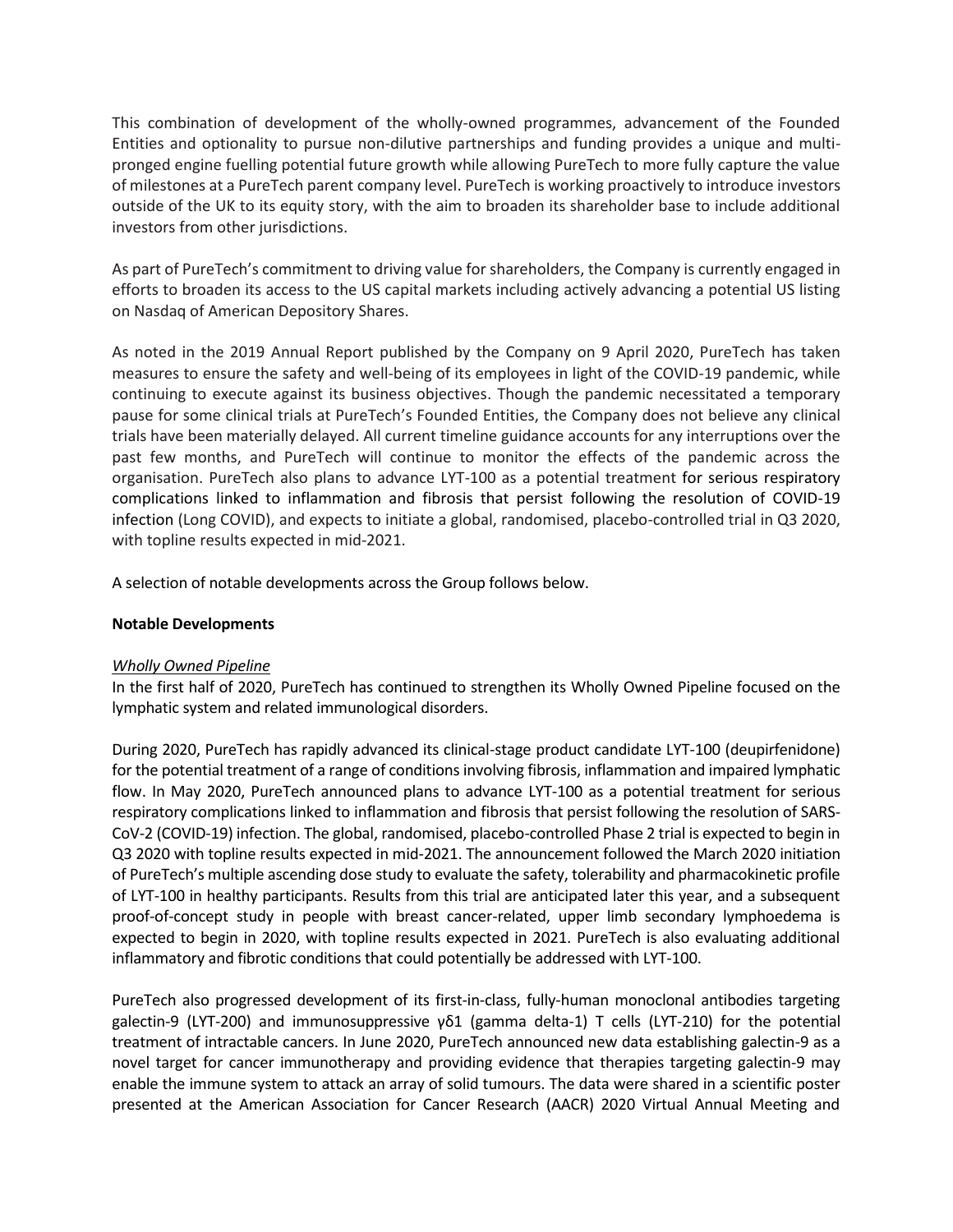This combination of development of the wholly-owned programmes, advancement of the Founded Entities and optionality to pursue non-dilutive partnerships and funding provides a unique and multi-pronged engine fuelling potential future growth while allowing PureTech to more fully capture the value of milestones at a PureTech parent company level. PureTech is working proactively to introduce investors outside of the UK to its equity story, with the aim to broaden its shareholder base to include additional investors from other jurisdictions.

As part of PureTech's commitment to driving value for shareholders, the Company is currently engaged in efforts to broaden its access to the US capital markets including actively advancing a potential US listing on Nasdaq of American Depository Shares.

As noted in the 2019 Annual Report published by the Company on 9 April 2020, PureTech has taken measures to ensure the safety and well-being of its employees in light of the COVID-19 pandemic, while continuing to execute against its business objectives. Though the pandemic necessitated a temporary pause for some clinical trials at PureTech's Founded Entities, the Company does not believe any clinical trials have been materially delayed. All current timeline guidance accounts for any interruptions over the past few months, and PureTech will continue to monitor the effects of the pandemic across the organisation. PureTech also plans to advance LYT-100 as a potential treatment for serious respiratory complications linked to inflammation and fibrosis that persist following the resolution of COVID-19 infection (Long COVID), and expects to initiate a global, randomised, placebo-controlled trial in Q3 2020, with topline results expected in mid-2021.

A selection of notable developments across the Group follows below.

**Notable Developments**

*Wholly Owned Pipeline*

In the first half of 2020, PureTech has continued to strengthen its Wholly Owned Pipeline focused on the lymphatic system and related immunological disorders.

During 2020, PureTech has rapidly advanced its clinical-stage product candidate LYT-100 (deupirfenidone) for the potential treatment of a range of conditions involving fibrosis, inflammation and impaired lymphatic flow. In May 2020, PureTech announced plans to advance LYT-100 as a potential treatment for serious respiratory complications linked to inflammation and fibrosis that persist following the resolution of SARS-CoV-2 (COVID-19) infection. The global, randomised, placebo-controlled Phase 2 trial is expected to begin in Q3 2020 with topline results expected in mid-2021. The announcement followed the March 2020 initiation of PureTech's multiple ascending dose study to evaluate the safety, tolerability and pharmacokinetic profile of LYT-100 in healthy participants. Results from this trial are anticipated later this year, and a subsequent proof-of-concept study in people with breast cancer-related, upper limb secondary lymphoedema is expected to begin in 2020, with topline results expected in 2021. PureTech is also evaluating additional inflammatory and fibrotic conditions that could potentially be addressed with LYT-100.

PureTech also progressed development of its first-in-class, fully-human monoclonal antibodies targeting galectin-9 (LYT-200) and immunosuppressive γδ1 (gamma delta-1) T cells (LYT-210) for the potential treatment of intractable cancers. In June 2020, PureTech announced new data establishing galectin-9 as a novel target for cancer immunotherapy and providing evidence that therapies targeting galectin-9 may enable the immune system to attack an array of solid tumours. The data were shared in a scientific poster presented at the American Association for Cancer Research (AACR) 2020 Virtual Annual Meeting and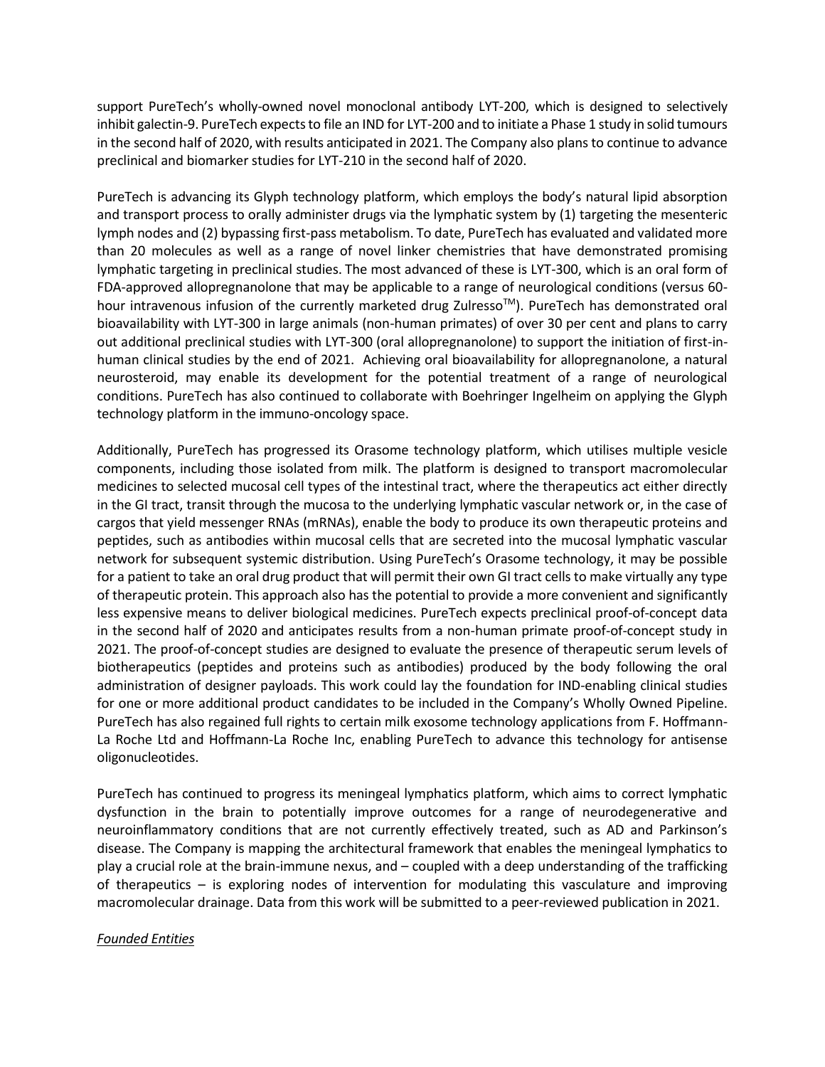support PureTech's wholly-owned novel monoclonal antibody LYT-200, which is designed to selectively inhibit galectin-9. PureTech expects to file an IND for LYT-200 and to initiate a Phase 1 study in solid tumours in the second half of 2020, with results anticipated in 2021. The Company also plans to continue to advance preclinical and biomarker studies for LYT-210 in the second half of 2020.

PureTech is advancing its Glyph technology platform, which employs the body's natural lipid absorption and transport process to orally administer drugs via the lymphatic system by (1) targeting the mesenteric lymph nodes and (2) bypassing first-pass metabolism. To date, PureTech has evaluated and validated more than 20 molecules as well as a range of novel linker chemistries that have demonstrated promising lymphatic targeting in preclinical studies. The most advanced of these is LYT-300, which is an oral form of FDA-approved allopregnanolone that may be applicable to a range of neurological conditions (versus 60-hour intravenous infusion of the currently marketed drug Zulresso™). PureTech has demonstrated oral bioavailability with LYT-300 in large animals (non-human primates) of over 30 per cent and plans to carry out additional preclinical studies with LYT-300 (oral allopregnanolone) to support the initiation of first-in-human clinical studies by the end of 2021. Achieving oral bioavailability for allopregnanolone, a natural neurosteroid, may enable its development for the potential treatment of a range of neurological conditions. PureTech has also continued to collaborate with Boehringer Ingelheim on applying the Glyph technology platform in the immuno-oncology space.

Additionally, PureTech has progressed its Orasome technology platform, which utilises multiple vesicle components, including those isolated from milk. The platform is designed to transport macromolecular medicines to selected mucosal cell types of the intestinal tract, where the therapeutics act either directly in the GI tract, transit through the mucosa to the underlying lymphatic vascular network or, in the case of cargos that yield messenger RNAs (mRNAs), enable the body to produce its own therapeutic proteins and peptides, such as antibodies within mucosal cells that are secreted into the mucosal lymphatic vascular network for subsequent systemic distribution. Using PureTech's Orasome technology, it may be possible for a patient to take an oral drug product that will permit their own GI tract cells to make virtually any type of therapeutic protein. This approach also has the potential to provide a more convenient and significantly less expensive means to deliver biological medicines. PureTech expects preclinical proof-of-concept data in the second half of 2020 and anticipates results from a non-human primate proof-of-concept study in 2021. The proof-of-concept studies are designed to evaluate the presence of therapeutic serum levels of biotherapeutics (peptides and proteins such as antibodies) produced by the body following the oral administration of designer payloads. This work could lay the foundation for IND-enabling clinical studies for one or more additional product candidates to be included in the Company's Wholly Owned Pipeline. PureTech has also regained full rights to certain milk exosome technology applications from F. Hoffmann-La Roche Ltd and Hoffmann-La Roche Inc, enabling PureTech to advance this technology for antisense oligonucleotides.

PureTech has continued to progress its meningeal lymphatics platform, which aims to correct lymphatic dysfunction in the brain to potentially improve outcomes for a range of neurodegenerative and neuroinflammatory conditions that are not currently effectively treated, such as AD and Parkinson's disease. The Company is mapping the architectural framework that enables the meningeal lymphatics to play a crucial role at the brain-immune nexus, and – coupled with a deep understanding of the trafficking of therapeutics – is exploring nodes of intervention for modulating this vasculature and improving macromolecular drainage. Data from this work will be submitted to a peer-reviewed publication in 2021.

*Founded Entities*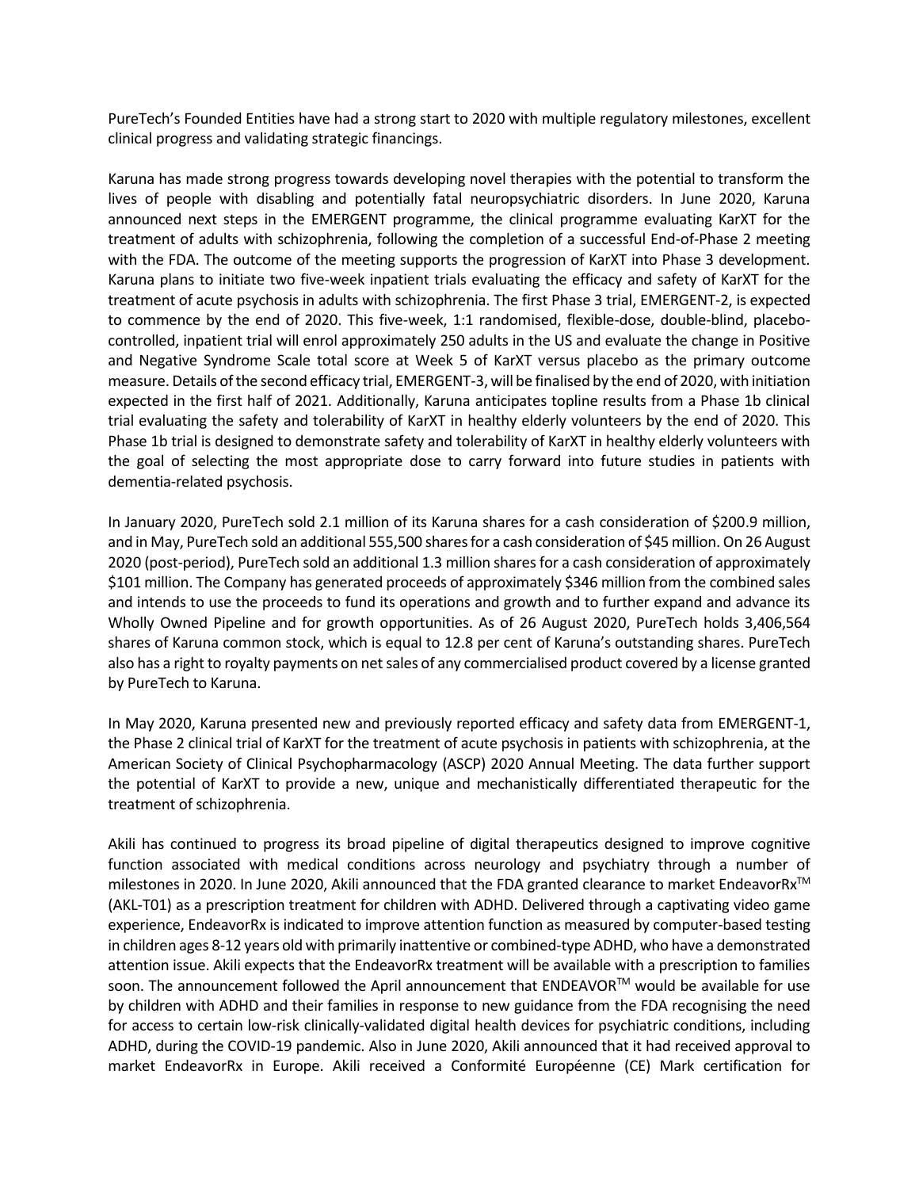PureTech's Founded Entities have had a strong start to 2020 with multiple regulatory milestones, excellent clinical progress and validating strategic financings.

Karuna has made strong progress towards developing novel therapies with the potential to transform the lives of people with disabling and potentially fatal neuropsychiatric disorders. In June 2020, Karuna announced next steps in the EMERGENT programme, the clinical programme evaluating KarXT for the treatment of adults with schizophrenia, following the completion of a successful End-of-Phase 2 meeting with the FDA. The outcome of the meeting supports the progression of KarXT into Phase 3 development. Karuna plans to initiate two five-week inpatient trials evaluating the efficacy and safety of KarXT for the treatment of acute psychosis in adults with schizophrenia. The first Phase 3 trial, EMERGENT-2, is expected to commence by the end of 2020. This five-week, 1:1 randomised, flexible-dose, double-blind, placebo-controlled, inpatient trial will enrol approximately 250 adults in the US and evaluate the change in Positive and Negative Syndrome Scale total score at Week 5 of KarXT versus placebo as the primary outcome measure. Details of the second efficacy trial, EMERGENT-3, will be finalised by the end of 2020, with initiation expected in the first half of 2021. Additionally, Karuna anticipates topline results from a Phase 1b clinical trial evaluating the safety and tolerability of KarXT in healthy elderly volunteers by the end of 2020. This Phase 1b trial is designed to demonstrate safety and tolerability of KarXT in healthy elderly volunteers with the goal of selecting the most appropriate dose to carry forward into future studies in patients with dementia-related psychosis.

In January 2020, PureTech sold 2.1 million of its Karuna shares for a cash consideration of $200.9 million, and in May, PureTech sold an additional 555,500 shares for a cash consideration of $45 million. On 26 August 2020 (post-period), PureTech sold an additional 1.3 million shares for a cash consideration of approximately $101 million. The Company has generated proceeds of approximately $346 million from the combined sales and intends to use the proceeds to fund its operations and growth and to further expand and advance its Wholly Owned Pipeline and for growth opportunities. As of 26 August 2020, PureTech holds 3,406,564 shares of Karuna common stock, which is equal to 12.8 per cent of Karuna's outstanding shares. PureTech also has a right to royalty payments on net sales of any commercialised product covered by a license granted by PureTech to Karuna.

In May 2020, Karuna presented new and previously reported efficacy and safety data from EMERGENT-1, the Phase 2 clinical trial of KarXT for the treatment of acute psychosis in patients with schizophrenia, at the American Society of Clinical Psychopharmacology (ASCP) 2020 Annual Meeting. The data further support the potential of KarXT to provide a new, unique and mechanistically differentiated therapeutic for the treatment of schizophrenia.

Akili has continued to progress its broad pipeline of digital therapeutics designed to improve cognitive function associated with medical conditions across neurology and psychiatry through a number of milestones in 2020. In June 2020, Akili announced that the FDA granted clearance to market EndeavorRx™ (AKL-T01) as a prescription treatment for children with ADHD. Delivered through a captivating video game experience, EndeavorRx is indicated to improve attention function as measured by computer-based testing in children ages 8-12 years old with primarily inattentive or combined-type ADHD, who have a demonstrated attention issue. Akili expects that the EndeavorRx treatment will be available with a prescription to families soon. The announcement followed the April announcement that ENDEAVOR™ would be available for use by children with ADHD and their families in response to new guidance from the FDA recognising the need for access to certain low-risk clinically-validated digital health devices for psychiatric conditions, including ADHD, during the COVID-19 pandemic. Also in June 2020, Akili announced that it had received approval to market EndeavorRx in Europe. Akili received a Conformité Européenne (CE) Mark certification for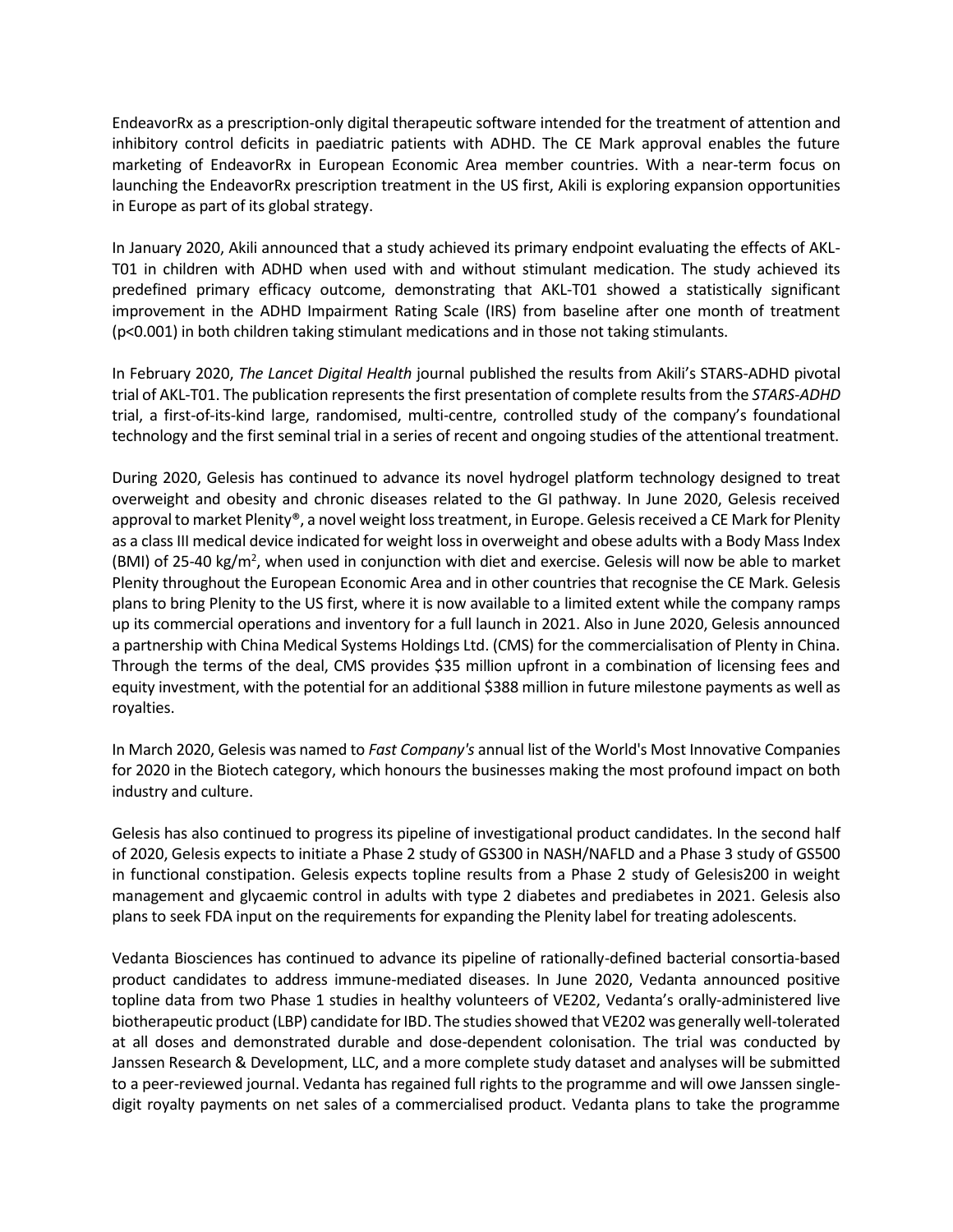EndeavorRx as a prescription-only digital therapeutic software intended for the treatment of attention and inhibitory control deficits in paediatric patients with ADHD. The CE Mark approval enables the future marketing of EndeavorRx in European Economic Area member countries. With a near-term focus on launching the EndeavorRx prescription treatment in the US first, Akili is exploring expansion opportunities in Europe as part of its global strategy.

In January 2020, Akili announced that a study achieved its primary endpoint evaluating the effects of AKL-T01 in children with ADHD when used with and without stimulant medication. The study achieved its predefined primary efficacy outcome, demonstrating that AKL-T01 showed a statistically significant improvement in the ADHD Impairment Rating Scale (IRS) from baseline after one month of treatment ($p<0.001$) in both children taking stimulant medications and in those not taking stimulants.

In February 2020, *The Lancet Digital Health* journal published the results from Akili's STARS-ADHD pivotal trial of AKL-T01. The publication represents the first presentation of complete results from the *STARS-ADHD* trial, a first-of-its-kind large, randomised, multi-centre, controlled study of the company's foundational technology and the first seminal trial in a series of recent and ongoing studies of the attentional treatment.

During 2020, Gelesis has continued to advance its novel hydrogel platform technology designed to treat overweight and obesity and chronic diseases related to the GI pathway. In June 2020, Gelesis received approval to market Plenity®, a novel weight loss treatment, in Europe. Gelesis received a CE Mark for Plenity as a class III medical device indicated for weight loss in overweight and obese adults with a Body Mass Index (BMI) of 25-40 kg/m$^2$, when used in conjunction with diet and exercise. Gelesis will now be able to market Plenity throughout the European Economic Area and in other countries that recognise the CE Mark. Gelesis plans to bring Plenity to the US first, where it is now available to a limited extent while the company ramps up its commercial operations and inventory for a full launch in 2021. Also in June 2020, Gelesis announced a partnership with China Medical Systems Holdings Ltd. (CMS) for the commercialisation of Plenty in China. Through the terms of the deal, CMS provides $35 million upfront in a combination of licensing fees and equity investment, with the potential for an additional $388 million in future milestone payments as well as royalties.

In March 2020, Gelesis was named to *Fast Company's* annual list of the World's Most Innovative Companies for 2020 in the Biotech category, which honours the businesses making the most profound impact on both industry and culture.

Gelesis has also continued to progress its pipeline of investigational product candidates. In the second half of 2020, Gelesis expects to initiate a Phase 2 study of GS300 in NASH/NAFLD and a Phase 3 study of GS500 in functional constipation. Gelesis expects topline results from a Phase 2 study of Gelesis200 in weight management and glycaemic control in adults with type 2 diabetes and prediabetes in 2021. Gelesis also plans to seek FDA input on the requirements for expanding the Plenity label for treating adolescents.

Vedanta Biosciences has continued to advance its pipeline of rationally-defined bacterial consortia-based product candidates to address immune-mediated diseases. In June 2020, Vedanta announced positive topline data from two Phase 1 studies in healthy volunteers of VE202, Vedanta's orally-administered live biotherapeutic product (LBP) candidate for IBD. The studies showed that VE202 was generally well-tolerated at all doses and demonstrated durable and dose-dependent colonisation. The trial was conducted by Janssen Research & Development, LLC, and a more complete study dataset and analyses will be submitted to a peer-reviewed journal. Vedanta has regained full rights to the programme and will owe Janssen single-digit royalty payments on net sales of a commercialised product. Vedanta plans to take the programme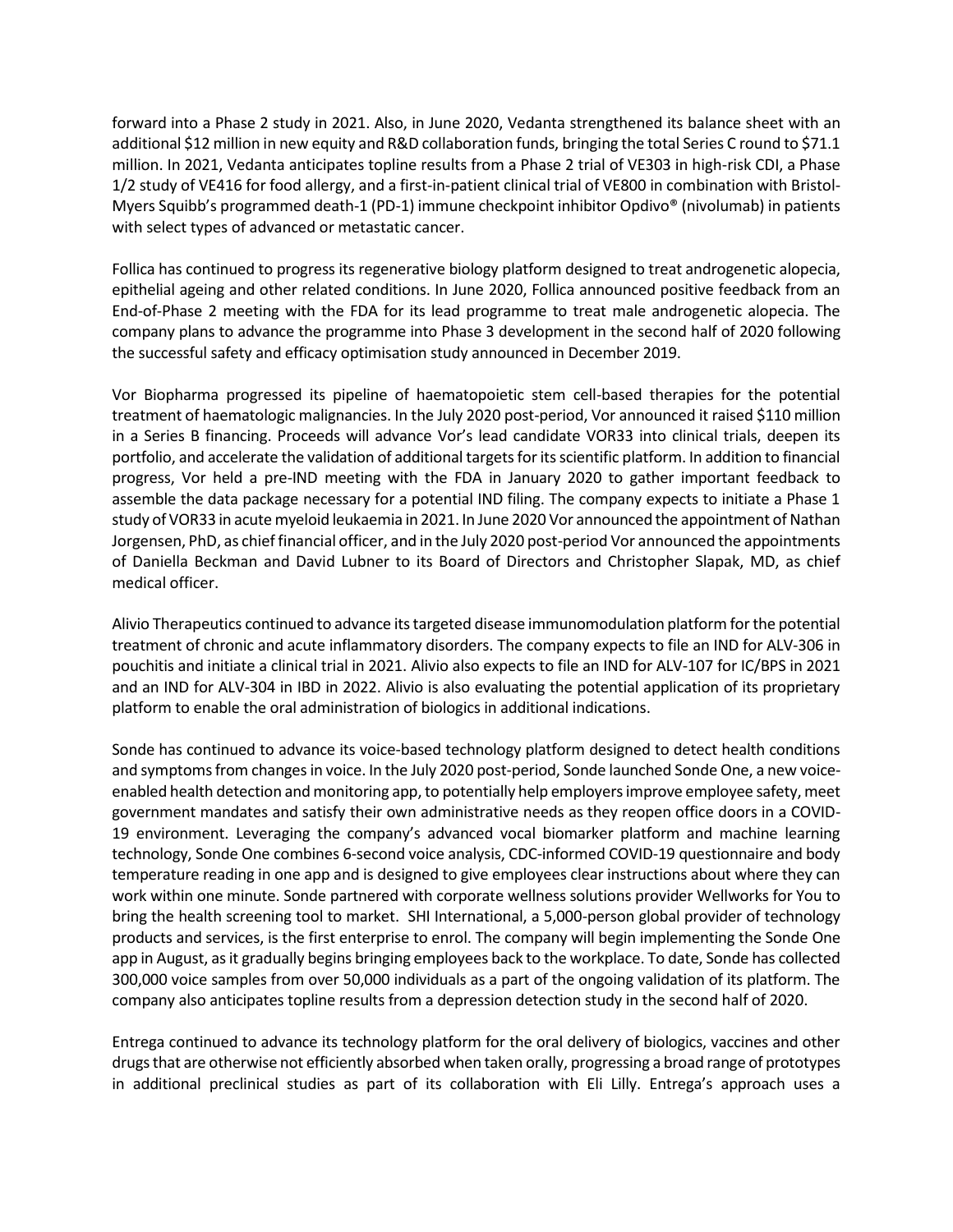forward into a Phase 2 study in 2021. Also, in June 2020, Vedanta strengthened its balance sheet with an additional $12 million in new equity and R&D collaboration funds, bringing the total Series C round to $71.1 million. In 2021, Vedanta anticipates topline results from a Phase 2 trial of VE303 in high-risk CDI, a Phase 1/2 study of VE416 for food allergy, and a first-in-patient clinical trial of VE800 in combination with Bristol-Myers Squibb's programmed death-1 (PD-1) immune checkpoint inhibitor Opdivo® (nivolumab) in patients with select types of advanced or metastatic cancer.

Follica has continued to progress its regenerative biology platform designed to treat androgenetic alopecia, epithelial ageing and other related conditions. In June 2020, Follica announced positive feedback from an End-of-Phase 2 meeting with the FDA for its lead programme to treat male androgenetic alopecia. The company plans to advance the programme into Phase 3 development in the second half of 2020 following the successful safety and efficacy optimisation study announced in December 2019.

Vor Biopharma progressed its pipeline of haematopoietic stem cell-based therapies for the potential treatment of haematologic malignancies. In the July 2020 post-period, Vor announced it raised $110 million in a Series B financing. Proceeds will advance Vor's lead candidate VOR33 into clinical trials, deepen its portfolio, and accelerate the validation of additional targets for its scientific platform. In addition to financial progress, Vor held a pre-IND meeting with the FDA in January 2020 to gather important feedback to assemble the data package necessary for a potential IND filing. The company expects to initiate a Phase 1 study of VOR33 in acute myeloid leukaemia in 2021. In June 2020 Vor announced the appointment of Nathan Jorgensen, PhD, as chief financial officer, and in the July 2020 post-period Vor announced the appointments of Daniella Beckman and David Lubner to its Board of Directors and Christopher Slapak, MD, as chief medical officer.

Alivio Therapeutics continued to advance its targeted disease immunomodulation platform for the potential treatment of chronic and acute inflammatory disorders. The company expects to file an IND for ALV-306 in pouchitis and initiate a clinical trial in 2021. Alivio also expects to file an IND for ALV-107 for IC/BPS in 2021 and an IND for ALV-304 in IBD in 2022. Alivio is also evaluating the potential application of its proprietary platform to enable the oral administration of biologics in additional indications.

Sonde has continued to advance its voice-based technology platform designed to detect health conditions and symptoms from changes in voice. In the July 2020 post-period, Sonde launched Sonde One, a new voice-enabled health detection and monitoring app, to potentially help employers improve employee safety, meet government mandates and satisfy their own administrative needs as they reopen office doors in a COVID-19 environment. Leveraging the company's advanced vocal biomarker platform and machine learning technology, Sonde One combines 6-second voice analysis, CDC-informed COVID-19 questionnaire and body temperature reading in one app and is designed to give employees clear instructions about where they can work within one minute. Sonde partnered with corporate wellness solutions provider Wellworks for You to bring the health screening tool to market. SHI International, a 5,000-person global provider of technology products and services, is the first enterprise to enrol. The company will begin implementing the Sonde One app in August, as it gradually begins bringing employees back to the workplace. To date, Sonde has collected 300,000 voice samples from over 50,000 individuals as a part of the ongoing validation of its platform. The company also anticipates topline results from a depression detection study in the second half of 2020.

Entrega continued to advance its technology platform for the oral delivery of biologics, vaccines and other drugs that are otherwise not efficiently absorbed when taken orally, progressing a broad range of prototypes in additional preclinical studies as part of its collaboration with Eli Lilly. Entrega's approach uses a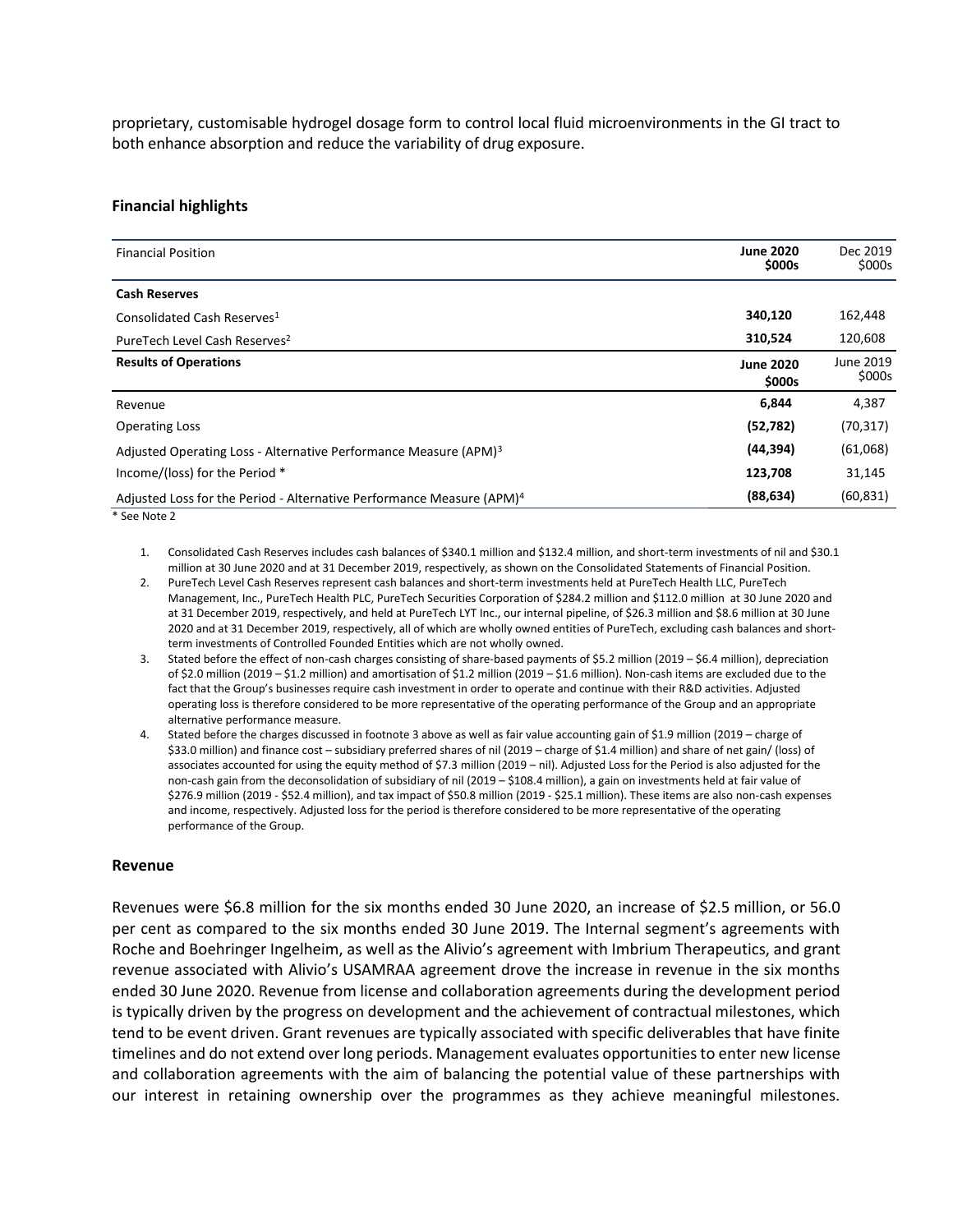proprietary, customisable hydrogel dosage form to control local fluid microenvironments in the GI tract to both enhance absorption and reduce the variability of drug exposure.

### Financial highlights

| Financial Position | **June 2020 $000s** | Dec 2019 $000s |
|---|---|---|
| **Cash Reserves** | | |
| Consolidated Cash Reserves[1] | **340,120** | 162,448 |
| PureTech Level Cash Reserves[2] | **310,524** | 120,608 |
| **Results of Operations** | **June 2020 $000s** | June 2019 $000s |
| Revenue | **6,844** | 4,387 |
| Operating Loss | **(52,782)** | (70,317) |
| Adjusted Operating Loss - Alternative Performance Measure (APM)[3] | **(44,394)** | (61,068) |
| Income/(loss) for the Period * | **123,708** | 31,145 |
| Adjusted Loss for the Period - Alternative Performance Measure (APM)[4] | **(88,634)** | (60,831) |

* See Note 2

1. Consolidated Cash Reserves includes cash balances of $340.1 million and $132.4 million, and short-term investments of nil and $30.1 million at 30 June 2020 and at 31 December 2019, respectively, as shown on the Consolidated Statements of Financial Position.
2. PureTech Level Cash Reserves represent cash balances and short-term investments held at PureTech Health LLC, PureTech Management, Inc., PureTech Health PLC, PureTech Securities Corporation of $284.2 million and $112.0 million at 30 June 2020 and at 31 December 2019, respectively, and held at PureTech LYT Inc., our internal pipeline, of $26.3 million and $8.6 million at 30 June 2020 and at 31 December 2019, respectively, all of which are wholly owned entities of PureTech, excluding cash balances and short-term investments of Controlled Founded Entities which are not wholly owned.
3. Stated before the effect of non-cash charges consisting of share-based payments of $5.2 million (2019 – $6.4 million), depreciation of $2.0 million (2019 – $1.2 million) and amortisation of $1.2 million (2019 – $1.6 million). Non-cash items are excluded due to the fact that the Group's businesses require cash investment in order to operate and continue with their R&D activities. Adjusted operating loss is therefore considered to be more representative of the operating performance of the Group and an appropriate alternative performance measure.
4. Stated before the charges discussed in footnote 3 above as well as fair value accounting gain of $1.9 million (2019 – charge of $33.0 million) and finance cost – subsidiary preferred shares of nil (2019 – charge of $1.4 million) and share of net gain/ (loss) of associates accounted for using the equity method of $7.3 million (2019 – nil). Adjusted Loss for the Period is also adjusted for the non-cash gain from the deconsolidation of subsidiary of nil (2019 – $108.4 million), a gain on investments held at fair value of $276.9 million (2019 - $52.4 million), and tax impact of $50.8 million (2019 - $25.1 million). These items are also non-cash expenses and income, respectively. Adjusted loss for the period is therefore considered to be more representative of the operating performance of the Group.

### Revenue

Revenues were $6.8 million for the six months ended 30 June 2020, an increase of $2.5 million, or 56.0 per cent as compared to the six months ended 30 June 2019. The Internal segment's agreements with Roche and Boehringer Ingelheim, as well as the Alivio's agreement with Imbrium Therapeutics, and grant revenue associated with Alivio's USAMRAA agreement drove the increase in revenue in the six months ended 30 June 2020. Revenue from license and collaboration agreements during the development period is typically driven by the progress on development and the achievement of contractual milestones, which tend to be event driven. Grant revenues are typically associated with specific deliverables that have finite timelines and do not extend over long periods. Management evaluates opportunities to enter new license and collaboration agreements with the aim of balancing the potential value of these partnerships with our interest in retaining ownership over the programmes as they achieve meaningful milestones.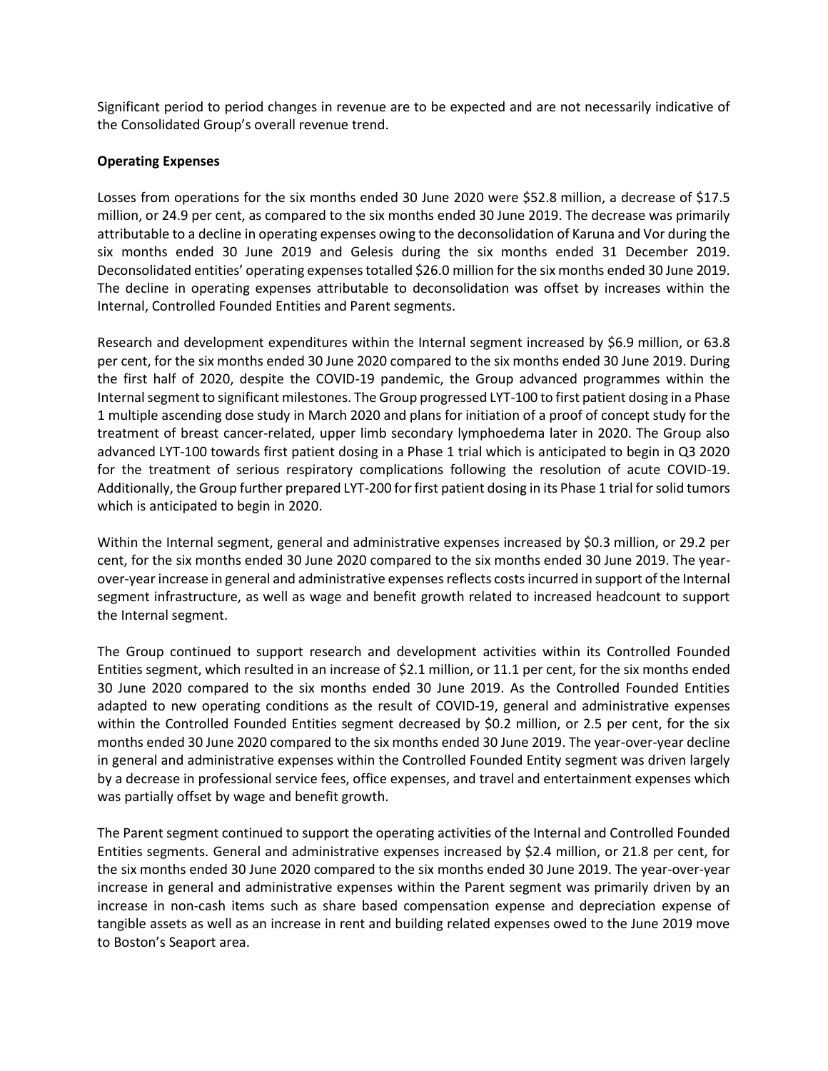Significant period to period changes in revenue are to be expected and are not necessarily indicative of the Consolidated Group's overall revenue trend.

**Operating Expenses**

Losses from operations for the six months ended 30 June 2020 were $52.8 million, a decrease of $17.5 million, or 24.9 per cent, as compared to the six months ended 30 June 2019. The decrease was primarily attributable to a decline in operating expenses owing to the deconsolidation of Karuna and Vor during the six months ended 30 June 2019 and Gelesis during the six months ended 31 December 2019. Deconsolidated entities' operating expenses totalled $26.0 million for the six months ended 30 June 2019. The decline in operating expenses attributable to deconsolidation was offset by increases within the Internal, Controlled Founded Entities and Parent segments.

Research and development expenditures within the Internal segment increased by $6.9 million, or 63.8 per cent, for the six months ended 30 June 2020 compared to the six months ended 30 June 2019. During the first half of 2020, despite the COVID-19 pandemic, the Group advanced programmes within the Internal segment to significant milestones. The Group progressed LYT-100 to first patient dosing in a Phase 1 multiple ascending dose study in March 2020 and plans for initiation of a proof of concept study for the treatment of breast cancer-related, upper limb secondary lymphoedema later in 2020. The Group also advanced LYT-100 towards first patient dosing in a Phase 1 trial which is anticipated to begin in Q3 2020 for the treatment of serious respiratory complications following the resolution of acute COVID-19. Additionally, the Group further prepared LYT-200 for first patient dosing in its Phase 1 trial for solid tumors which is anticipated to begin in 2020.

Within the Internal segment, general and administrative expenses increased by $0.3 million, or 29.2 per cent, for the six months ended 30 June 2020 compared to the six months ended 30 June 2019. The year-over-year increase in general and administrative expenses reflects costs incurred in support of the Internal segment infrastructure, as well as wage and benefit growth related to increased headcount to support the Internal segment.

The Group continued to support research and development activities within its Controlled Founded Entities segment, which resulted in an increase of $2.1 million, or 11.1 per cent, for the six months ended 30 June 2020 compared to the six months ended 30 June 2019. As the Controlled Founded Entities adapted to new operating conditions as the result of COVID-19, general and administrative expenses within the Controlled Founded Entities segment decreased by $0.2 million, or 2.5 per cent, for the six months ended 30 June 2020 compared to the six months ended 30 June 2019. The year-over-year decline in general and administrative expenses within the Controlled Founded Entity segment was driven largely by a decrease in professional service fees, office expenses, and travel and entertainment expenses which was partially offset by wage and benefit growth.

The Parent segment continued to support the operating activities of the Internal and Controlled Founded Entities segments. General and administrative expenses increased by $2.4 million, or 21.8 per cent, for the six months ended 30 June 2020 compared to the six months ended 30 June 2019. The year-over-year increase in general and administrative expenses within the Parent segment was primarily driven by an increase in non-cash items such as share based compensation expense and depreciation expense of tangible assets as well as an increase in rent and building related expenses owed to the June 2019 move to Boston's Seaport area.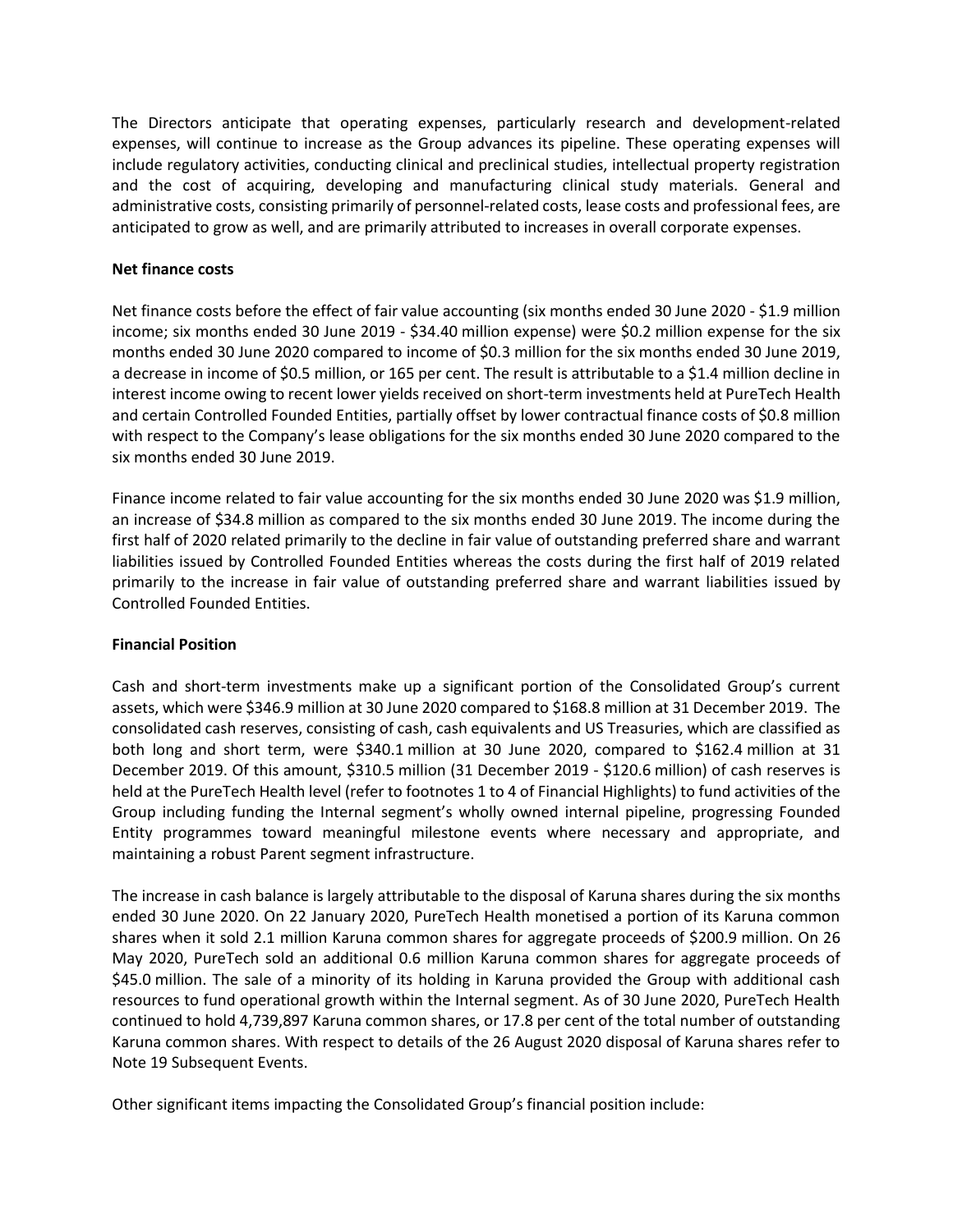The Directors anticipate that operating expenses, particularly research and development-related expenses, will continue to increase as the Group advances its pipeline. These operating expenses will include regulatory activities, conducting clinical and preclinical studies, intellectual property registration and the cost of acquiring, developing and manufacturing clinical study materials. General and administrative costs, consisting primarily of personnel-related costs, lease costs and professional fees, are anticipated to grow as well, and are primarily attributed to increases in overall corporate expenses.

**Net finance costs**

Net finance costs before the effect of fair value accounting (six months ended 30 June 2020 - $1.9 million income; six months ended 30 June 2019 - $34.40 million expense) were $0.2 million expense for the six months ended 30 June 2020 compared to income of $0.3 million for the six months ended 30 June 2019, a decrease in income of $0.5 million, or 165 per cent. The result is attributable to a $1.4 million decline in interest income owing to recent lower yields received on short-term investments held at PureTech Health and certain Controlled Founded Entities, partially offset by lower contractual finance costs of $0.8 million with respect to the Company's lease obligations for the six months ended 30 June 2020 compared to the six months ended 30 June 2019.

Finance income related to fair value accounting for the six months ended 30 June 2020 was $1.9 million, an increase of $34.8 million as compared to the six months ended 30 June 2019. The income during the first half of 2020 related primarily to the decline in fair value of outstanding preferred share and warrant liabilities issued by Controlled Founded Entities whereas the costs during the first half of 2019 related primarily to the increase in fair value of outstanding preferred share and warrant liabilities issued by Controlled Founded Entities.

**Financial Position**

Cash and short-term investments make up a significant portion of the Consolidated Group's current assets, which were $346.9 million at 30 June 2020 compared to $168.8 million at 31 December 2019. The consolidated cash reserves, consisting of cash, cash equivalents and US Treasuries, which are classified as both long and short term, were $340.1 million at 30 June 2020, compared to $162.4 million at 31 December 2019. Of this amount, $310.5 million (31 December 2019 - $120.6 million) of cash reserves is held at the PureTech Health level (refer to footnotes 1 to 4 of Financial Highlights) to fund activities of the Group including funding the Internal segment's wholly owned internal pipeline, progressing Founded Entity programmes toward meaningful milestone events where necessary and appropriate, and maintaining a robust Parent segment infrastructure.

The increase in cash balance is largely attributable to the disposal of Karuna shares during the six months ended 30 June 2020. On 22 January 2020, PureTech Health monetised a portion of its Karuna common shares when it sold 2.1 million Karuna common shares for aggregate proceeds of $200.9 million. On 26 May 2020, PureTech sold an additional 0.6 million Karuna common shares for aggregate proceeds of $45.0 million. The sale of a minority of its holding in Karuna provided the Group with additional cash resources to fund operational growth within the Internal segment. As of 30 June 2020, PureTech Health continued to hold 4,739,897 Karuna common shares, or 17.8 per cent of the total number of outstanding Karuna common shares. With respect to details of the 26 August 2020 disposal of Karuna shares refer to Note 19 Subsequent Events.

Other significant items impacting the Consolidated Group's financial position include: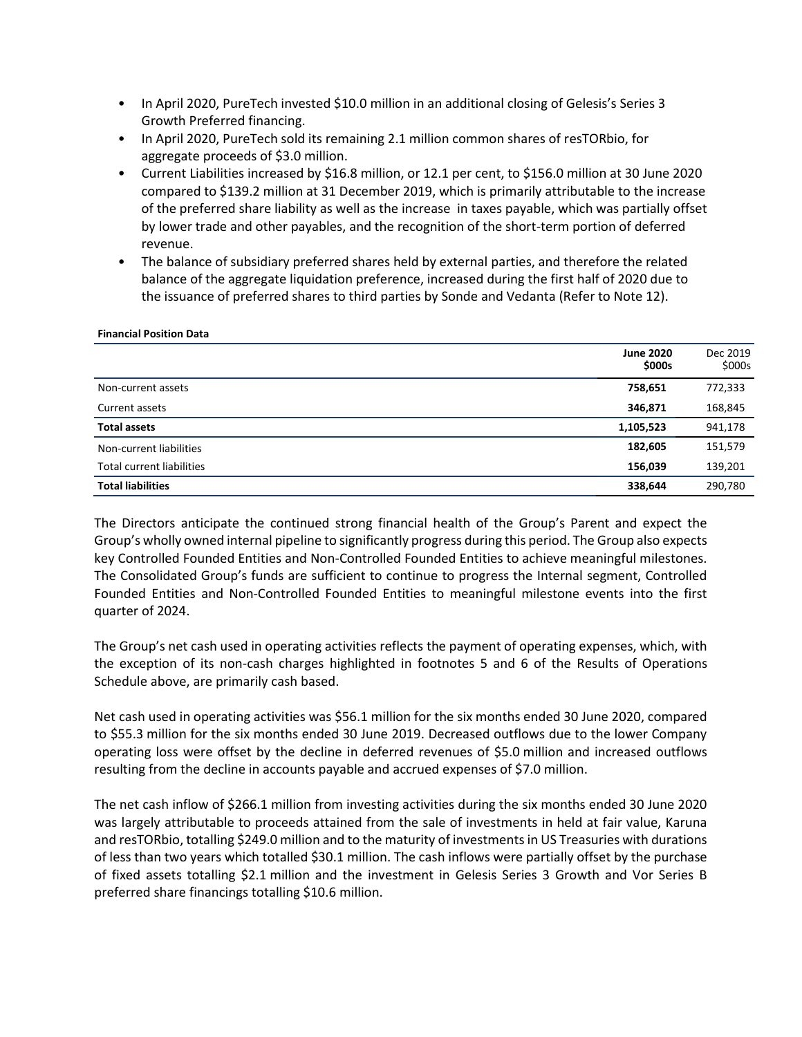- In April 2020, PureTech invested $10.0 million in an additional closing of Gelesis's Series 3 Growth Preferred financing.
- In April 2020, PureTech sold its remaining 2.1 million common shares of resTORbio, for aggregate proceeds of $3.0 million.
- Current Liabilities increased by $16.8 million, or 12.1 per cent, to $156.0 million at 30 June 2020 compared to $139.2 million at 31 December 2019, which is primarily attributable to the increase of the preferred share liability as well as the increase in taxes payable, which was partially offset by lower trade and other payables, and the recognition of the short-term portion of deferred revenue.
- The balance of subsidiary preferred shares held by external parties, and therefore the related balance of the aggregate liquidation preference, increased during the first half of 2020 due to the issuance of preferred shares to third parties by Sonde and Vedanta (Refer to Note 12).

**Financial Position Data**

| | **June 2020 $000s** | Dec 2019 $000s |
|---|---|---|
| Non-current assets | **758,651** | 772,333 |
| Current assets | **346,871** | 168,845 |
| **Total assets** | **1,105,523** | 941,178 |
| Non-current liabilities | **182,605** | 151,579 |
| Total current liabilities | **156,039** | 139,201 |
| **Total liabilities** | **338,644** | 290,780 |

The Directors anticipate the continued strong financial health of the Group's Parent and expect the Group's wholly owned internal pipeline to significantly progress during this period. The Group also expects key Controlled Founded Entities and Non-Controlled Founded Entities to achieve meaningful milestones. The Consolidated Group's funds are sufficient to continue to progress the Internal segment, Controlled Founded Entities and Non-Controlled Founded Entities to meaningful milestone events into the first quarter of 2024.

The Group's net cash used in operating activities reflects the payment of operating expenses, which, with the exception of its non-cash charges highlighted in footnotes 5 and 6 of the Results of Operations Schedule above, are primarily cash based.

Net cash used in operating activities was $56.1 million for the six months ended 30 June 2020, compared to $55.3 million for the six months ended 30 June 2019. Decreased outflows due to the lower Company operating loss were offset by the decline in deferred revenues of $5.0 million and increased outflows resulting from the decline in accounts payable and accrued expenses of $7.0 million.

The net cash inflow of $266.1 million from investing activities during the six months ended 30 June 2020 was largely attributable to proceeds attained from the sale of investments in held at fair value, Karuna and resTORbio, totalling $249.0 million and to the maturity of investments in US Treasuries with durations of less than two years which totalled $30.1 million. The cash inflows were partially offset by the purchase of fixed assets totalling $2.1 million and the investment in Gelesis Series 3 Growth and Vor Series B preferred share financings totalling $10.6 million.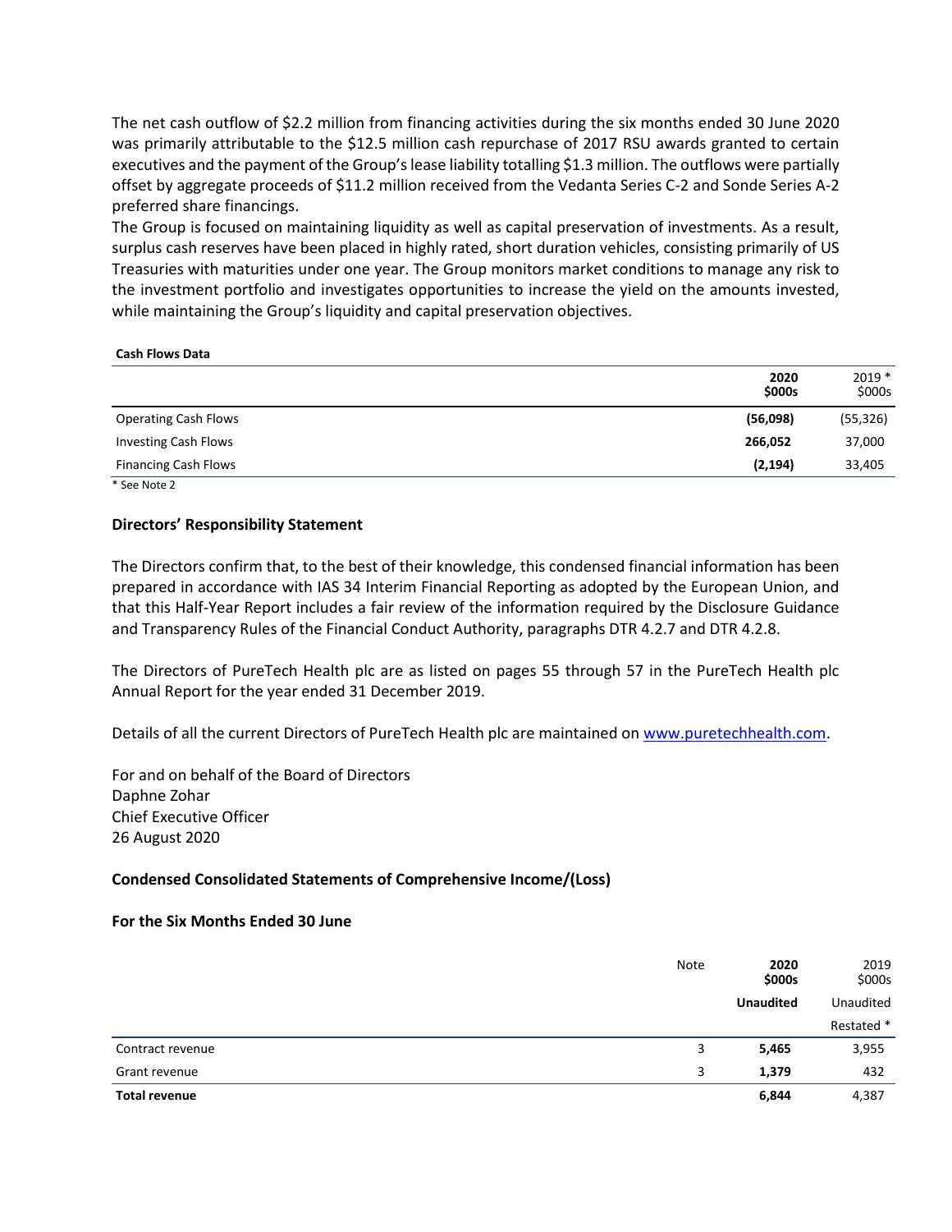The net cash outflow of $2.2 million from financing activities during the six months ended 30 June 2020 was primarily attributable to the $12.5 million cash repurchase of 2017 RSU awards granted to certain executives and the payment of the Group's lease liability totalling $1.3 million. The outflows were partially offset by aggregate proceeds of $11.2 million received from the Vedanta Series C-2 and Sonde Series A-2 preferred share financings.

The Group is focused on maintaining liquidity as well as capital preservation of investments. As a result, surplus cash reserves have been placed in highly rated, short duration vehicles, consisting primarily of US Treasuries with maturities under one year. The Group monitors market conditions to manage any risk to the investment portfolio and investigates opportunities to increase the yield on the amounts invested, while maintaining the Group's liquidity and capital preservation objectives.

**Cash Flows Data**

| | **2020 $000s** | 2019 * $000s |
|---|---|---|
| Operating Cash Flows | **(56,098)** | (55,326) |
| Investing Cash Flows | **266,052** | 37,000 |
| Financing Cash Flows | **(2,194)** | 33,405 |

* See Note 2

### Directors' Responsibility Statement

The Directors confirm that, to the best of their knowledge, this condensed financial information has been prepared in accordance with IAS 34 Interim Financial Reporting as adopted by the European Union, and that this Half-Year Report includes a fair review of the information required by the Disclosure Guidance and Transparency Rules of the Financial Conduct Authority, paragraphs DTR 4.2.7 and DTR 4.2.8.

The Directors of PureTech Health plc are as listed on pages 55 through 57 in the PureTech Health plc Annual Report for the year ended 31 December 2019.

Details of all the current Directors of PureTech Health plc are maintained on [www.puretechhealth.com](www.puretechhealth.com).

For and on behalf of the Board of Directors
Daphne Zohar
Chief Executive Officer
26 August 2020

### Condensed Consolidated Statements of Comprehensive Income/(Loss)

### For the Six Months Ended 30 June

| | Note | **2020 $000s** | 2019 $000s |
|---|---|---|---|
| | | **Unaudited** | Unaudited |
| | | | Restated * |
| Contract revenue | 3 | **5,465** | 3,955 |
| Grant revenue | 3 | **1,379** | 432 |
| **Total revenue** | | **6,844** | 4,387 |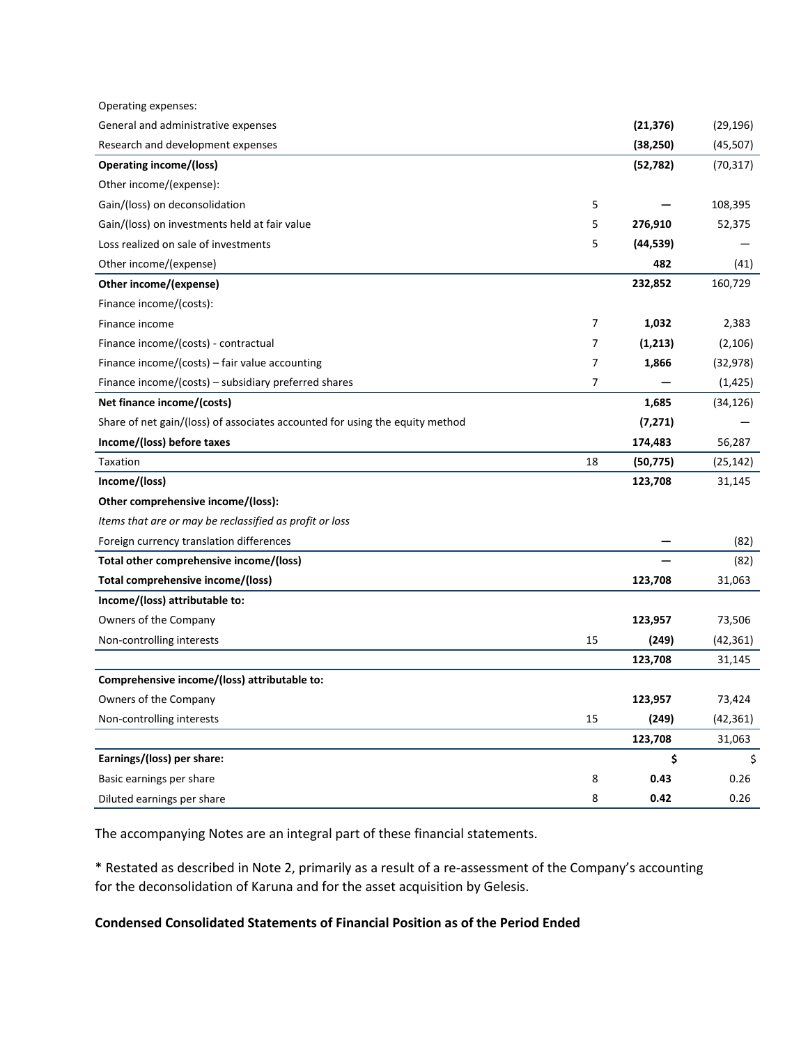| | Note | | |
|---|---|---|---|
| Operating expenses: | | | |
| General and administrative expenses | | **(21,376)** | (29,196) |
| Research and development expenses | | **(38,250)** | (45,507) |
| **Operating income/(loss)** | | **(52,782)** | (70,317) |
| Other income/(expense): | | | |
| Gain/(loss) on deconsolidation | 5 | **—** | 108,395 |
| Gain/(loss) on investments held at fair value | 5 | **276,910** | 52,375 |
| Loss realized on sale of investments | 5 | **(44,539)** | — |
| Other income/(expense) | | **482** | (41) |
| **Other income/(expense)** | | **232,852** | 160,729 |
| Finance income/(costs): | | | |
| Finance income | 7 | **1,032** | 2,383 |
| Finance income/(costs) - contractual | 7 | **(1,213)** | (2,106) |
| Finance income/(costs) – fair value accounting | 7 | **1,866** | (32,978) |
| Finance income/(costs) – subsidiary preferred shares | 7 | **—** | (1,425) |
| **Net finance income/(costs)** | | **1,685** | (34,126) |
| Share of net gain/(loss) of associates accounted for using the equity method | | **(7,271)** | — |
| **Income/(loss) before taxes** | | **174,483** | 56,287 |
| Taxation | 18 | **(50,775)** | (25,142) |
| **Income/(loss)** | | **123,708** | 31,145 |
| **Other comprehensive income/(loss):** | | | |
| *Items that are or may be reclassified as profit or loss* | | | |
| Foreign currency translation differences | | **—** | (82) |
| **Total other comprehensive income/(loss)** | | **—** | (82) |
| **Total comprehensive income/(loss)** | | **123,708** | 31,063 |
| **Income/(loss) attributable to:** | | | |
| Owners of the Company | | **123,957** | 73,506 |
| Non-controlling interests | 15 | **(249)** | (42,361) |
| | | **123,708** | 31,145 |
| **Comprehensive income/(loss) attributable to:** | | | |
| Owners of the Company | | **123,957** | 73,424 |
| Non-controlling interests | 15 | **(249)** | (42,361) |
| | | **123,708** | 31,063 |
| **Earnings/(loss) per share:** | | **$** | $ |
| Basic earnings per share | 8 | **0.43** | 0.26 |
| Diluted earnings per share | 8 | **0.42** | 0.26 |

The accompanying Notes are an integral part of these financial statements.

* Restated as described in Note 2, primarily as a result of a re-assessment of the Company's accounting for the deconsolidation of Karuna and for the asset acquisition by Gelesis.

**Condensed Consolidated Statements of Financial Position as of the Period Ended**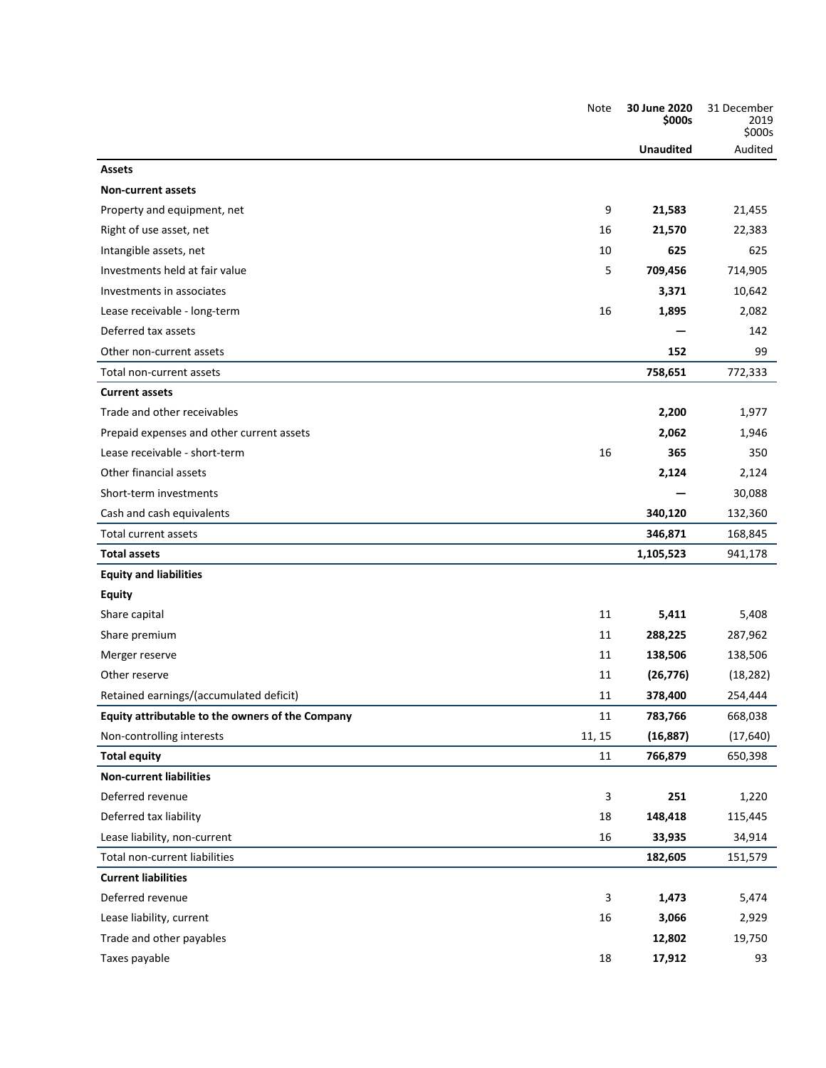| | Note | 30 June 2020 $000s | 31 December 2019 $000s |
|---|---|---|---|
| | | **Unaudited** | Audited |
| **Assets** | | | |
| **Non-current assets** | | | |
| Property and equipment, net | 9 | **21,583** | 21,455 |
| Right of use asset, net | 16 | **21,570** | 22,383 |
| Intangible assets, net | 10 | **625** | 625 |
| Investments held at fair value | 5 | **709,456** | 714,905 |
| Investments in associates | | **3,371** | 10,642 |
| Lease receivable - long-term | 16 | **1,895** | 2,082 |
| Deferred tax assets | | **—** | 142 |
| Other non-current assets | | **152** | 99 |
| Total non-current assets | | **758,651** | 772,333 |
| **Current assets** | | | |
| Trade and other receivables | | **2,200** | 1,977 |
| Prepaid expenses and other current assets | | **2,062** | 1,946 |
| Lease receivable - short-term | 16 | **365** | 350 |
| Other financial assets | | **2,124** | 2,124 |
| Short-term investments | | **—** | 30,088 |
| Cash and cash equivalents | | **340,120** | 132,360 |
| Total current assets | | **346,871** | 168,845 |
| **Total assets** | | **1,105,523** | 941,178 |
| **Equity and liabilities** | | | |
| **Equity** | | | |
| Share capital | 11 | **5,411** | 5,408 |
| Share premium | 11 | **288,225** | 287,962 |
| Merger reserve | 11 | **138,506** | 138,506 |
| Other reserve | 11 | **(26,776)** | (18,282) |
| Retained earnings/(accumulated deficit) | 11 | **378,400** | 254,444 |
| **Equity attributable to the owners of the Company** | 11 | **783,766** | 668,038 |
| Non-controlling interests | 11, 15 | **(16,887)** | (17,640) |
| **Total equity** | 11 | **766,879** | 650,398 |
| **Non-current liabilities** | | | |
| Deferred revenue | 3 | **251** | 1,220 |
| Deferred tax liability | 18 | **148,418** | 115,445 |
| Lease liability, non-current | 16 | **33,935** | 34,914 |
| Total non-current liabilities | | **182,605** | 151,579 |
| **Current liabilities** | | | |
| Deferred revenue | 3 | **1,473** | 5,474 |
| Lease liability, current | 16 | **3,066** | 2,929 |
| Trade and other payables | | **12,802** | 19,750 |
| Taxes payable | 18 | **17,912** | 93 |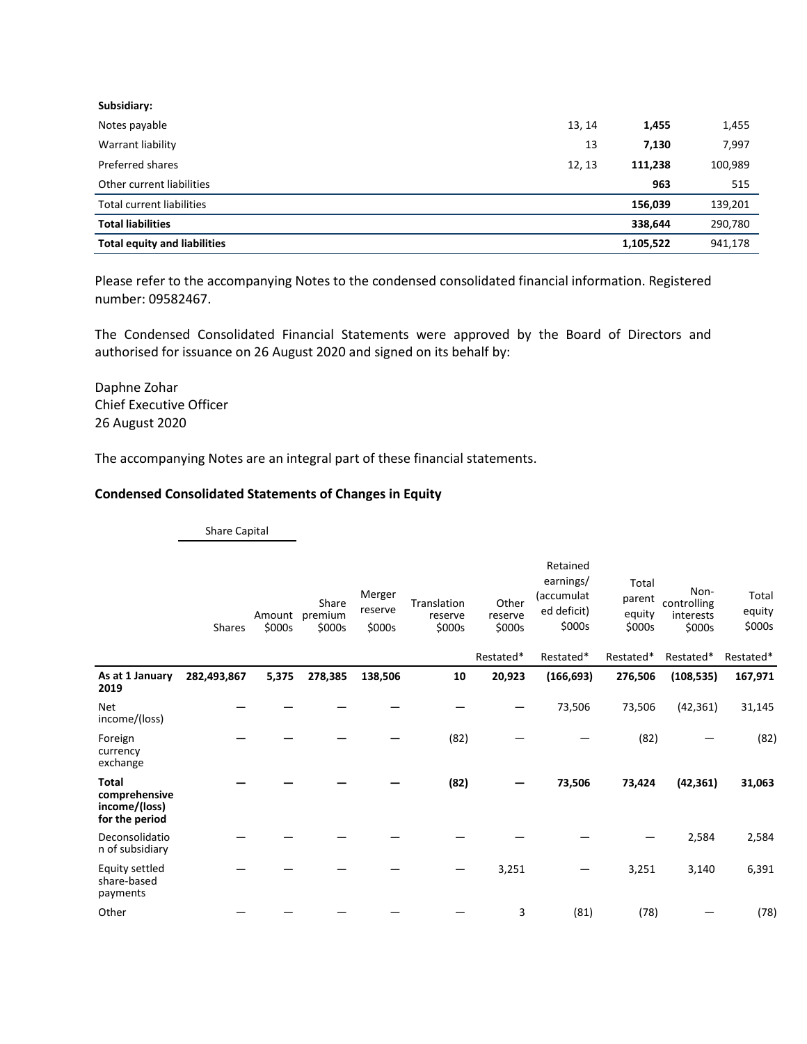| | | | |
|---|---|---|---|
| **Subsidiary:** | | | |
| Notes payable | 13, 14 | **1,455** | 1,455 |
| Warrant liability | 13 | **7,130** | 7,997 |
| Preferred shares | 12, 13 | **111,238** | 100,989 |
| Other current liabilities | | **963** | 515 |
| Total current liabilities | | **156,039** | 139,201 |
| **Total liabilities** | | **338,644** | 290,780 |
| **Total equity and liabilities** | | **1,105,522** | 941,178 |

Please refer to the accompanying Notes to the condensed consolidated financial information. Registered number: 09582467.

The Condensed Consolidated Financial Statements were approved by the Board of Directors and authorised for issuance on 26 August 2020 and signed on its behalf by:

Daphne Zohar
Chief Executive Officer
26 August 2020

The accompanying Notes are an integral part of these financial statements.

## Condensed Consolidated Statements of Changes in Equity

| | Share Capital | | | | | | | | | |
|---|---|---|---|---|---|---|---|---|---|---|
| | Shares | Amount $000s | Share premium $000s | Merger reserve $000s | Translation reserve $000s | Other reserve $000s | Retained earnings/ (accumulated deficit) $000s | Total parent equity $000s | Non-controlling interests $000s | Total equity $000s |
| | | | | | | Restated* | Restated* | Restated* | Restated* | Restated* |
| **As at 1 January 2019** | **282,493,867** | **5,375** | **278,385** | **138,506** | **10** | **20,923** | **(166,693)** | **276,506** | **(108,535)** | **167,971** |
| Net income/(loss) | — | — | — | — | — | — | 73,506 | 73,506 | (42,361) | 31,145 |
| Foreign currency exchange | — | — | — | — | (82) | — | — | (82) | — | (82) |
| **Total comprehensive income/(loss) for the period** | — | — | — | — | **(82)** | — | **73,506** | **73,424** | **(42,361)** | **31,063** |
| Deconsolidation of subsidiary | — | — | — | — | — | — | — | — | 2,584 | 2,584 |
| Equity settled share-based payments | — | — | — | — | — | 3,251 | — | 3,251 | 3,140 | 6,391 |
| Other | — | — | — | — | — | 3 | (81) | (78) | — | (78) |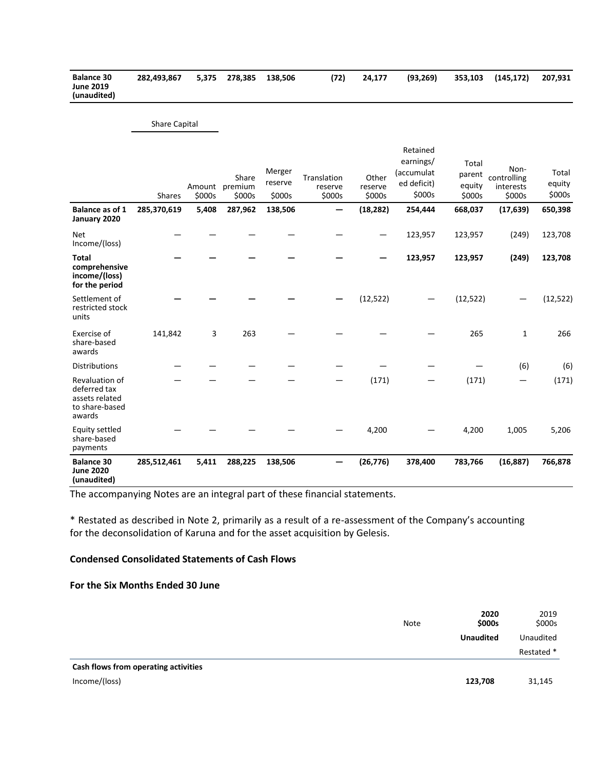| Balance 30 June 2019 (unaudited) | 282,493,867 | 5,375 | 278,385 | 138,506 | (72) | 24,177 | (93,269) | 353,103 | (145,172) | 207,931 |
|---|---|---|---|---|---|---|---|---|---|---|

| | Share Capital | | | | | | | | | |
|---|---|---|---|---|---|---|---|---|---|---|
| | Shares | Amount $000s | Share premium $000s | Merger reserve $000s | Translation reserve $000s | Other reserve $000s | Retained earnings/ (accumulated deficit) $000s | Total parent equity $000s | Non-controlling interests $000s | Total equity $000s |
| **Balance as of 1 January 2020** | **285,370,619** | **5,408** | **287,962** | **138,506** | **—** | **(18,282)** | **254,444** | **668,037** | **(17,639)** | **650,398** |
| Net Income/(loss) | — | — | — | — | — | — | 123,957 | 123,957 | (249) | 123,708 |
| **Total comprehensive income/(loss) for the period** | **—** | **—** | **—** | **—** | **—** | **—** | **123,957** | **123,957** | **(249)** | **123,708** |
| Settlement of restricted stock units | — | — | — | — | — | (12,522) | — | (12,522) | — | (12,522) |
| Exercise of share-based awards | 141,842 | 3 | 263 | — | — | — | — | 265 | 1 | 266 |
| Distributions | — | — | — | — | — | — | — | — | (6) | (6) |
| Revaluation of deferred tax assets related to share-based awards | — | — | — | — | — | (171) | — | (171) | — | (171) |
| Equity settled share-based payments | — | — | — | — | — | 4,200 | — | 4,200 | 1,005 | 5,206 |
| **Balance 30 June 2020 (unaudited)** | **285,512,461** | **5,411** | **288,225** | **138,506** | **—** | **(26,776)** | **378,400** | **783,766** | **(16,887)** | **766,878** |

The accompanying Notes are an integral part of these financial statements.

* Restated as described in Note 2, primarily as a result of a re-assessment of the Company's accounting for the deconsolidation of Karuna and for the asset acquisition by Gelesis.

## Condensed Consolidated Statements of Cash Flows

## For the Six Months Ended 30 June

| | Note | 2020 $000s | 2019 $000s |
|---|---|---|---|
| | | **Unaudited** | Unaudited |
| | | | Restated * |
| **Cash flows from operating activities** | | | |
| Income/(loss) | | **123,708** | 31,145 |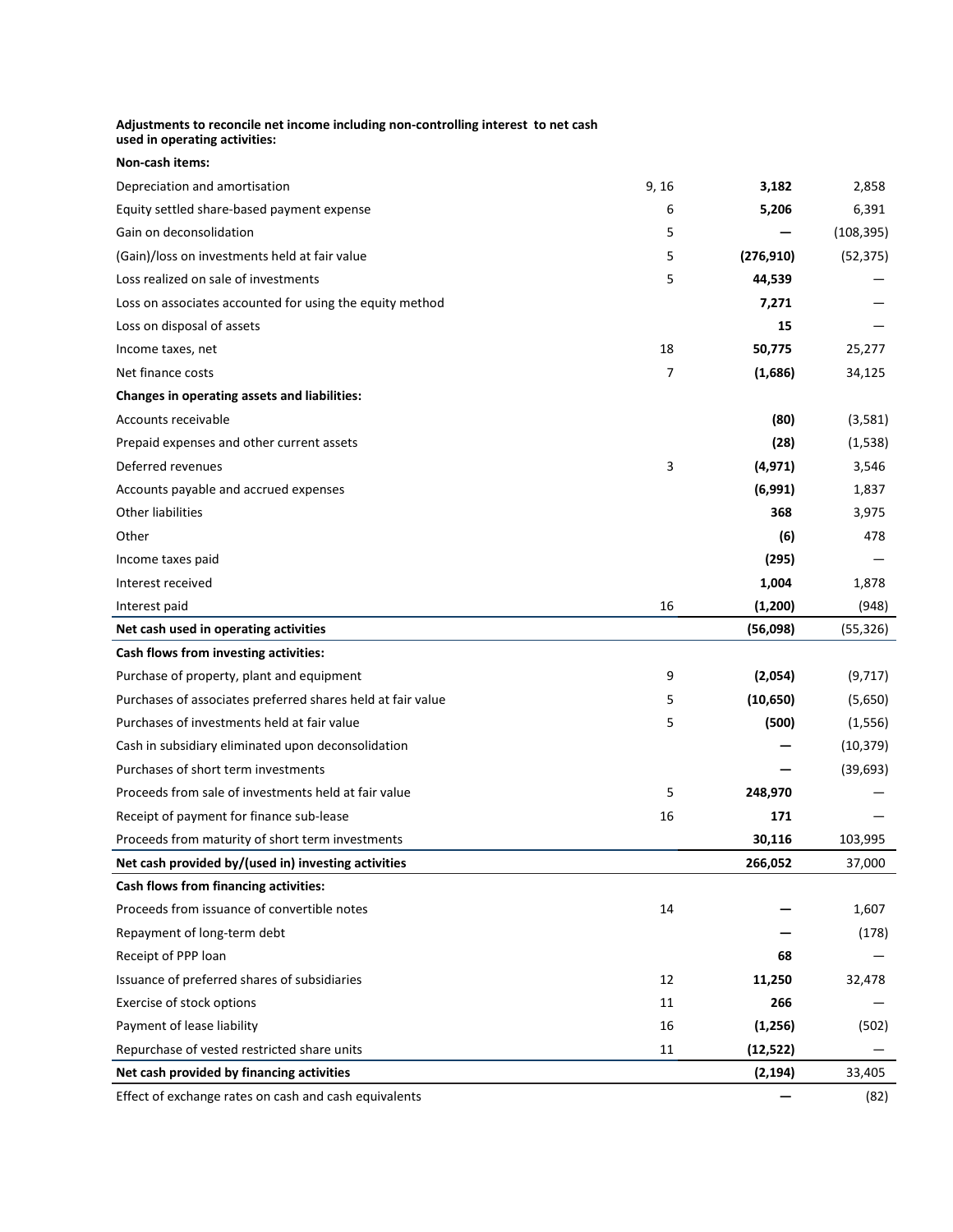| | | | |
|---|---|---|---|
| **Adjustments to reconcile net income including non-controlling interest to net cash used in operating activities:** | | | |
| **Non-cash items:** | | | |
| Depreciation and amortisation | 9, 16 | **3,182** | 2,858 |
| Equity settled share-based payment expense | 6 | **5,206** | 6,391 |
| Gain on deconsolidation | 5 | **—** | (108,395) |
| (Gain)/loss on investments held at fair value | 5 | **(276,910)** | (52,375) |
| Loss realized on sale of investments | 5 | **44,539** | — |
| Loss on associates accounted for using the equity method | | **7,271** | — |
| Loss on disposal of assets | | **15** | — |
| Income taxes, net | 18 | **50,775** | 25,277 |
| Net finance costs | 7 | **(1,686)** | 34,125 |
| **Changes in operating assets and liabilities:** | | | |
| Accounts receivable | | **(80)** | (3,581) |
| Prepaid expenses and other current assets | | **(28)** | (1,538) |
| Deferred revenues | 3 | **(4,971)** | 3,546 |
| Accounts payable and accrued expenses | | **(6,991)** | 1,837 |
| Other liabilities | | **368** | 3,975 |
| Other | | **(6)** | 478 |
| Income taxes paid | | **(295)** | — |
| Interest received | | **1,004** | 1,878 |
| Interest paid | 16 | **(1,200)** | (948) |
| **Net cash used in operating activities** | | **(56,098)** | (55,326) |
| **Cash flows from investing activities:** | | | |
| Purchase of property, plant and equipment | 9 | **(2,054)** | (9,717) |
| Purchases of associates preferred shares held at fair value | 5 | **(10,650)** | (5,650) |
| Purchases of investments held at fair value | 5 | **(500)** | (1,556) |
| Cash in subsidiary eliminated upon deconsolidation | | **—** | (10,379) |
| Purchases of short term investments | | **—** | (39,693) |
| Proceeds from sale of investments held at fair value | 5 | **248,970** | — |
| Receipt of payment for finance sub-lease | 16 | **171** | — |
| Proceeds from maturity of short term investments | | **30,116** | 103,995 |
| **Net cash provided by/(used in) investing activities** | | **266,052** | 37,000 |
| **Cash flows from financing activities:** | | | |
| Proceeds from issuance of convertible notes | 14 | **—** | 1,607 |
| Repayment of long-term debt | | **—** | (178) |
| Receipt of PPP loan | | **68** | — |
| Issuance of preferred shares of subsidiaries | 12 | **11,250** | 32,478 |
| Exercise of stock options | 11 | **266** | — |
| Payment of lease liability | 16 | **(1,256)** | (502) |
| Repurchase of vested restricted share units | 11 | **(12,522)** | — |
| **Net cash provided by financing activities** | | **(2,194)** | 33,405 |
| Effect of exchange rates on cash and cash equivalents | | **—** | (82) |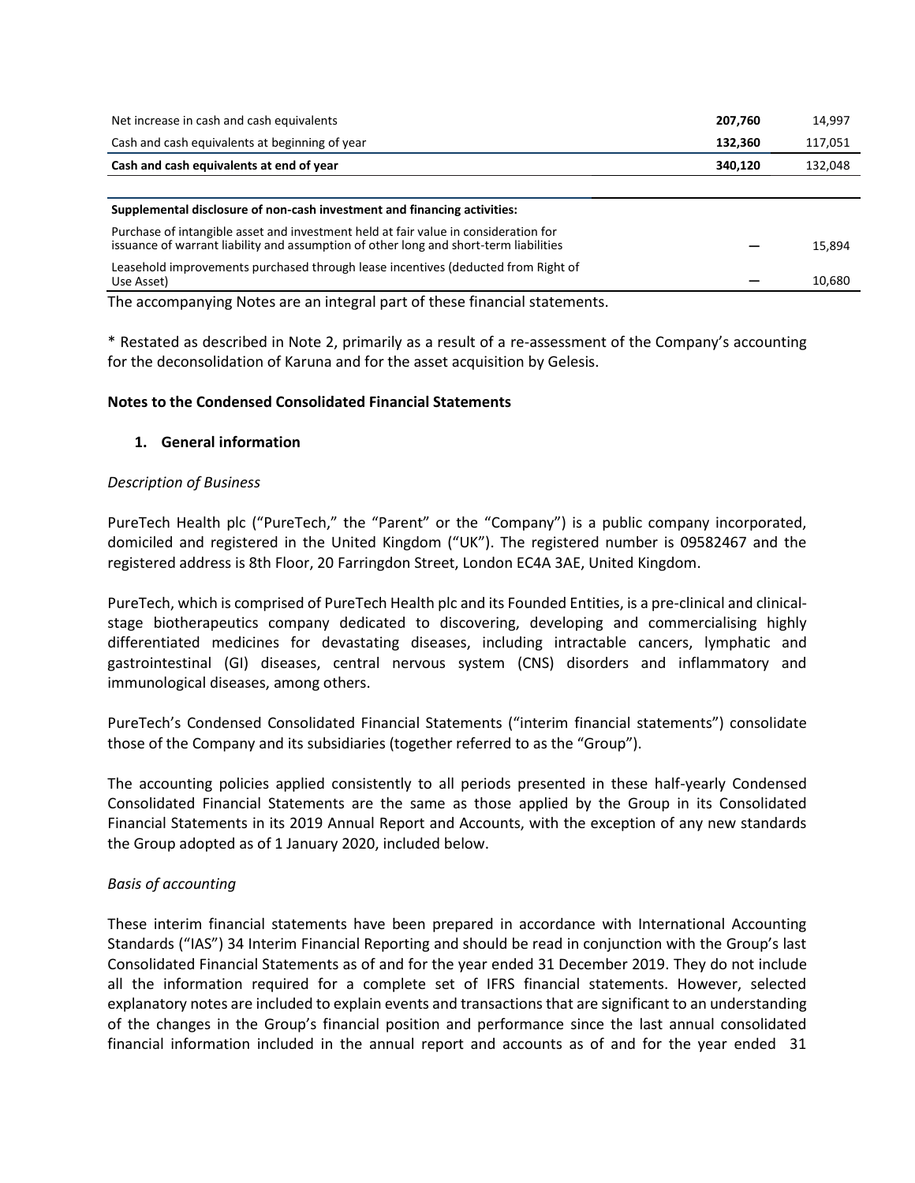| | | |
|---|---|---|
| Net increase in cash and cash equivalents | **207,760** | 14,997 |
| Cash and cash equivalents at beginning of year | **132,360** | 117,051 |
| **Cash and cash equivalents at end of year** | **340,120** | 132,048 |

| | | |
|---|---|---|
| **Supplemental disclosure of non-cash investment and financing activities:** | | |
| Purchase of intangible asset and investment held at fair value in consideration for issuance of warrant liability and assumption of other long and short-term liabilities | — | 15,894 |
| Leasehold improvements purchased through lease incentives (deducted from Right of Use Asset) | — | 10,680 |

The accompanying Notes are an integral part of these financial statements.

* Restated as described in Note 2, primarily as a result of a re-assessment of the Company's accounting for the deconsolidation of Karuna and for the asset acquisition by Gelesis.

## Notes to the Condensed Consolidated Financial Statements

### 1. General information

*Description of Business*

PureTech Health plc ("PureTech," the "Parent" or the "Company") is a public company incorporated, domiciled and registered in the United Kingdom ("UK"). The registered number is 09582467 and the registered address is 8th Floor, 20 Farringdon Street, London EC4A 3AE, United Kingdom.

PureTech, which is comprised of PureTech Health plc and its Founded Entities, is a pre-clinical and clinical-stage biotherapeutics company dedicated to discovering, developing and commercialising highly differentiated medicines for devastating diseases, including intractable cancers, lymphatic and gastrointestinal (GI) diseases, central nervous system (CNS) disorders and inflammatory and immunological diseases, among others.

PureTech's Condensed Consolidated Financial Statements ("interim financial statements") consolidate those of the Company and its subsidiaries (together referred to as the "Group").

The accounting policies applied consistently to all periods presented in these half-yearly Condensed Consolidated Financial Statements are the same as those applied by the Group in its Consolidated Financial Statements in its 2019 Annual Report and Accounts, with the exception of any new standards the Group adopted as of 1 January 2020, included below.

*Basis of accounting*

These interim financial statements have been prepared in accordance with International Accounting Standards ("IAS") 34 Interim Financial Reporting and should be read in conjunction with the Group's last Consolidated Financial Statements as of and for the year ended 31 December 2019. They do not include all the information required for a complete set of IFRS financial statements. However, selected explanatory notes are included to explain events and transactions that are significant to an understanding of the changes in the Group's financial position and performance since the last annual consolidated financial information included in the annual report and accounts as of and for the year ended 31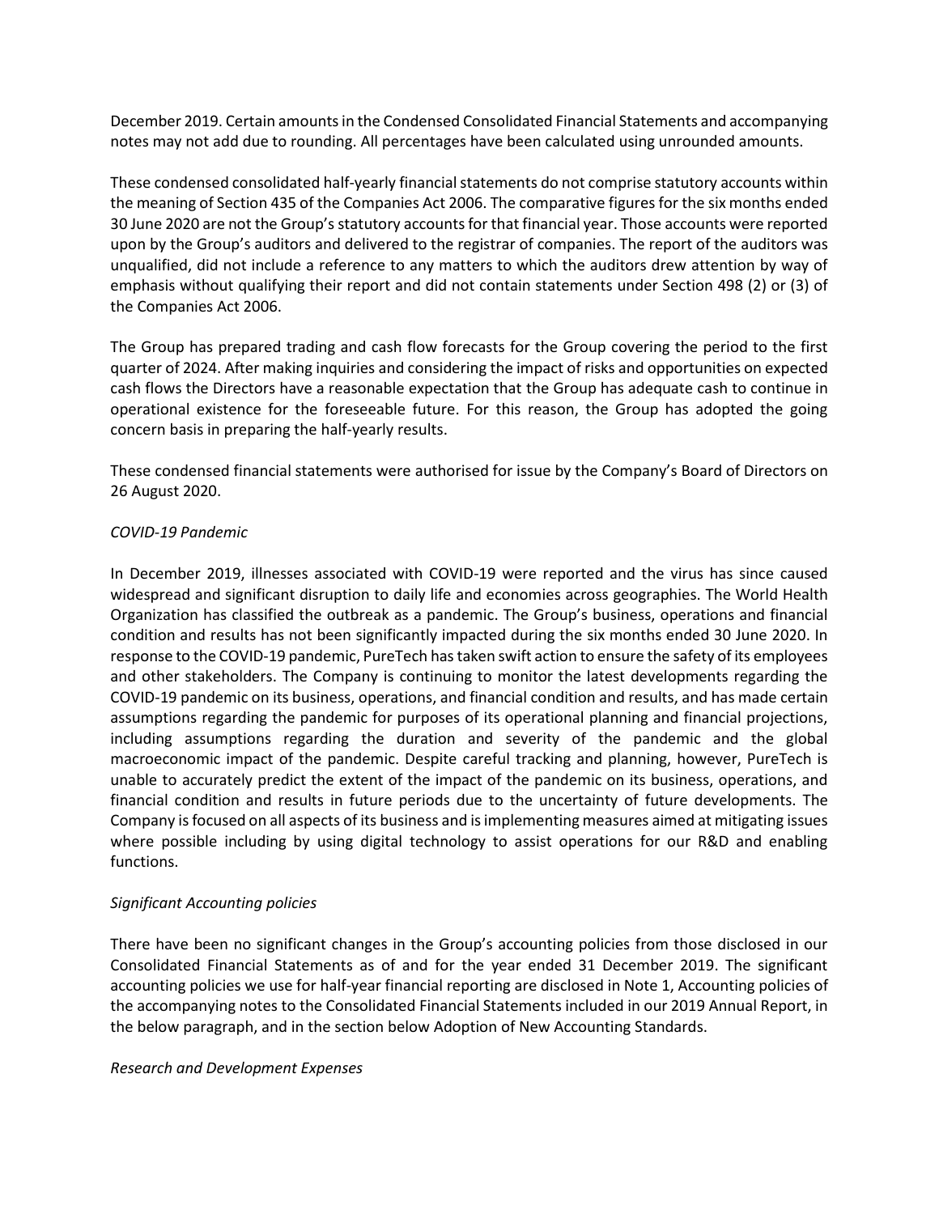December 2019. Certain amounts in the Condensed Consolidated Financial Statements and accompanying notes may not add due to rounding. All percentages have been calculated using unrounded amounts.

These condensed consolidated half-yearly financial statements do not comprise statutory accounts within the meaning of Section 435 of the Companies Act 2006. The comparative figures for the six months ended 30 June 2020 are not the Group's statutory accounts for that financial year. Those accounts were reported upon by the Group's auditors and delivered to the registrar of companies. The report of the auditors was unqualified, did not include a reference to any matters to which the auditors drew attention by way of emphasis without qualifying their report and did not contain statements under Section 498 (2) or (3) of the Companies Act 2006.

The Group has prepared trading and cash flow forecasts for the Group covering the period to the first quarter of 2024. After making inquiries and considering the impact of risks and opportunities on expected cash flows the Directors have a reasonable expectation that the Group has adequate cash to continue in operational existence for the foreseeable future. For this reason, the Group has adopted the going concern basis in preparing the half-yearly results.

These condensed financial statements were authorised for issue by the Company's Board of Directors on 26 August 2020.

*COVID-19 Pandemic*

In December 2019, illnesses associated with COVID-19 were reported and the virus has since caused widespread and significant disruption to daily life and economies across geographies. The World Health Organization has classified the outbreak as a pandemic. The Group's business, operations and financial condition and results has not been significantly impacted during the six months ended 30 June 2020. In response to the COVID-19 pandemic, PureTech has taken swift action to ensure the safety of its employees and other stakeholders. The Company is continuing to monitor the latest developments regarding the COVID-19 pandemic on its business, operations, and financial condition and results, and has made certain assumptions regarding the pandemic for purposes of its operational planning and financial projections, including assumptions regarding the duration and severity of the pandemic and the global macroeconomic impact of the pandemic. Despite careful tracking and planning, however, PureTech is unable to accurately predict the extent of the impact of the pandemic on its business, operations, and financial condition and results in future periods due to the uncertainty of future developments. The Company is focused on all aspects of its business and is implementing measures aimed at mitigating issues where possible including by using digital technology to assist operations for our R&D and enabling functions.

*Significant Accounting policies*

There have been no significant changes in the Group's accounting policies from those disclosed in our Consolidated Financial Statements as of and for the year ended 31 December 2019. The significant accounting policies we use for half-year financial reporting are disclosed in Note 1, Accounting policies of the accompanying notes to the Consolidated Financial Statements included in our 2019 Annual Report, in the below paragraph, and in the section below Adoption of New Accounting Standards.

*Research and Development Expenses*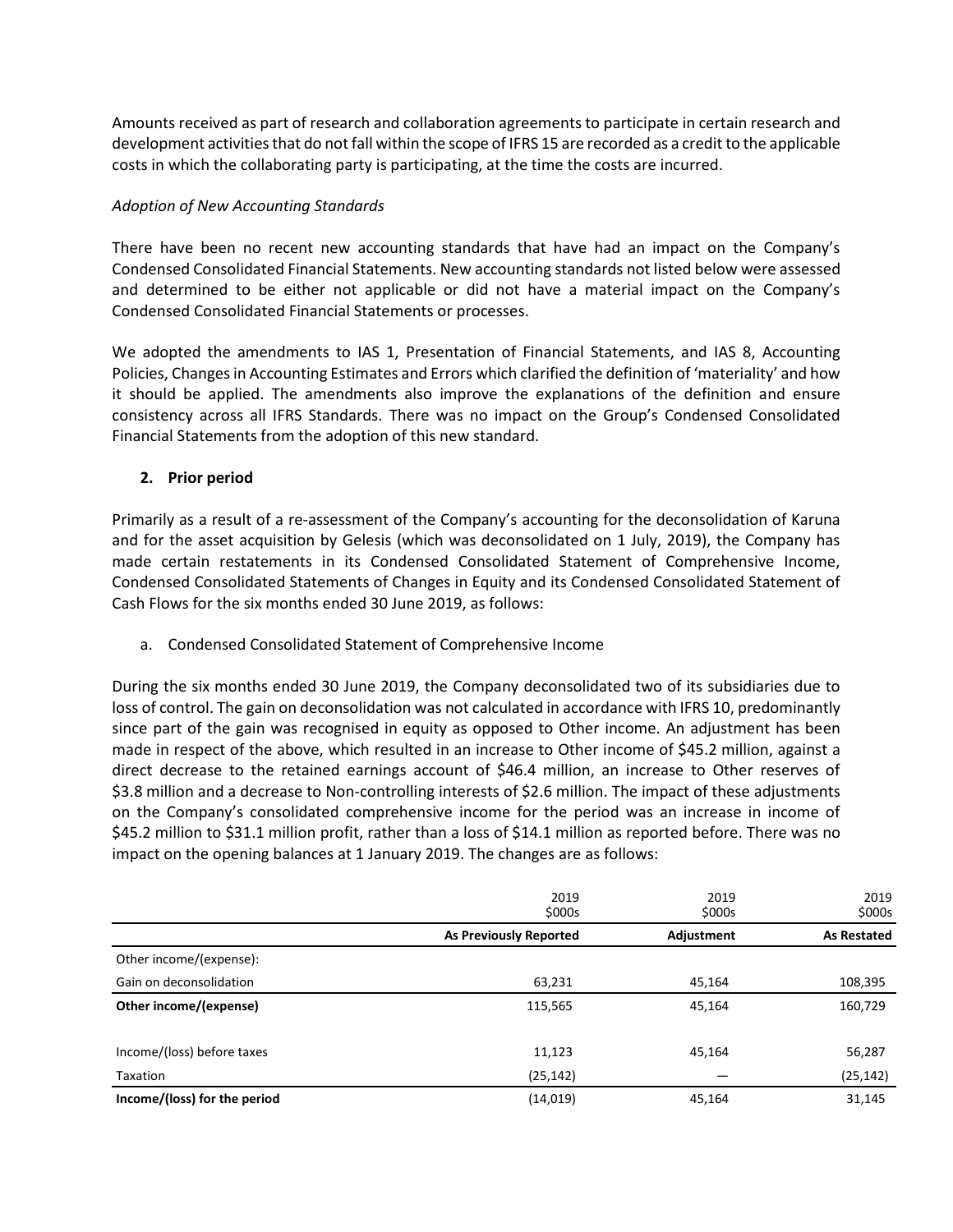Amounts received as part of research and collaboration agreements to participate in certain research and development activities that do not fall within the scope of IFRS 15 are recorded as a credit to the applicable costs in which the collaborating party is participating, at the time the costs are incurred.

*Adoption of New Accounting Standards*

There have been no recent new accounting standards that have had an impact on the Company's Condensed Consolidated Financial Statements. New accounting standards not listed below were assessed and determined to be either not applicable or did not have a material impact on the Company's Condensed Consolidated Financial Statements or processes.

We adopted the amendments to IAS 1, Presentation of Financial Statements, and IAS 8, Accounting Policies, Changes in Accounting Estimates and Errors which clarified the definition of 'materiality' and how it should be applied. The amendments also improve the explanations of the definition and ensure consistency across all IFRS Standards. There was no impact on the Group's Condensed Consolidated Financial Statements from the adoption of this new standard.

## 2. Prior period

Primarily as a result of a re-assessment of the Company's accounting for the deconsolidation of Karuna and for the asset acquisition by Gelesis (which was deconsolidated on 1 July, 2019), the Company has made certain restatements in its Condensed Consolidated Statement of Comprehensive Income, Condensed Consolidated Statements of Changes in Equity and its Condensed Consolidated Statement of Cash Flows for the six months ended 30 June 2019, as follows:

a. Condensed Consolidated Statement of Comprehensive Income

During the six months ended 30 June 2019, the Company deconsolidated two of its subsidiaries due to loss of control. The gain on deconsolidation was not calculated in accordance with IFRS 10, predominantly since part of the gain was recognised in equity as opposed to Other income. An adjustment has been made in respect of the above, which resulted in an increase to Other income of $45.2 million, against a direct decrease to the retained earnings account of $46.4 million, an increase to Other reserves of $3.8 million and a decrease to Non-controlling interests of $2.6 million. The impact of these adjustments on the Company's consolidated comprehensive income for the period was an increase in income of $45.2 million to $31.1 million profit, rather than a loss of $14.1 million as reported before. There was no impact on the opening balances at 1 January 2019. The changes are as follows:

| | 2019<br>$000s | 2019<br>$000s | 2019<br>$000s |
|---|---|---|---|
| | **As Previously Reported** | **Adjustment** | **As Restated** |
| Other income/(expense): | | | |
| Gain on deconsolidation | 63,231 | 45,164 | 108,395 |
| **Other income/(expense)** | 115,565 | 45,164 | 160,729 |
| | | | |
| Income/(loss) before taxes | 11,123 | 45,164 | 56,287 |
| Taxation | (25,142) | — | (25,142) |
| **Income/(loss) for the period** | (14,019) | 45,164 | 31,145 |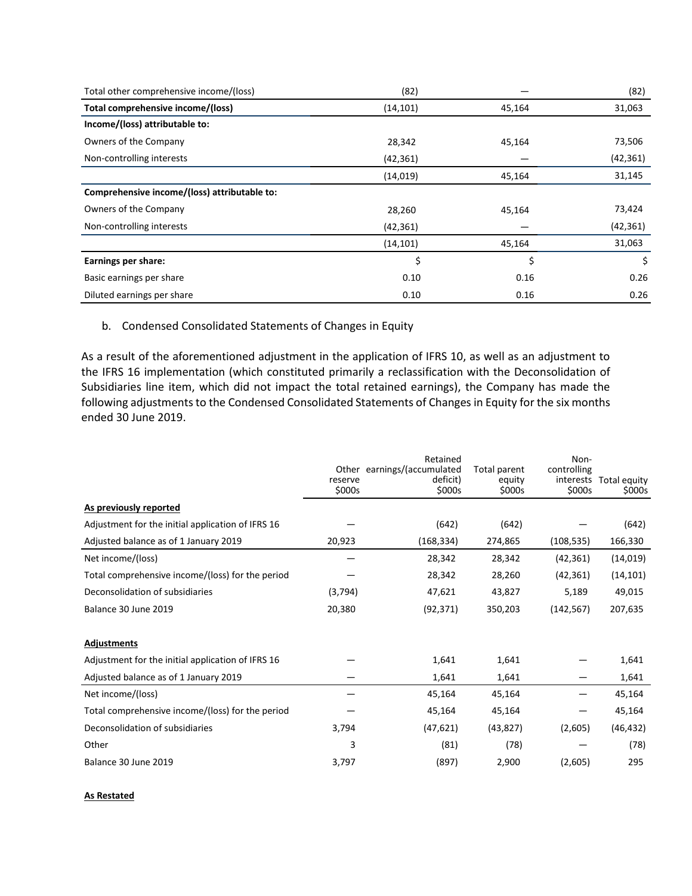| | | | |
|---|---|---|---|
| Total other comprehensive income/(loss) | (82) | — | (82) |
| **Total comprehensive income/(loss)** | (14,101) | 45,164 | 31,063 |
| **Income/(loss) attributable to:** | | | |
| Owners of the Company | 28,342 | 45,164 | 73,506 |
| Non-controlling interests | (42,361) | — | (42,361) |
| | (14,019) | 45,164 | 31,145 |
| **Comprehensive income/(loss) attributable to:** | | | |
| Owners of the Company | 28,260 | 45,164 | 73,424 |
| Non-controlling interests | (42,361) | — | (42,361) |
| | (14,101) | 45,164 | 31,063 |
| **Earnings per share:** | $ | $ | $ |
| Basic earnings per share | 0.10 | 0.16 | 0.26 |
| Diluted earnings per share | 0.10 | 0.16 | 0.26 |

b. Condensed Consolidated Statements of Changes in Equity

As a result of the aforementioned adjustment in the application of IFRS 10, as well as an adjustment to the IFRS 16 implementation (which constituted primarily a reclassification with the Deconsolidation of Subsidiaries line item, which did not impact the total retained earnings), the Company has made the following adjustments to the Condensed Consolidated Statements of Changes in Equity for the six months ended 30 June 2019.

| | Other reserve $000s | Retained earnings/(accumulated deficit) $000s | Total parent equity $000s | Non-controlling interests $000s | Total equity $000s |
|---|---|---|---|---|---|
| **As previously reported** | | | | | |
| Adjustment for the initial application of IFRS 16 | — | (642) | (642) | — | (642) |
| Adjusted balance as of 1 January 2019 | 20,923 | (168,334) | 274,865 | (108,535) | 166,330 |
| Net income/(loss) | — | 28,342 | 28,342 | (42,361) | (14,019) |
| Total comprehensive income/(loss) for the period | — | 28,342 | 28,260 | (42,361) | (14,101) |
| Deconsolidation of subsidiaries | (3,794) | 47,621 | 43,827 | 5,189 | 49,015 |
| Balance 30 June 2019 | 20,380 | (92,371) | 350,203 | (142,567) | 207,635 |
| | | | | | |
| **Adjustments** | | | | | |
| Adjustment for the initial application of IFRS 16 | — | 1,641 | 1,641 | — | 1,641 |
| Adjusted balance as of 1 January 2019 | — | 1,641 | 1,641 | — | 1,641 |
| Net income/(loss) | — | 45,164 | 45,164 | — | 45,164 |
| Total comprehensive income/(loss) for the period | — | 45,164 | 45,164 | — | 45,164 |
| Deconsolidation of subsidiaries | 3,794 | (47,621) | (43,827) | (2,605) | (46,432) |
| Other | 3 | (81) | (78) | — | (78) |
| Balance 30 June 2019 | 3,797 | (897) | 2,900 | (2,605) | 295 |

**As Restated**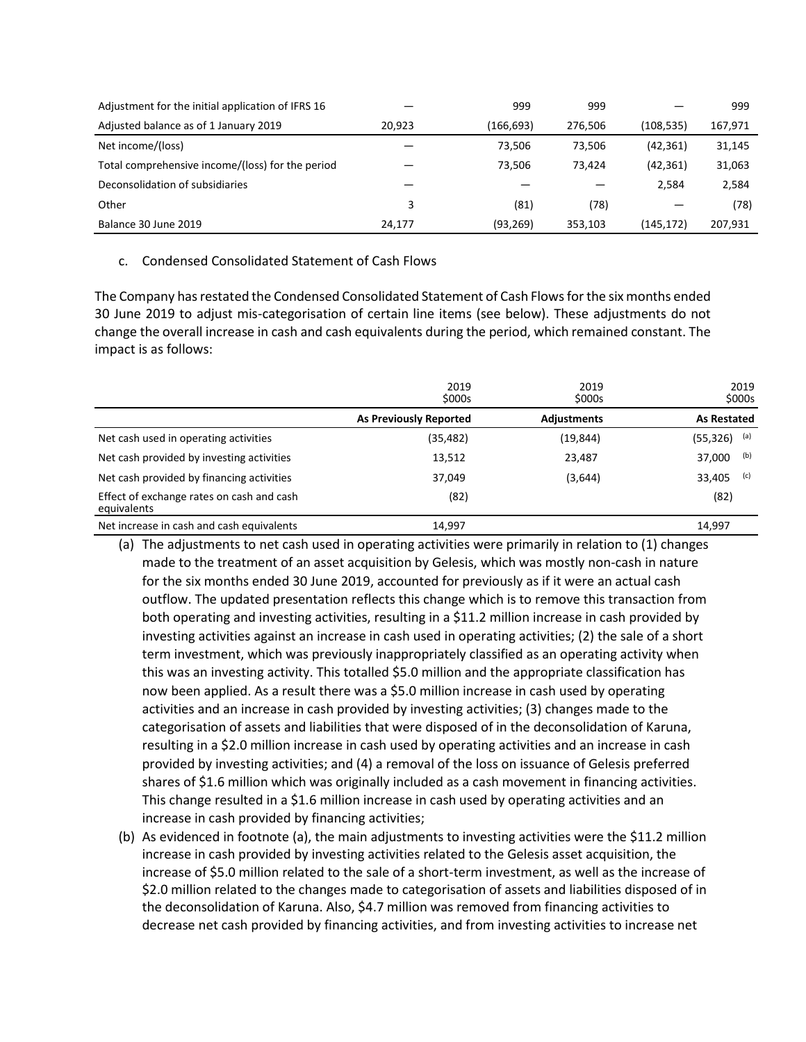| | | | | | |
|---|---|---|---|---|---|
| Adjustment for the initial application of IFRS 16 | — | 999 | 999 | — | 999 |
| Adjusted balance as of 1 January 2019 | 20,923 | (166,693) | 276,506 | (108,535) | 167,971 |
| Net income/(loss) | — | 73,506 | 73,506 | (42,361) | 31,145 |
| Total comprehensive income/(loss) for the period | — | 73,506 | 73,424 | (42,361) | 31,063 |
| Deconsolidation of subsidiaries | — | — | — | 2,584 | 2,584 |
| Other | 3 | (81) | (78) | — | (78) |
| Balance 30 June 2019 | 24,177 | (93,269) | 353,103 | (145,172) | 207,931 |

c. Condensed Consolidated Statement of Cash Flows

The Company has restated the Condensed Consolidated Statement of Cash Flows for the six months ended 30 June 2019 to adjust mis-categorisation of certain line items (see below). These adjustments do not change the overall increase in cash and cash equivalents during the period, which remained constant. The impact is as follows:

| | 2019 $000s | 2019 $000s | 2019 $000s |
|---|---|---|---|
| | **As Previously Reported** | **Adjustments** | **As Restated** |
| Net cash used in operating activities | (35,482) | (19,844) | (55,326) [(a)] |
| Net cash provided by investing activities | 13,512 | 23,487 | 37,000 [(b)] |
| Net cash provided by financing activities | 37,049 | (3,644) | 33,405 [(c)] |
| Effect of exchange rates on cash and cash equivalents | (82) | | (82) |
| Net increase in cash and cash equivalents | 14,997 | | 14,997 |

(a) The adjustments to net cash used in operating activities were primarily in relation to (1) changes made to the treatment of an asset acquisition by Gelesis, which was mostly non-cash in nature for the six months ended 30 June 2019, accounted for previously as if it were an actual cash outflow. The updated presentation reflects this change which is to remove this transaction from both operating and investing activities, resulting in a $11.2 million increase in cash provided by investing activities against an increase in cash used in operating activities; (2) the sale of a short term investment, which was previously inappropriately classified as an operating activity when this was an investing activity. This totalled $5.0 million and the appropriate classification has now been applied. As a result there was a $5.0 million increase in cash used by operating activities and an increase in cash provided by investing activities; (3) changes made to the categorisation of assets and liabilities that were disposed of in the deconsolidation of Karuna, resulting in a $2.0 million increase in cash used by operating activities and an increase in cash provided by investing activities; and (4) a removal of the loss on issuance of Gelesis preferred shares of $1.6 million which was originally included as a cash movement in financing activities. This change resulted in a $1.6 million increase in cash used by operating activities and an increase in cash provided by financing activities;

(b) As evidenced in footnote (a), the main adjustments to investing activities were the $11.2 million increase in cash provided by investing activities related to the Gelesis asset acquisition, the increase of $5.0 million related to the sale of a short-term investment, as well as the increase of $2.0 million related to the changes made to categorisation of assets and liabilities disposed of in the deconsolidation of Karuna. Also, $4.7 million was removed from financing activities to decrease net cash provided by financing activities, and from investing activities to increase net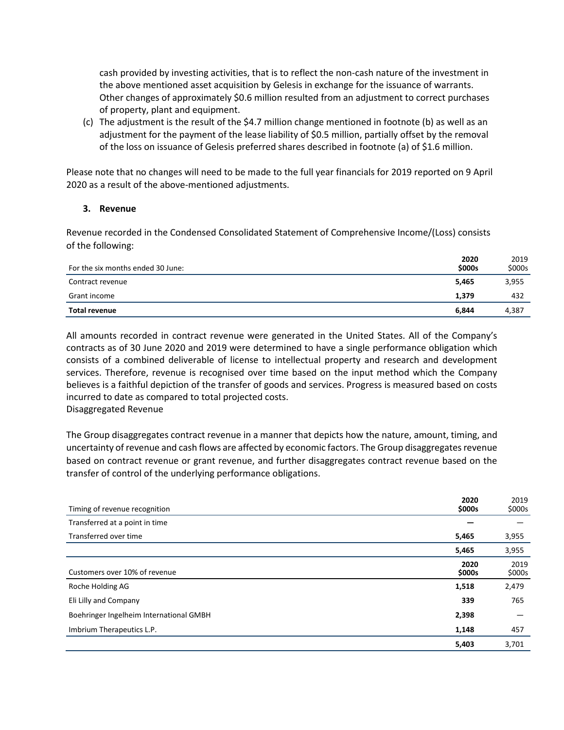cash provided by investing activities, that is to reflect the non-cash nature of the investment in the above mentioned asset acquisition by Gelesis in exchange for the issuance of warrants. Other changes of approximately $0.6 million resulted from an adjustment to correct purchases of property, plant and equipment.

(c) The adjustment is the result of the $4.7 million change mentioned in footnote (b) as well as an adjustment for the payment of the lease liability of $0.5 million, partially offset by the removal of the loss on issuance of Gelesis preferred shares described in footnote (a) of $1.6 million.

Please note that no changes will need to be made to the full year financials for 2019 reported on 9 April 2020 as a result of the above-mentioned adjustments.

### 3. Revenue

Revenue recorded in the Condensed Consolidated Statement of Comprehensive Income/(Loss) consists of the following:

| For the six months ended 30 June: | **2020 $000s** | 2019 $000s |
|---|---|---|
| Contract revenue | **5,465** | 3,955 |
| Grant income | **1,379** | 432 |
| **Total revenue** | **6,844** | 4,387 |

All amounts recorded in contract revenue were generated in the United States. All of the Company's contracts as of 30 June 2020 and 2019 were determined to have a single performance obligation which consists of a combined deliverable of license to intellectual property and research and development services. Therefore, revenue is recognised over time based on the input method which the Company believes is a faithful depiction of the transfer of goods and services. Progress is measured based on costs incurred to date as compared to total projected costs.

Disaggregated Revenue

The Group disaggregates contract revenue in a manner that depicts how the nature, amount, timing, and uncertainty of revenue and cash flows are affected by economic factors. The Group disaggregates revenue based on contract revenue or grant revenue, and further disaggregates contract revenue based on the transfer of control of the underlying performance obligations.

| Timing of revenue recognition | **2020 $000s** | 2019 $000s |
|---|---|---|
| Transferred at a point in time | **—** | — |
| Transferred over time | **5,465** | 3,955 |
| | **5,465** | 3,955 |

| Customers over 10% of revenue | **2020 $000s** | 2019 $000s |
|---|---|---|
| Roche Holding AG | **1,518** | 2,479 |
| Eli Lilly and Company | **339** | 765 |
| Boehringer Ingelheim International GMBH | **2,398** | — |
| Imbrium Therapeutics L.P. | **1,148** | 457 |
| | **5,403** | 3,701 |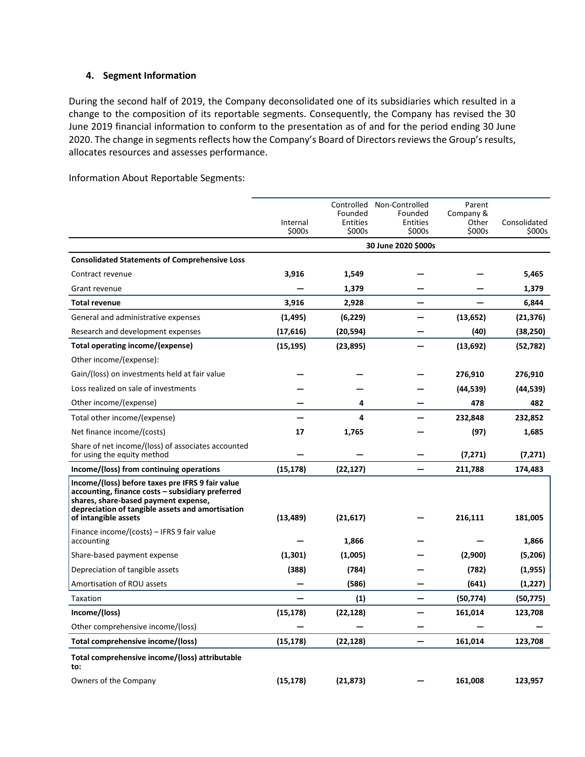## 4. Segment Information

During the second half of 2019, the Company deconsolidated one of its subsidiaries which resulted in a change to the composition of its reportable segments. Consequently, the Company has revised the 30 June 2019 financial information to conform to the presentation as of and for the period ending 30 June 2020. The change in segments reflects how the Company's Board of Directors reviews the Group's results, allocates resources and assesses performance.

Information About Reportable Segments:

| | Internal $000s | Controlled Founded Entities $000s | Non-Controlled Founded Entities $000s | Parent Company & Other $000s | Consolidated $000s |
|---|---|---|---|---|---|
| | | | 30 June 2020 $000s | | |
| **Consolidated Statements of Comprehensive Loss** | | | | | |
| Contract revenue | **3,916** | **1,549** | **—** | **—** | **5,465** |
| Grant revenue | **—** | **1,379** | **—** | **—** | **1,379** |
| **Total revenue** | **3,916** | **2,928** | **—** | **—** | **6,844** |
| General and administrative expenses | **(1,495)** | **(6,229)** | **—** | **(13,652)** | **(21,376)** |
| Research and development expenses | **(17,616)** | **(20,594)** | **—** | **(40)** | **(38,250)** |
| **Total operating income/(expense)** | **(15,195)** | **(23,895)** | **—** | **(13,692)** | **(52,782)** |
| Other income/(expense): | | | | | |
| Gain/(loss) on investments held at fair value | **—** | **—** | **—** | **276,910** | **276,910** |
| Loss realized on sale of investments | **—** | **—** | **—** | **(44,539)** | **(44,539)** |
| Other income/(expense) | **—** | **4** | **—** | **478** | **482** |
| Total other income/(expense) | **—** | **4** | **—** | **232,848** | **232,852** |
| Net finance income/(costs) | **17** | **1,765** | **—** | **(97)** | **1,685** |
| Share of net income/(loss) of associates accounted for using the equity method | **—** | **—** | **—** | **(7,271)** | **(7,271)** |
| **Income/(loss) from continuing operations** | **(15,178)** | **(22,127)** | **—** | **211,788** | **174,483** |
| **Income/(loss) before taxes pre IFRS 9 fair value accounting, finance costs – subsidiary preferred shares, share-based payment expense, depreciation of tangible assets and amortisation of intangible assets** | **(13,489)** | **(21,617)** | **—** | **216,111** | **181,005** |
| Finance income/(costs) – IFRS 9 fair value accounting | **—** | **1,866** | **—** | **—** | **1,866** |
| Share-based payment expense | **(1,301)** | **(1,005)** | **—** | **(2,900)** | **(5,206)** |
| Depreciation of tangible assets | **(388)** | **(784)** | **—** | **(782)** | **(1,955)** |
| Amortisation of ROU assets | **—** | **(586)** | **—** | **(641)** | **(1,227)** |
| Taxation | **—** | **(1)** | **—** | **(50,774)** | **(50,775)** |
| **Income/(loss)** | **(15,178)** | **(22,128)** | **—** | **161,014** | **123,708** |
| Other comprehensive income/(loss) | **—** | **—** | **—** | **—** | **—** |
| **Total comprehensive income/(loss)** | **(15,178)** | **(22,128)** | **—** | **161,014** | **123,708** |
| **Total comprehensive income/(loss) attributable to:** | | | | | |
| Owners of the Company | **(15,178)** | **(21,873)** | **—** | **161,008** | **123,957** |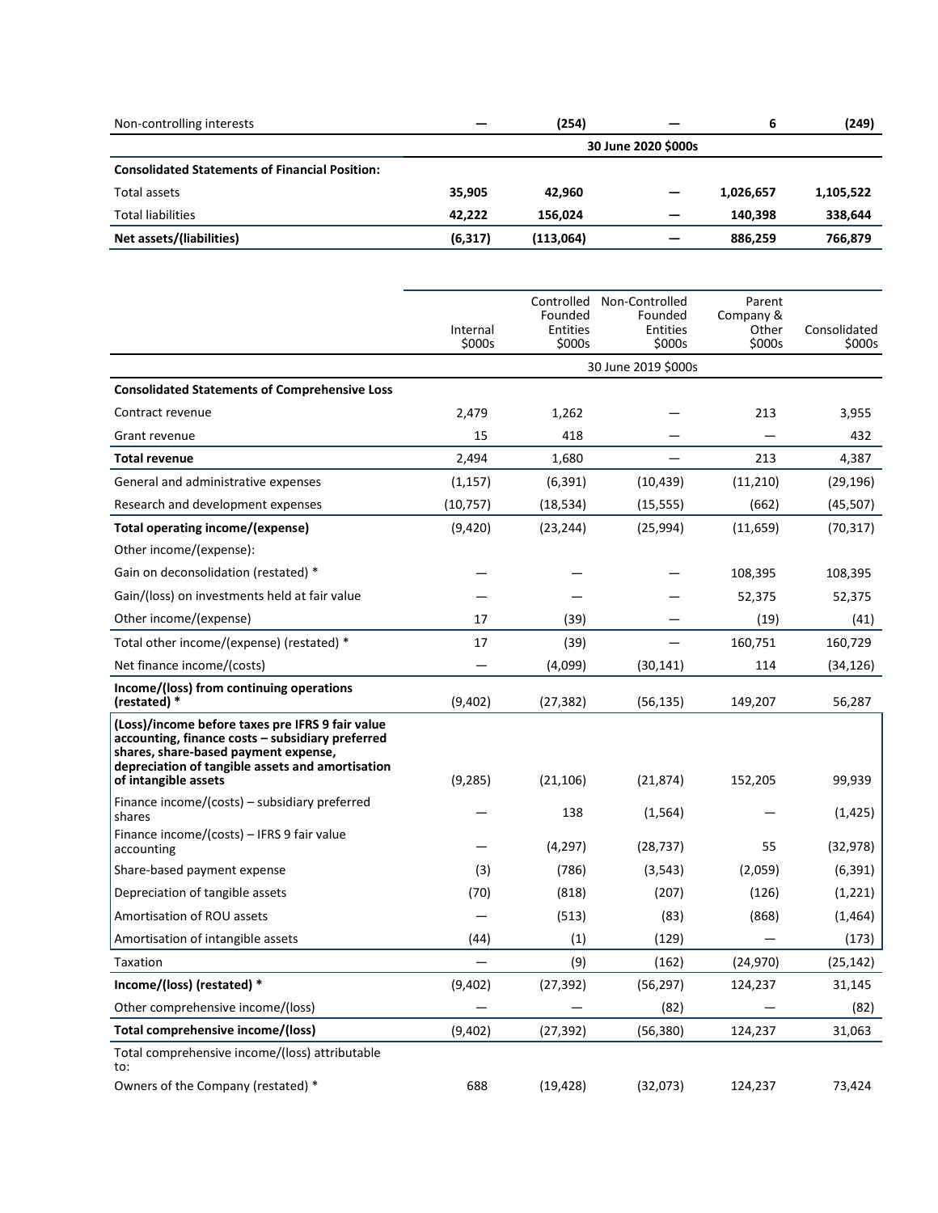| | | | | | |
|---|---|---|---|---|---|
| Non-controlling interests | **—** | **(254)** | **—** | **6** | **(249)** |
| | | | **30 June 2020 $000s** | | |
| **Consolidated Statements of Financial Position:** | | | | | |
| Total assets | **35,905** | **42,960** | **—** | **1,026,657** | **1,105,522** |
| Total liabilities | **42,222** | **156,024** | **—** | **140,398** | **338,644** |
| **Net assets/(liabilities)** | **(6,317)** | **(113,064)** | **—** | **886,259** | **766,879** |

| | Internal $000s | Controlled Founded Entities $000s | Non-Controlled Founded Entities $000s | Parent Company & Other $000s | Consolidated $000s |
|---|---|---|---|---|---|
| | | | 30 June 2019 $000s | | |
| **Consolidated Statements of Comprehensive Loss** | | | | | |
| Contract revenue | 2,479 | 1,262 | — | 213 | 3,955 |
| Grant revenue | 15 | 418 | — | — | 432 |
| **Total revenue** | 2,494 | 1,680 | — | 213 | 4,387 |
| General and administrative expenses | (1,157) | (6,391) | (10,439) | (11,210) | (29,196) |
| Research and development expenses | (10,757) | (18,534) | (15,555) | (662) | (45,507) |
| **Total operating income/(expense)** | (9,420) | (23,244) | (25,994) | (11,659) | (70,317) |
| Other income/(expense): | | | | | |
| Gain on deconsolidation (restated) * | — | — | — | 108,395 | 108,395 |
| Gain/(loss) on investments held at fair value | — | — | — | 52,375 | 52,375 |
| Other income/(expense) | 17 | (39) | — | (19) | (41) |
| Total other income/(expense) (restated) * | 17 | (39) | — | 160,751 | 160,729 |
| Net finance income/(costs) | — | (4,099) | (30,141) | 114 | (34,126) |
| **Income/(loss) from continuing operations (restated) *** | (9,402) | (27,382) | (56,135) | 149,207 | 56,287 |
| **(Loss)/income before taxes pre IFRS 9 fair value accounting, finance costs – subsidiary preferred shares, share-based payment expense, depreciation of tangible assets and amortisation of intangible assets** | (9,285) | (21,106) | (21,874) | 152,205 | 99,939 |
| Finance income/(costs) – subsidiary preferred shares | — | 138 | (1,564) | — | (1,425) |
| Finance income/(costs) – IFRS 9 fair value accounting | — | (4,297) | (28,737) | 55 | (32,978) |
| Share-based payment expense | (3) | (786) | (3,543) | (2,059) | (6,391) |
| Depreciation of tangible assets | (70) | (818) | (207) | (126) | (1,221) |
| Amortisation of ROU assets | — | (513) | (83) | (868) | (1,464) |
| Amortisation of intangible assets | (44) | (1) | (129) | — | (173) |
| Taxation | — | (9) | (162) | (24,970) | (25,142) |
| **Income/(loss) (restated) *** | (9,402) | (27,392) | (56,297) | 124,237 | 31,145 |
| Other comprehensive income/(loss) | — | — | (82) | — | (82) |
| **Total comprehensive income/(loss)** | (9,402) | (27,392) | (56,380) | 124,237 | 31,063 |
| Total comprehensive income/(loss) attributable to: | | | | | |
| Owners of the Company (restated) * | 688 | (19,428) | (32,073) | 124,237 | 73,424 |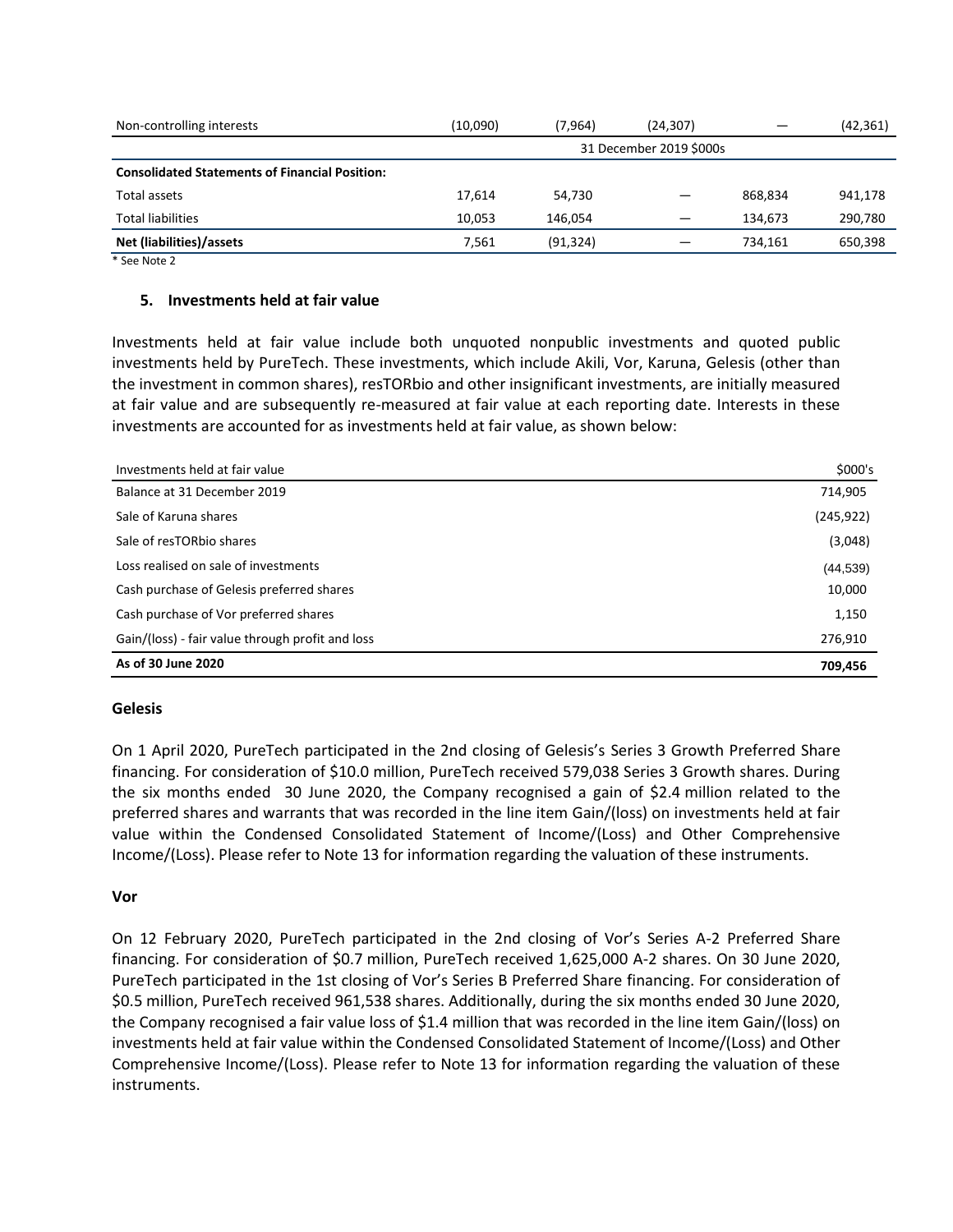| | | | | | |
|---|---|---|---|---|---|
| Non-controlling interests | (10,090) | (7,964) | (24,307) | — | (42,361) |
| | 31 December 2019 $000s | | | | |
| **Consolidated Statements of Financial Position:** | | | | | |
| Total assets | 17,614 | 54,730 | — | 868,834 | 941,178 |
| Total liabilities | 10,053 | 146,054 | — | 134,673 | 290,780 |
| **Net (liabilities)/assets** | 7,561 | (91,324) | — | 734,161 | 650,398 |

* See Note 2

## 5. Investments held at fair value

Investments held at fair value include both unquoted nonpublic investments and quoted public investments held by PureTech. These investments, which include Akili, Vor, Karuna, Gelesis (other than the investment in common shares), resTORbio and other insignificant investments, are initially measured at fair value and are subsequently re-measured at fair value at each reporting date. Interests in these investments are accounted for as investments held at fair value, as shown below:

| Investments held at fair value | $000's |
|---|---|
| Balance at 31 December 2019 | 714,905 |
| Sale of Karuna shares | (245,922) |
| Sale of resTORbio shares | (3,048) |
| Loss realised on sale of investments | (44,539) |
| Cash purchase of Gelesis preferred shares | 10,000 |
| Cash purchase of Vor preferred shares | 1,150 |
| Gain/(loss) - fair value through profit and loss | 276,910 |
| **As of 30 June 2020** | **709,456** |

### Gelesis

On 1 April 2020, PureTech participated in the 2nd closing of Gelesis's Series 3 Growth Preferred Share financing. For consideration of $10.0 million, PureTech received 579,038 Series 3 Growth shares. During the six months ended 30 June 2020, the Company recognised a gain of $2.4 million related to the preferred shares and warrants that was recorded in the line item Gain/(loss) on investments held at fair value within the Condensed Consolidated Statement of Income/(Loss) and Other Comprehensive Income/(Loss). Please refer to Note 13 for information regarding the valuation of these instruments.

### Vor

On 12 February 2020, PureTech participated in the 2nd closing of Vor's Series A-2 Preferred Share financing. For consideration of $0.7 million, PureTech received 1,625,000 A-2 shares. On 30 June 2020, PureTech participated in the 1st closing of Vor's Series B Preferred Share financing. For consideration of $0.5 million, PureTech received 961,538 shares. Additionally, during the six months ended 30 June 2020, the Company recognised a fair value loss of $1.4 million that was recorded in the line item Gain/(loss) on investments held at fair value within the Condensed Consolidated Statement of Income/(Loss) and Other Comprehensive Income/(Loss). Please refer to Note 13 for information regarding the valuation of these instruments.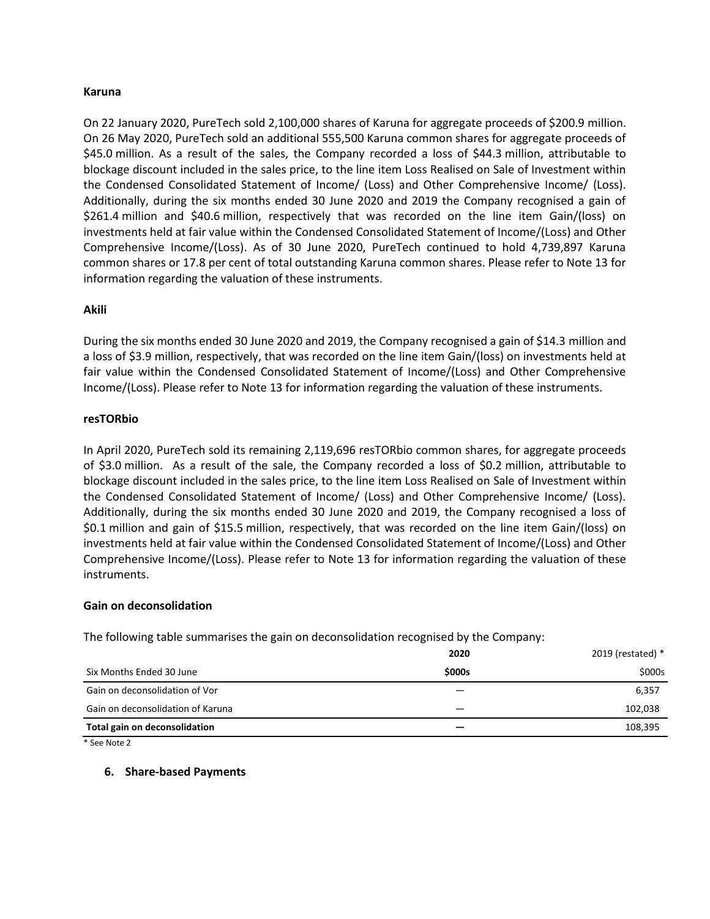### Karuna

On 22 January 2020, PureTech sold 2,100,000 shares of Karuna for aggregate proceeds of $200.9 million. On 26 May 2020, PureTech sold an additional 555,500 Karuna common shares for aggregate proceeds of $45.0 million. As a result of the sales, the Company recorded a loss of $44.3 million, attributable to blockage discount included in the sales price, to the line item Loss Realised on Sale of Investment within the Condensed Consolidated Statement of Income/ (Loss) and Other Comprehensive Income/ (Loss). Additionally, during the six months ended 30 June 2020 and 2019 the Company recognised a gain of $261.4 million and $40.6 million, respectively that was recorded on the line item Gain/(loss) on investments held at fair value within the Condensed Consolidated Statement of Income/(Loss) and Other Comprehensive Income/(Loss). As of 30 June 2020, PureTech continued to hold 4,739,897 Karuna common shares or 17.8 per cent of total outstanding Karuna common shares. Please refer to Note 13 for information regarding the valuation of these instruments.

### Akili

During the six months ended 30 June 2020 and 2019, the Company recognised a gain of $14.3 million and a loss of $3.9 million, respectively, that was recorded on the line item Gain/(loss) on investments held at fair value within the Condensed Consolidated Statement of Income/(Loss) and Other Comprehensive Income/(Loss). Please refer to Note 13 for information regarding the valuation of these instruments.

### resTORbio

In April 2020, PureTech sold its remaining 2,119,696 resTORbio common shares, for aggregate proceeds of $3.0 million. As a result of the sale, the Company recorded a loss of $0.2 million, attributable to blockage discount included in the sales price, to the line item Loss Realised on Sale of Investment within the Condensed Consolidated Statement of Income/ (Loss) and Other Comprehensive Income/ (Loss). Additionally, during the six months ended 30 June 2020 and 2019, the Company recognised a loss of $0.1 million and gain of $15.5 million, respectively, that was recorded on the line item Gain/(loss) on investments held at fair value within the Condensed Consolidated Statement of Income/(Loss) and Other Comprehensive Income/(Loss). Please refer to Note 13 for information regarding the valuation of these instruments.

### Gain on deconsolidation

The following table summarises the gain on deconsolidation recognised by the Company:

| | **2020** | 2019 (restated) * |
|---|---|---|
| Six Months Ended 30 June | **$000s** | $000s |
| Gain on deconsolidation of Vor | — | 6,357 |
| Gain on deconsolidation of Karuna | — | 102,038 |
| **Total gain on deconsolidation** | **—** | 108,395 |

* See Note 2

## 6. Share-based Payments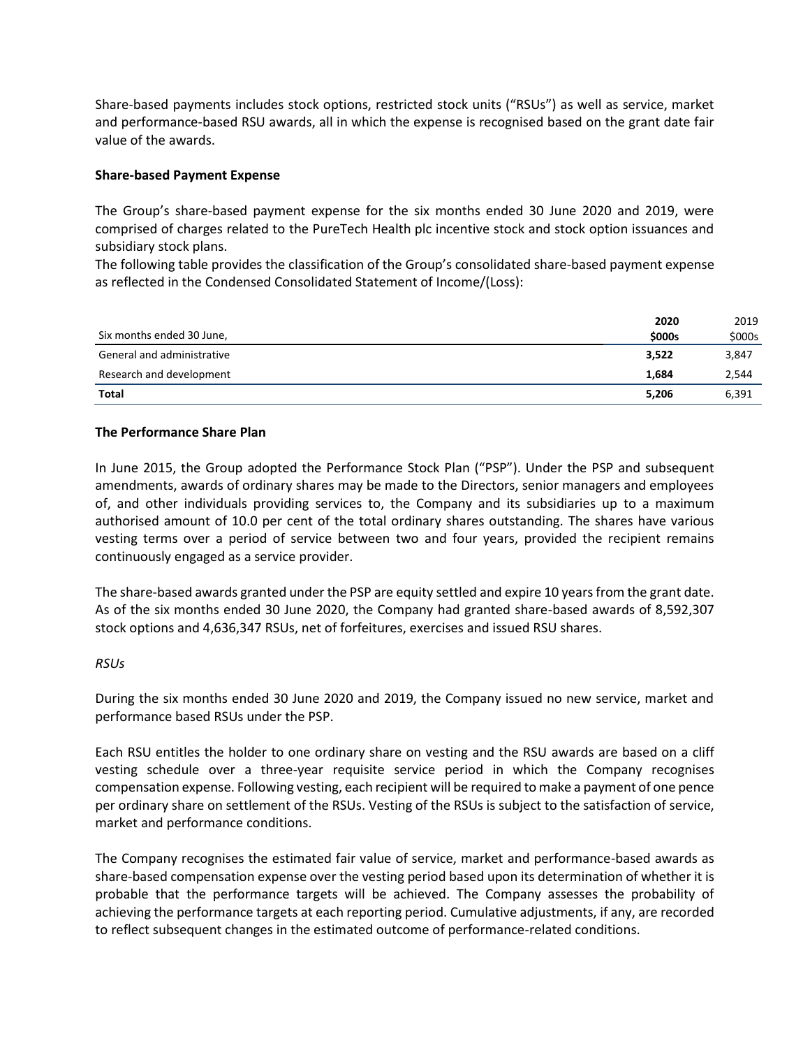Share-based payments includes stock options, restricted stock units ("RSUs") as well as service, market and performance-based RSU awards, all in which the expense is recognised based on the grant date fair value of the awards.

**Share-based Payment Expense**

The Group's share-based payment expense for the six months ended 30 June 2020 and 2019, were comprised of charges related to the PureTech Health plc incentive stock and stock option issuances and subsidiary stock plans.

The following table provides the classification of the Group's consolidated share-based payment expense as reflected in the Condensed Consolidated Statement of Income/(Loss):

| Six months ended 30 June, | **2020** **$000s** | 2019 $000s |
|---|---|---|
| General and administrative | **3,522** | 3,847 |
| Research and development | **1,684** | 2,544 |
| **Total** | **5,206** | 6,391 |

**The Performance Share Plan**

In June 2015, the Group adopted the Performance Stock Plan ("PSP"). Under the PSP and subsequent amendments, awards of ordinary shares may be made to the Directors, senior managers and employees of, and other individuals providing services to, the Company and its subsidiaries up to a maximum authorised amount of 10.0 per cent of the total ordinary shares outstanding. The shares have various vesting terms over a period of service between two and four years, provided the recipient remains continuously engaged as a service provider.

The share-based awards granted under the PSP are equity settled and expire 10 years from the grant date. As of the six months ended 30 June 2020, the Company had granted share-based awards of 8,592,307 stock options and 4,636,347 RSUs, net of forfeitures, exercises and issued RSU shares.

*RSUs*

During the six months ended 30 June 2020 and 2019, the Company issued no new service, market and performance based RSUs under the PSP.

Each RSU entitles the holder to one ordinary share on vesting and the RSU awards are based on a cliff vesting schedule over a three-year requisite service period in which the Company recognises compensation expense. Following vesting, each recipient will be required to make a payment of one pence per ordinary share on settlement of the RSUs. Vesting of the RSUs is subject to the satisfaction of service, market and performance conditions.

The Company recognises the estimated fair value of service, market and performance-based awards as share-based compensation expense over the vesting period based upon its determination of whether it is probable that the performance targets will be achieved. The Company assesses the probability of achieving the performance targets at each reporting period. Cumulative adjustments, if any, are recorded to reflect subsequent changes in the estimated outcome of performance-related conditions.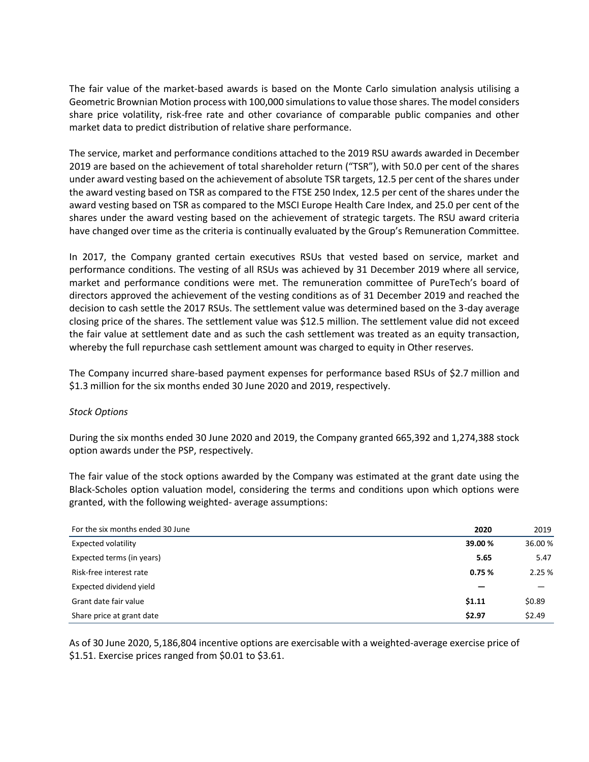The fair value of the market-based awards is based on the Monte Carlo simulation analysis utilising a Geometric Brownian Motion process with 100,000 simulations to value those shares. The model considers share price volatility, risk-free rate and other covariance of comparable public companies and other market data to predict distribution of relative share performance.

The service, market and performance conditions attached to the 2019 RSU awards awarded in December 2019 are based on the achievement of total shareholder return ("TSR"), with 50.0 per cent of the shares under award vesting based on the achievement of absolute TSR targets, 12.5 per cent of the shares under the award vesting based on TSR as compared to the FTSE 250 Index, 12.5 per cent of the shares under the award vesting based on TSR as compared to the MSCI Europe Health Care Index, and 25.0 per cent of the shares under the award vesting based on the achievement of strategic targets. The RSU award criteria have changed over time as the criteria is continually evaluated by the Group's Remuneration Committee.

In 2017, the Company granted certain executives RSUs that vested based on service, market and performance conditions. The vesting of all RSUs was achieved by 31 December 2019 where all service, market and performance conditions were met. The remuneration committee of PureTech's board of directors approved the achievement of the vesting conditions as of 31 December 2019 and reached the decision to cash settle the 2017 RSUs. The settlement value was determined based on the 3-day average closing price of the shares. The settlement value was $12.5 million. The settlement value did not exceed the fair value at settlement date and as such the cash settlement was treated as an equity transaction, whereby the full repurchase cash settlement amount was charged to equity in Other reserves.

The Company incurred share-based payment expenses for performance based RSUs of $2.7 million and $1.3 million for the six months ended 30 June 2020 and 2019, respectively.

*Stock Options*

During the six months ended 30 June 2020 and 2019, the Company granted 665,392 and 1,274,388 stock option awards under the PSP, respectively.

The fair value of the stock options awarded by the Company was estimated at the grant date using the Black-Scholes option valuation model, considering the terms and conditions upon which options were granted, with the following weighted- average assumptions:

| For the six months ended 30 June | **2020** | 2019 |
|---|---|---|
| Expected volatility | **39.00 %** | 36.00 % |
| Expected terms (in years) | **5.65** | 5.47 |
| Risk-free interest rate | **0.75 %** | 2.25 % |
| Expected dividend yield | **—** | — |
| Grant date fair value | **$1.11** | $0.89 |
| Share price at grant date | **$2.97** | $2.49 |

As of 30 June 2020, 5,186,804 incentive options are exercisable with a weighted-average exercise price of $1.51. Exercise prices ranged from $0.01 to $3.61.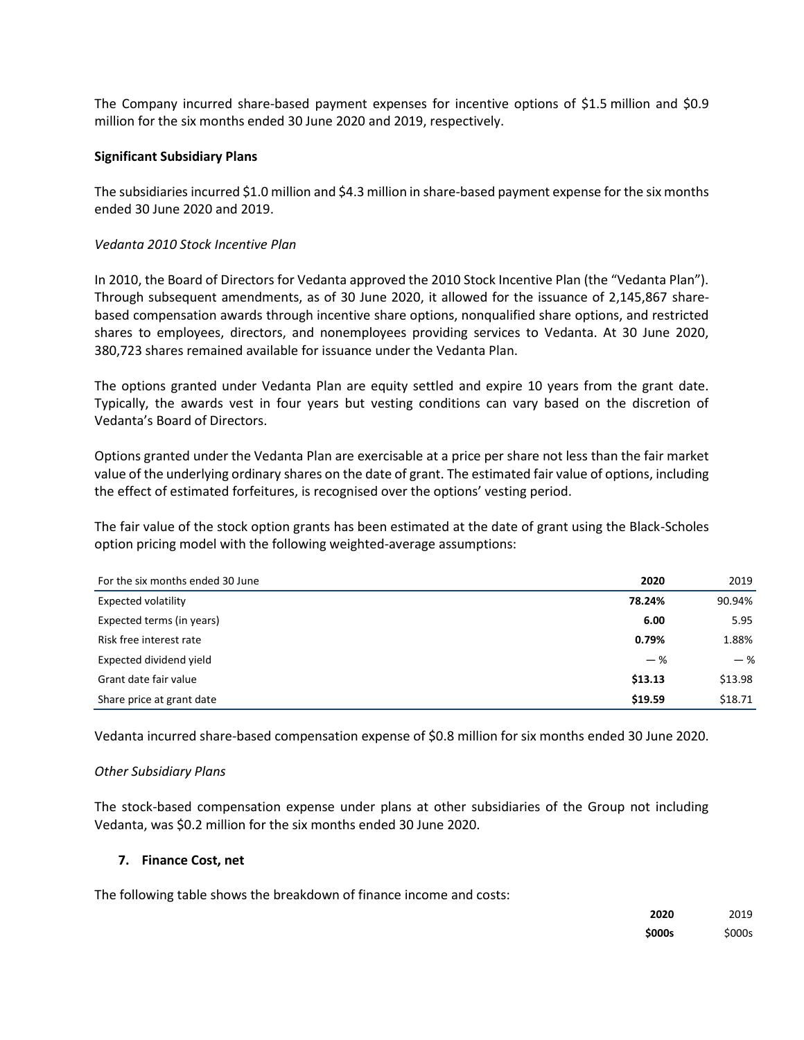The Company incurred share-based payment expenses for incentive options of $1.5 million and $0.9 million for the six months ended 30 June 2020 and 2019, respectively.

**Significant Subsidiary Plans**

The subsidiaries incurred $1.0 million and $4.3 million in share-based payment expense for the six months ended 30 June 2020 and 2019.

*Vedanta 2010 Stock Incentive Plan*

In 2010, the Board of Directors for Vedanta approved the 2010 Stock Incentive Plan (the "Vedanta Plan"). Through subsequent amendments, as of 30 June 2020, it allowed for the issuance of 2,145,867 share-based compensation awards through incentive share options, nonqualified share options, and restricted shares to employees, directors, and nonemployees providing services to Vedanta. At 30 June 2020, 380,723 shares remained available for issuance under the Vedanta Plan.

The options granted under Vedanta Plan are equity settled and expire 10 years from the grant date. Typically, the awards vest in four years but vesting conditions can vary based on the discretion of Vedanta's Board of Directors.

Options granted under the Vedanta Plan are exercisable at a price per share not less than the fair market value of the underlying ordinary shares on the date of grant. The estimated fair value of options, including the effect of estimated forfeitures, is recognised over the options' vesting period.

The fair value of the stock option grants has been estimated at the date of grant using the Black-Scholes option pricing model with the following weighted-average assumptions:

| For the six months ended 30 June | **2020** | 2019 |
|---|---|---|
| Expected volatility | **78.24%** | 90.94% |
| Expected terms (in years) | **6.00** | 5.95 |
| Risk free interest rate | **0.79%** | 1.88% |
| Expected dividend yield | **— %** | — % |
| Grant date fair value | **$13.13** | $13.98 |
| Share price at grant date | **$19.59** | $18.71 |

Vedanta incurred share-based compensation expense of $0.8 million for six months ended 30 June 2020.

*Other Subsidiary Plans*

The stock-based compensation expense under plans at other subsidiaries of the Group not including Vedanta, was $0.2 million for the six months ended 30 June 2020.

### 7. Finance Cost, net

The following table shows the breakdown of finance income and costs:

| | **2020** | 2019 |
|---|---|---|
| | **$000s** | $000s |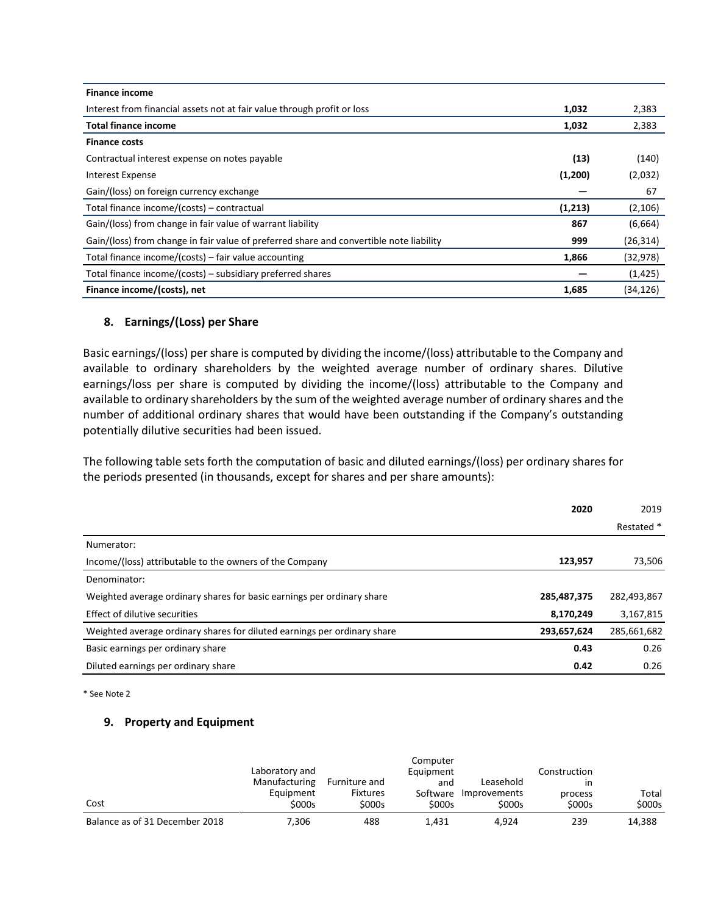| | | |
|---|---|---|
| **Finance income** | | |
| Interest from financial assets not at fair value through profit or loss | **1,032** | 2,383 |
| **Total finance income** | **1,032** | 2,383 |
| **Finance costs** | | |
| Contractual interest expense on notes payable | **(13)** | (140) |
| Interest Expense | **(1,200)** | (2,032) |
| Gain/(loss) on foreign currency exchange | **—** | 67 |
| Total finance income/(costs) – contractual | **(1,213)** | (2,106) |
| Gain/(loss) from change in fair value of warrant liability | **867** | (6,664) |
| Gain/(loss) from change in fair value of preferred share and convertible note liability | **999** | (26,314) |
| Total finance income/(costs) – fair value accounting | **1,866** | (32,978) |
| Total finance income/(costs) – subsidiary preferred shares | **—** | (1,425) |
| **Finance income/(costs), net** | **1,685** | (34,126) |

## 8. Earnings/(Loss) per Share

Basic earnings/(loss) per share is computed by dividing the income/(loss) attributable to the Company and available to ordinary shareholders by the weighted average number of ordinary shares. Dilutive earnings/loss per share is computed by dividing the income/(loss) attributable to the Company and available to ordinary shareholders by the sum of the weighted average number of ordinary shares and the number of additional ordinary shares that would have been outstanding if the Company's outstanding potentially dilutive securities had been issued.

The following table sets forth the computation of basic and diluted earnings/(loss) per ordinary shares for the periods presented (in thousands, except for shares and per share amounts):

| | **2020** | 2019 Restated * |
|---|---|---|
| Numerator: | | |
| Income/(loss) attributable to the owners of the Company | **123,957** | 73,506 |
| Denominator: | | |
| Weighted average ordinary shares for basic earnings per ordinary share | **285,487,375** | 282,493,867 |
| Effect of dilutive securities | **8,170,249** | 3,167,815 |
| Weighted average ordinary shares for diluted earnings per ordinary share | **293,657,624** | 285,661,682 |
| Basic earnings per ordinary share | **0.43** | 0.26 |
| Diluted earnings per ordinary share | **0.42** | 0.26 |

* See Note 2

## 9. Property and Equipment

| Cost | Laboratory and Manufacturing Equipment $000s | Furniture and Fixtures $000s | Computer Equipment and Software $000s | Leasehold Improvements $000s | Construction in process $000s | Total $000s |
|---|---|---|---|---|---|---|
| Balance as of 31 December 2018 | 7,306 | 488 | 1,431 | 4,924 | 239 | 14,388 |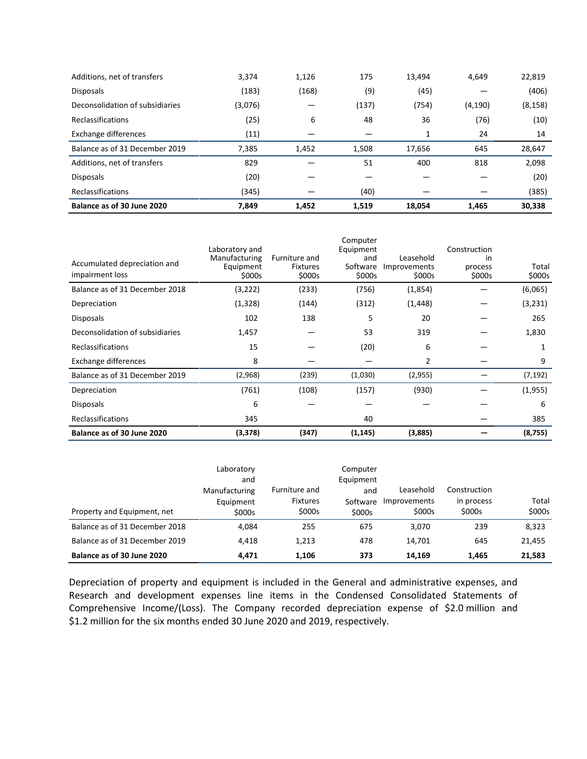| | | | | | | |
|---|---|---|---|---|---|---|
| Additions, net of transfers | 3,374 | 1,126 | 175 | 13,494 | 4,649 | 22,819 |
| Disposals | (183) | (168) | (9) | (45) | — | (406) |
| Deconsolidation of subsidiaries | (3,076) | — | (137) | (754) | (4,190) | (8,158) |
| Reclassifications | (25) | 6 | 48 | 36 | (76) | (10) |
| Exchange differences | (11) | — | — | 1 | 24 | 14 |
| Balance as of 31 December 2019 | 7,385 | 1,452 | 1,508 | 17,656 | 645 | 28,647 |
| Additions, net of transfers | 829 | — | 51 | 400 | 818 | 2,098 |
| Disposals | (20) | — | — | — | — | (20) |
| Reclassifications | (345) | — | (40) | — | — | (385) |
| **Balance as of 30 June 2020** | **7,849** | **1,452** | **1,519** | **18,054** | **1,465** | **30,338** |

| Accumulated depreciation and impairment loss | Laboratory and Manufacturing Equipment $000s | Furniture and Fixtures $000s | Computer Equipment and Software $000s | Leasehold Improvements $000s | Construction in process $000s | Total $000s |
|---|---|---|---|---|---|---|
| Balance as of 31 December 2018 | (3,222) | (233) | (756) | (1,854) | — | (6,065) |
| Depreciation | (1,328) | (144) | (312) | (1,448) | — | (3,231) |
| Disposals | 102 | 138 | 5 | 20 | — | 265 |
| Deconsolidation of subsidiaries | 1,457 | — | 53 | 319 | — | 1,830 |
| Reclassifications | 15 | — | (20) | 6 | — | 1 |
| Exchange differences | 8 | — | — | 2 | — | 9 |
| Balance as of 31 December 2019 | (2,968) | (239) | (1,030) | (2,955) | — | (7,192) |
| Depreciation | (761) | (108) | (157) | (930) | — | (1,955) |
| Disposals | 6 | — | — | — | — | 6 |
| Reclassifications | 345 | | 40 | | — | 385 |
| **Balance as of 30 June 2020** | **(3,378)** | **(347)** | **(1,145)** | **(3,885)** | **—** | **(8,755)** |

| Property and Equipment, net | Laboratory and Manufacturing Equipment $000s | Furniture and Fixtures $000s | Computer Equipment and Software $000s | Leasehold Improvements $000s | Construction in process $000s | Total $000s |
|---|---|---|---|---|---|---|
| Balance as of 31 December 2018 | 4,084 | 255 | 675 | 3,070 | 239 | 8,323 |
| Balance as of 31 December 2019 | 4,418 | 1,213 | 478 | 14,701 | 645 | 21,455 |
| **Balance as of 30 June 2020** | **4,471** | **1,106** | **373** | **14,169** | **1,465** | **21,583** |

Depreciation of property and equipment is included in the General and administrative expenses, and Research and development expenses line items in the Condensed Consolidated Statements of Comprehensive Income/(Loss). The Company recorded depreciation expense of $2.0 million and $1.2 million for the six months ended 30 June 2020 and 2019, respectively.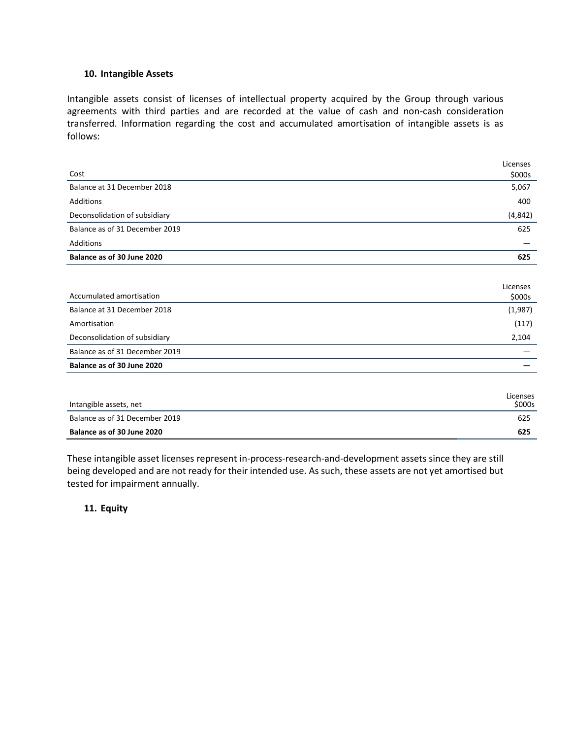### 10. Intangible Assets

Intangible assets consist of licenses of intellectual property acquired by the Group through various agreements with third parties and are recorded at the value of cash and non-cash consideration transferred. Information regarding the cost and accumulated amortisation of intangible assets is as follows:

| Cost | Licenses $000s |
|---|---|
| Balance at 31 December 2018 | 5,067 |
| Additions | 400 |
| Deconsolidation of subsidiary | (4,842) |
| Balance as of 31 December 2019 | 625 |
| Additions | — |
| **Balance as of 30 June 2020** | **625** |

| Accumulated amortisation | Licenses $000s |
|---|---|
| Balance at 31 December 2018 | (1,987) |
| Amortisation | (117) |
| Deconsolidation of subsidiary | 2,104 |
| Balance as of 31 December 2019 | — |
| **Balance as of 30 June 2020** | **—** |

| Intangible assets, net | Licenses $000s |
|---|---|
| Balance as of 31 December 2019 | 625 |
| **Balance as of 30 June 2020** | **625** |

These intangible asset licenses represent in-process-research-and-development assets since they are still being developed and are not ready for their intended use. As such, these assets are not yet amortised but tested for impairment annually.

### 11. Equity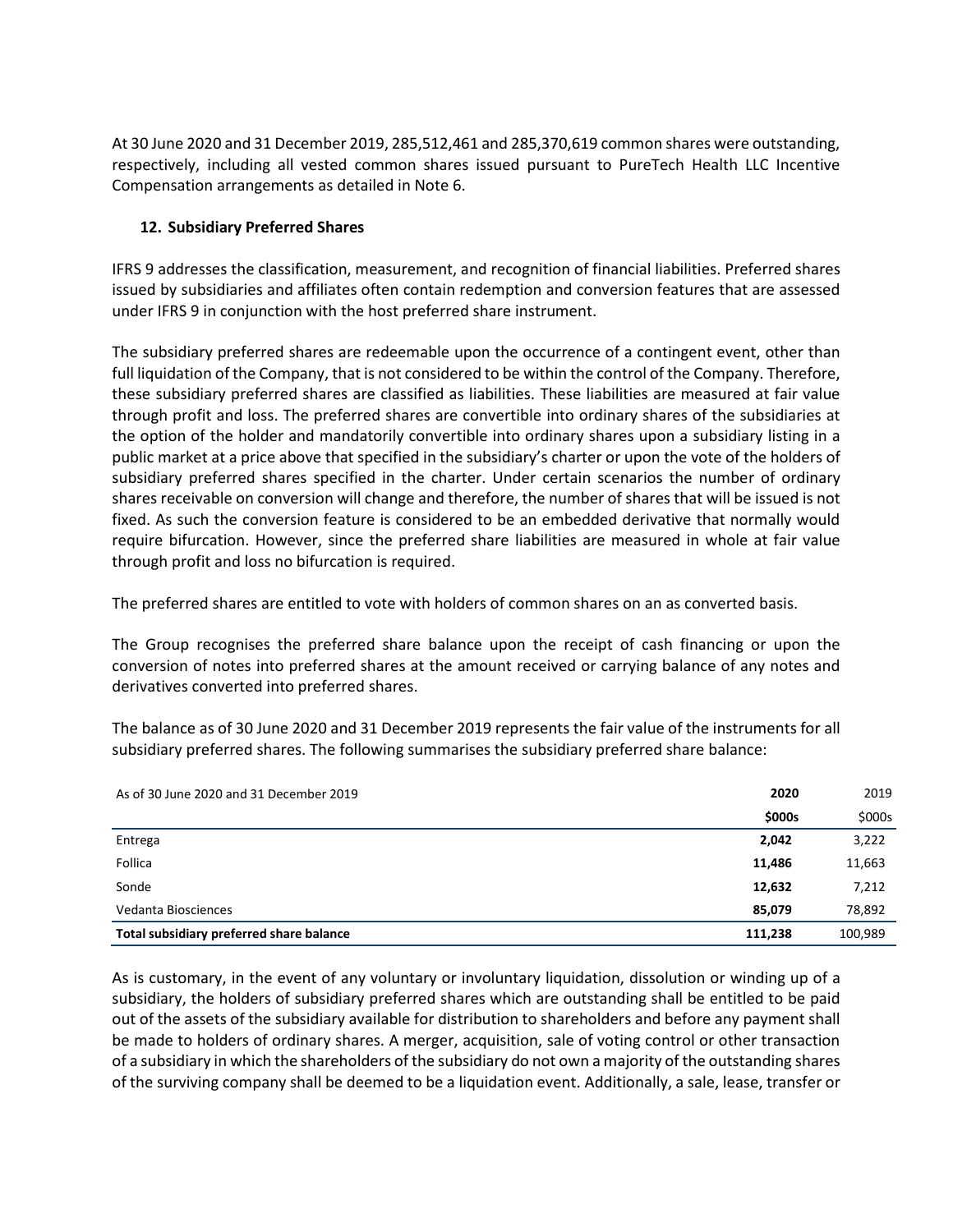At 30 June 2020 and 31 December 2019, 285,512,461 and 285,370,619 common shares were outstanding, respectively, including all vested common shares issued pursuant to PureTech Health LLC Incentive Compensation arrangements as detailed in Note 6.

## 12. Subsidiary Preferred Shares

IFRS 9 addresses the classification, measurement, and recognition of financial liabilities. Preferred shares issued by subsidiaries and affiliates often contain redemption and conversion features that are assessed under IFRS 9 in conjunction with the host preferred share instrument.

The subsidiary preferred shares are redeemable upon the occurrence of a contingent event, other than full liquidation of the Company, that is not considered to be within the control of the Company. Therefore, these subsidiary preferred shares are classified as liabilities. These liabilities are measured at fair value through profit and loss. The preferred shares are convertible into ordinary shares of the subsidiaries at the option of the holder and mandatorily convertible into ordinary shares upon a subsidiary listing in a public market at a price above that specified in the subsidiary's charter or upon the vote of the holders of subsidiary preferred shares specified in the charter. Under certain scenarios the number of ordinary shares receivable on conversion will change and therefore, the number of shares that will be issued is not fixed. As such the conversion feature is considered to be an embedded derivative that normally would require bifurcation. However, since the preferred share liabilities are measured in whole at fair value through profit and loss no bifurcation is required.

The preferred shares are entitled to vote with holders of common shares on an as converted basis.

The Group recognises the preferred share balance upon the receipt of cash financing or upon the conversion of notes into preferred shares at the amount received or carrying balance of any notes and derivatives converted into preferred shares.

The balance as of 30 June 2020 and 31 December 2019 represents the fair value of the instruments for all subsidiary preferred shares. The following summarises the subsidiary preferred share balance:

| As of 30 June 2020 and 31 December 2019 | **2020** | 2019 |
|---|---|---|
| | **$000s** | $000s |
| Entrega | **2,042** | 3,222 |
| Follica | **11,486** | 11,663 |
| Sonde | **12,632** | 7,212 |
| Vedanta Biosciences | **85,079** | 78,892 |
| **Total subsidiary preferred share balance** | **111,238** | 100,989 |

As is customary, in the event of any voluntary or involuntary liquidation, dissolution or winding up of a subsidiary, the holders of subsidiary preferred shares which are outstanding shall be entitled to be paid out of the assets of the subsidiary available for distribution to shareholders and before any payment shall be made to holders of ordinary shares. A merger, acquisition, sale of voting control or other transaction of a subsidiary in which the shareholders of the subsidiary do not own a majority of the outstanding shares of the surviving company shall be deemed to be a liquidation event. Additionally, a sale, lease, transfer or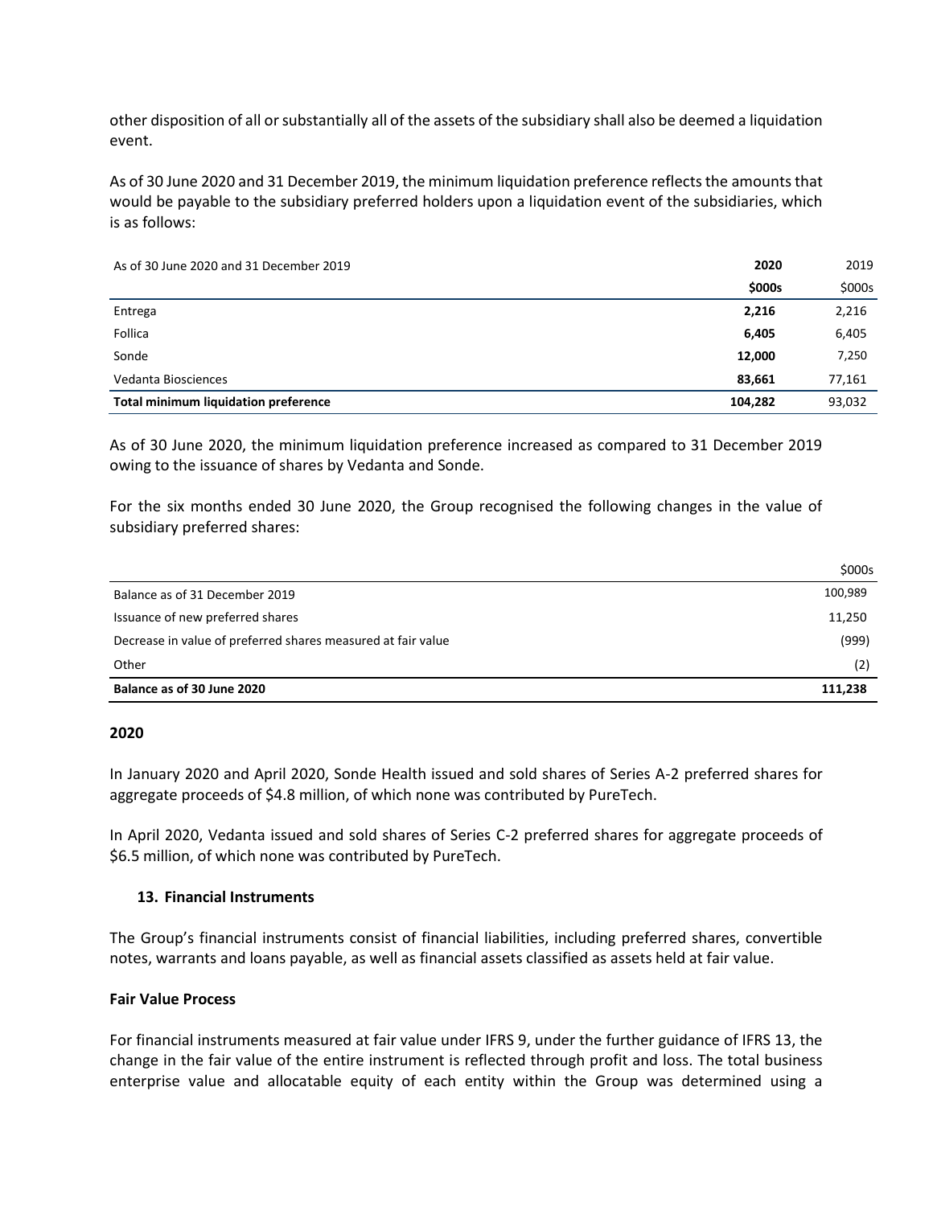other disposition of all or substantially all of the assets of the subsidiary shall also be deemed a liquidation event.

As of 30 June 2020 and 31 December 2019, the minimum liquidation preference reflects the amounts that would be payable to the subsidiary preferred holders upon a liquidation event of the subsidiaries, which is as follows:

| As of 30 June 2020 and 31 December 2019 | **2020** | 2019 |
|---|---|---|
| | **$000s** | $000s |
| Entrega | **2,216** | 2,216 |
| Follica | **6,405** | 6,405 |
| Sonde | **12,000** | 7,250 |
| Vedanta Biosciences | **83,661** | 77,161 |
| **Total minimum liquidation preference** | **104,282** | 93,032 |

As of 30 June 2020, the minimum liquidation preference increased as compared to 31 December 2019 owing to the issuance of shares by Vedanta and Sonde.

For the six months ended 30 June 2020, the Group recognised the following changes in the value of subsidiary preferred shares:

| | $000s |
|---|---|
| Balance as of 31 December 2019 | 100,989 |
| Issuance of new preferred shares | 11,250 |
| Decrease in value of preferred shares measured at fair value | (999) |
| Other | (2) |
| **Balance as of 30 June 2020** | **111,238** |

**2020**

In January 2020 and April 2020, Sonde Health issued and sold shares of Series A-2 preferred shares for aggregate proceeds of $4.8 million, of which none was contributed by PureTech.

In April 2020, Vedanta issued and sold shares of Series C-2 preferred shares for aggregate proceeds of $6.5 million, of which none was contributed by PureTech.

### 13. Financial Instruments

The Group's financial instruments consist of financial liabilities, including preferred shares, convertible notes, warrants and loans payable, as well as financial assets classified as assets held at fair value.

**Fair Value Process**

For financial instruments measured at fair value under IFRS 9, under the further guidance of IFRS 13, the change in the fair value of the entire instrument is reflected through profit and loss. The total business enterprise value and allocatable equity of each entity within the Group was determined using a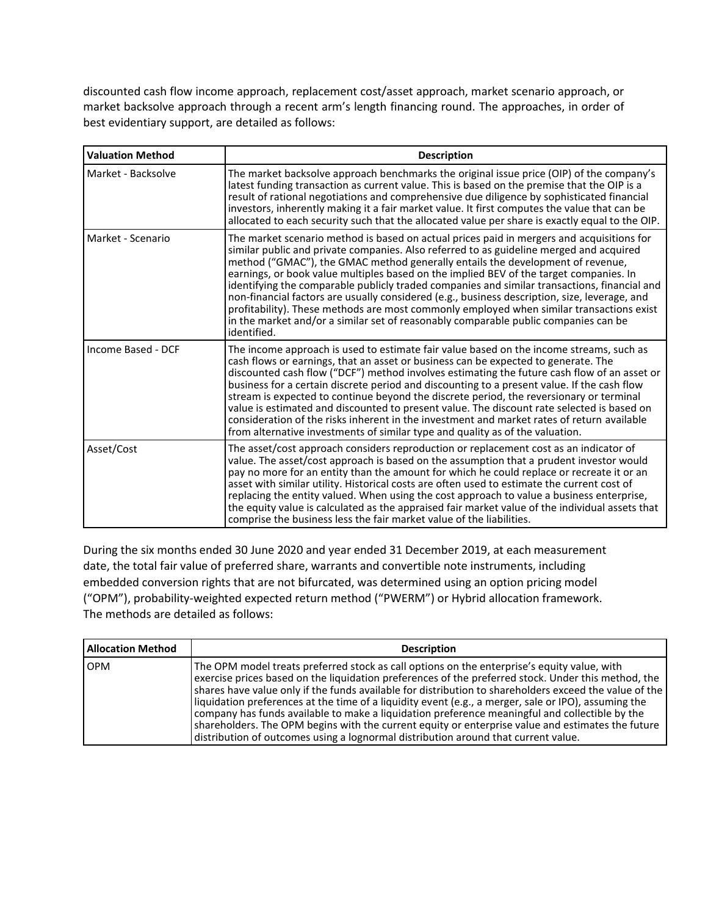discounted cash flow income approach, replacement cost/asset approach, market scenario approach, or market backsolve approach through a recent arm's length financing round. The approaches, in order of best evidentiary support, are detailed as follows:

| Valuation Method | Description |
|---|---|
| Market - Backsolve | The market backsolve approach benchmarks the original issue price (OIP) of the company's latest funding transaction as current value. This is based on the premise that the OIP is a result of rational negotiations and comprehensive due diligence by sophisticated financial investors, inherently making it a fair market value. It first computes the value that can be allocated to each security such that the allocated value per share is exactly equal to the OIP. |
| Market - Scenario | The market scenario method is based on actual prices paid in mergers and acquisitions for similar public and private companies. Also referred to as guideline merged and acquired method ("GMAC"), the GMAC method generally entails the development of revenue, earnings, or book value multiples based on the implied BEV of the target companies. In identifying the comparable publicly traded companies and similar transactions, financial and non-financial factors are usually considered (e.g., business description, size, leverage, and profitability). These methods are most commonly employed when similar transactions exist in the market and/or a similar set of reasonably comparable public companies can be identified. |
| Income Based - DCF | The income approach is used to estimate fair value based on the income streams, such as cash flows or earnings, that an asset or business can be expected to generate. The discounted cash flow ("DCF") method involves estimating the future cash flow of an asset or business for a certain discrete period and discounting to a present value. If the cash flow stream is expected to continue beyond the discrete period, the reversionary or terminal value is estimated and discounted to present value. The discount rate selected is based on consideration of the risks inherent in the investment and market rates of return available from alternative investments of similar type and quality as of the valuation. |
| Asset/Cost | The asset/cost approach considers reproduction or replacement cost as an indicator of value. The asset/cost approach is based on the assumption that a prudent investor would pay no more for an entity than the amount for which he could replace or recreate it or an asset with similar utility. Historical costs are often used to estimate the current cost of replacing the entity valued. When using the cost approach to value a business enterprise, the equity value is calculated as the appraised fair market value of the individual assets that comprise the business less the fair market value of the liabilities. |

During the six months ended 30 June 2020 and year ended 31 December 2019, at each measurement date, the total fair value of preferred share, warrants and convertible note instruments, including embedded conversion rights that are not bifurcated, was determined using an option pricing model ("OPM"), probability-weighted expected return method ("PWERM") or Hybrid allocation framework. The methods are detailed as follows:

| Allocation Method | Description |
|---|---|
| OPM | The OPM model treats preferred stock as call options on the enterprise's equity value, with exercise prices based on the liquidation preferences of the preferred stock. Under this method, the shares have value only if the funds available for distribution to shareholders exceed the value of the liquidation preferences at the time of a liquidity event (e.g., a merger, sale or IPO), assuming the company has funds available to make a liquidation preference meaningful and collectible by the shareholders. The OPM begins with the current equity or enterprise value and estimates the future distribution of outcomes using a lognormal distribution around that current value. |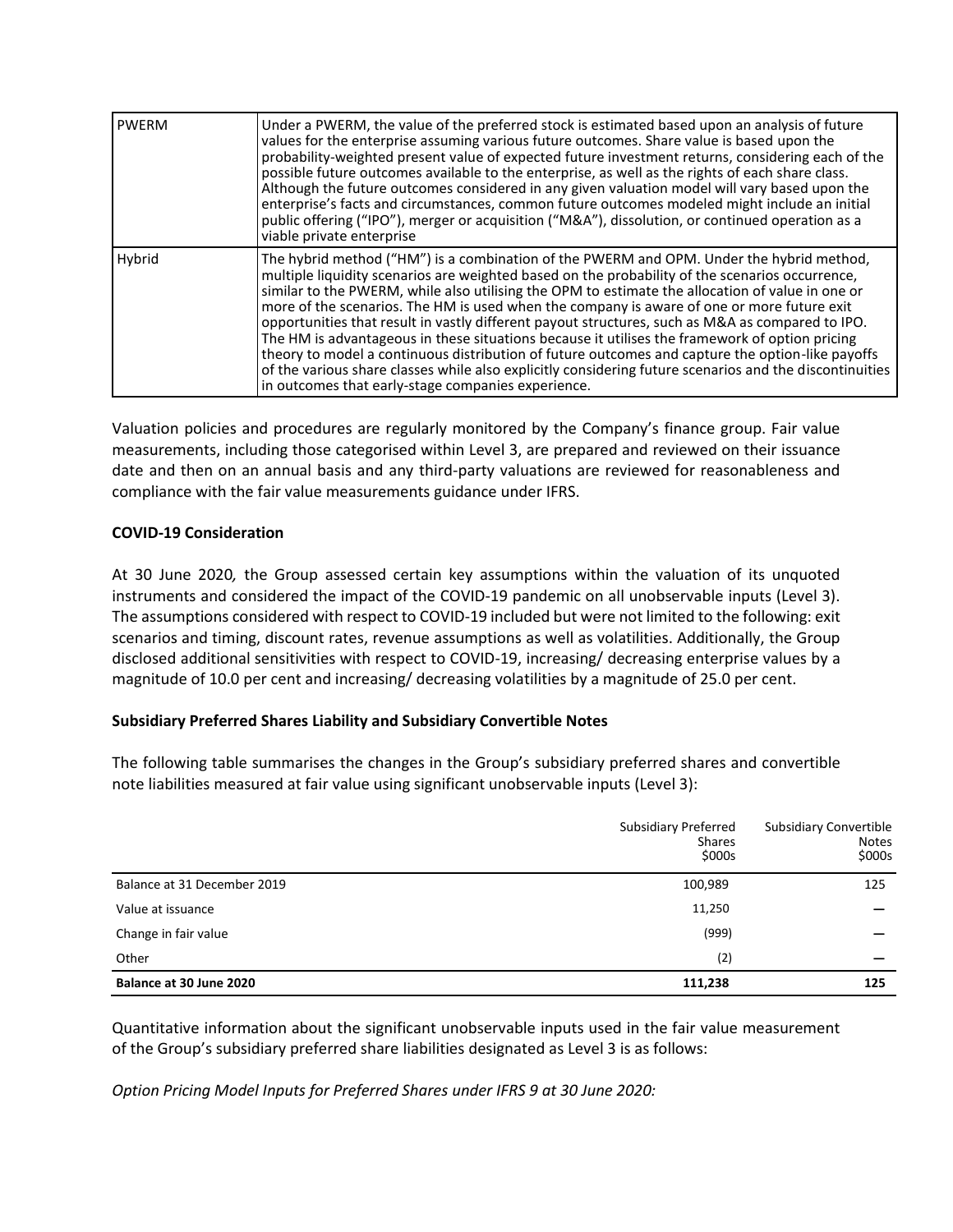| PWERM | Under a PWERM, the value of the preferred stock is estimated based upon an analysis of future values for the enterprise assuming various future outcomes. Share value is based upon the probability-weighted present value of expected future investment returns, considering each of the possible future outcomes available to the enterprise, as well as the rights of each share class. Although the future outcomes considered in any given valuation model will vary based upon the enterprise's facts and circumstances, common future outcomes modeled might include an initial public offering ("IPO"), merger or acquisition ("M&A"), dissolution, or continued operation as a viable private enterprise |
|---|---|
| Hybrid | The hybrid method ("HM") is a combination of the PWERM and OPM. Under the hybrid method, multiple liquidity scenarios are weighted based on the probability of the scenarios occurrence, similar to the PWERM, while also utilising the OPM to estimate the allocation of value in one or more of the scenarios. The HM is used when the company is aware of one or more future exit opportunities that result in vastly different payout structures, such as M&A as compared to IPO. The HM is advantageous in these situations because it utilises the framework of option pricing theory to model a continuous distribution of future outcomes and capture the option-like payoffs of the various share classes while also explicitly considering future scenarios and the discontinuities in outcomes that early-stage companies experience. |

Valuation policies and procedures are regularly monitored by the Company's finance group. Fair value measurements, including those categorised within Level 3, are prepared and reviewed on their issuance date and then on an annual basis and any third-party valuations are reviewed for reasonableness and compliance with the fair value measurements guidance under IFRS.

**COVID-19 Consideration**

At 30 June 2020*,* the Group assessed certain key assumptions within the valuation of its unquoted instruments and considered the impact of the COVID-19 pandemic on all unobservable inputs (Level 3). The assumptions considered with respect to COVID-19 included but were not limited to the following: exit scenarios and timing, discount rates, revenue assumptions as well as volatilities. Additionally, the Group disclosed additional sensitivities with respect to COVID-19, increasing/ decreasing enterprise values by a magnitude of 10.0 per cent and increasing/ decreasing volatilities by a magnitude of 25.0 per cent.

**Subsidiary Preferred Shares Liability and Subsidiary Convertible Notes**

The following table summarises the changes in the Group's subsidiary preferred shares and convertible note liabilities measured at fair value using significant unobservable inputs (Level 3):

| | Subsidiary Preferred Shares $000s | Subsidiary Convertible Notes $000s |
|---|---|---|
| Balance at 31 December 2019 | 100,989 | 125 |
| Value at issuance | 11,250 | — |
| Change in fair value | (999) | — |
| Other | (2) | — |
| **Balance at 30 June 2020** | **111,238** | **125** |

Quantitative information about the significant unobservable inputs used in the fair value measurement of the Group's subsidiary preferred share liabilities designated as Level 3 is as follows:

*Option Pricing Model Inputs for Preferred Shares under IFRS 9 at 30 June 2020:*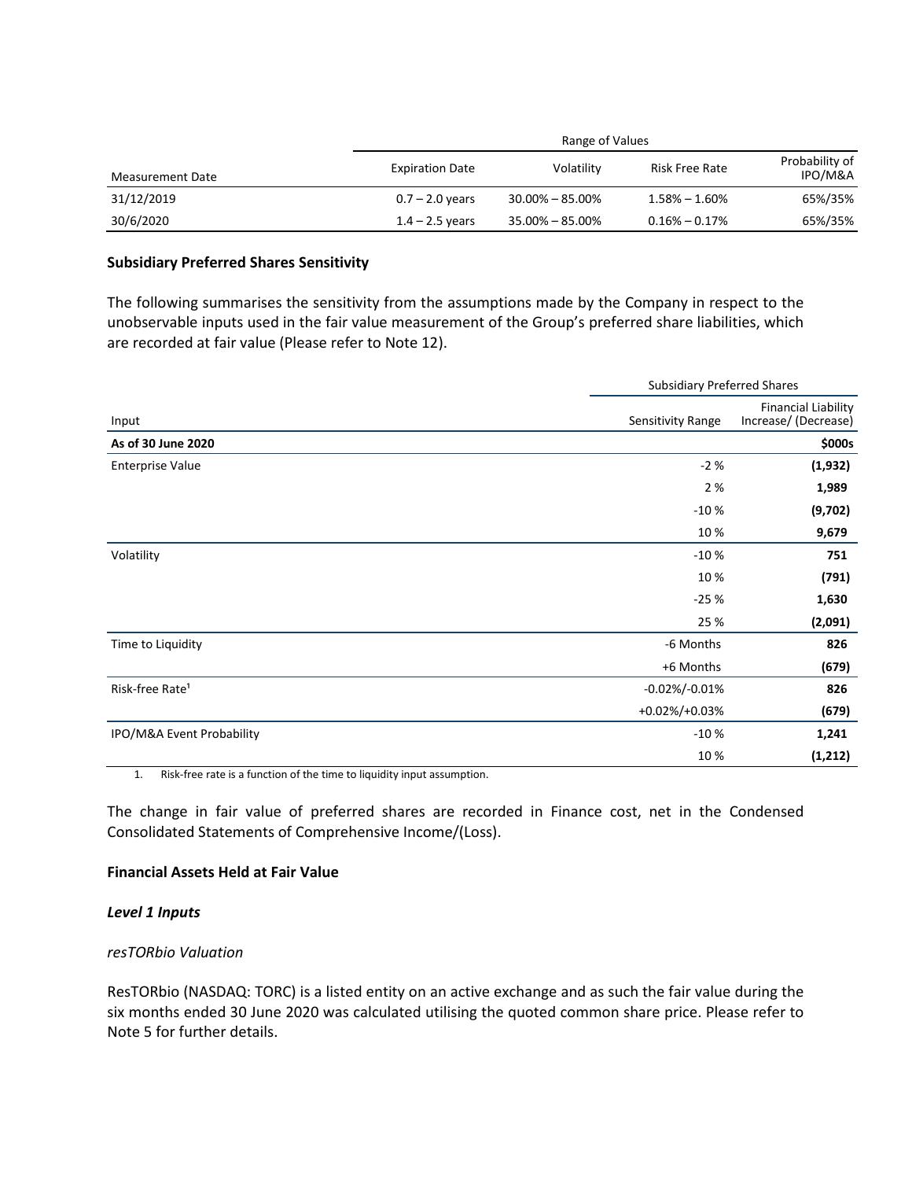| | Range of Values | | | |
|---|---|---|---|---|
| Measurement Date | Expiration Date | Volatility | Risk Free Rate | Probability of IPO/M&A |
| 31/12/2019 | 0.7 – 2.0 years | 30.00% – 85.00% | 1.58% – 1.60% | 65%/35% |
| 30/6/2020 | 1.4 – 2.5 years | 35.00% – 85.00% | 0.16% – 0.17% | 65%/35% |

**Subsidiary Preferred Shares Sensitivity**

The following summarises the sensitivity from the assumptions made by the Company in respect to the unobservable inputs used in the fair value measurement of the Group's preferred share liabilities, which are recorded at fair value (Please refer to Note 12).

| | Subsidiary Preferred Shares | |
|---|---|---|
| Input | Sensitivity Range | Financial Liability Increase/ (Decrease) |
| **As of 30 June 2020** | | **$000s** |
| Enterprise Value | -2 % | **(1,932)** |
| | 2 % | **1,989** |
| | -10 % | **(9,702)** |
| | 10 % | **9,679** |
| Volatility | -10 % | **751** |
| | 10 % | **(791)** |
| | -25 % | **1,630** |
| | 25 % | **(2,091)** |
| Time to Liquidity | -6 Months | **826** |
| | +6 Months | **(679)** |
| Risk-free Rate[1] | -0.02%/-0.01% | **826** |
| | +0.02%/+0.03% | **(679)** |
| IPO/M&A Event Probability | -10 % | **1,241** |
| | 10 % | **(1,212)** |

1. Risk-free rate is a function of the time to liquidity input assumption.

The change in fair value of preferred shares are recorded in Finance cost, net in the Condensed Consolidated Statements of Comprehensive Income/(Loss).

**Financial Assets Held at Fair Value**

***Level 1 Inputs***

*resTORbio Valuation*

ResTORbio (NASDAQ: TORC) is a listed entity on an active exchange and as such the fair value during the six months ended 30 June 2020 was calculated utilising the quoted common share price. Please refer to Note 5 for further details.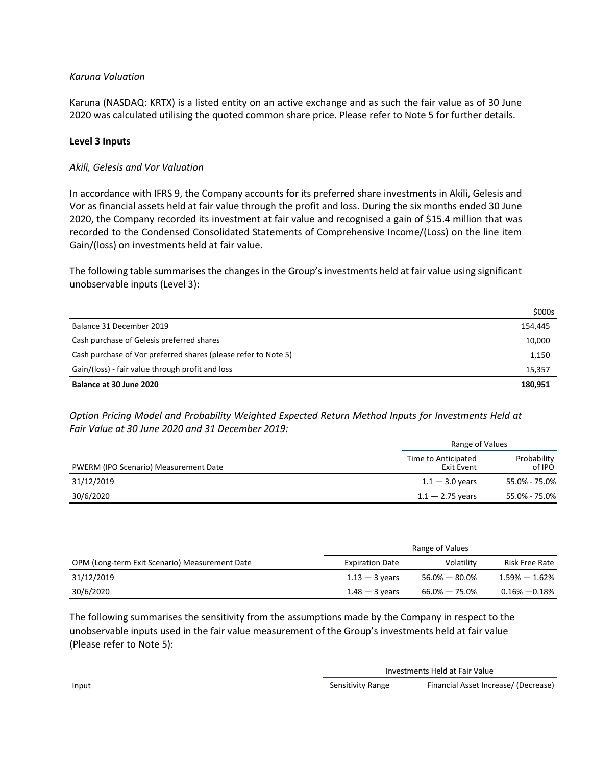*Karuna Valuation*

Karuna (NASDAQ: KRTX) is a listed entity on an active exchange and as such the fair value as of 30 June 2020 was calculated utilising the quoted common share price. Please refer to Note 5 for further details.

**Level 3 Inputs**

*Akili, Gelesis and Vor Valuation*

In accordance with IFRS 9, the Company accounts for its preferred share investments in Akili, Gelesis and Vor as financial assets held at fair value through the profit and loss. During the six months ended 30 June 2020, the Company recorded its investment at fair value and recognised a gain of $15.4 million that was recorded to the Condensed Consolidated Statements of Comprehensive Income/(Loss) on the line item Gain/(loss) on investments held at fair value.

The following table summarises the changes in the Group's investments held at fair value using significant unobservable inputs (Level 3):

| | $000s |
|---|---|
| Balance 31 December 2019 | 154,445 |
| Cash purchase of Gelesis preferred shares | 10,000 |
| Cash purchase of Vor preferred shares (please refer to Note 5) | 1,150 |
| Gain/(loss) - fair value through profit and loss | 15,357 |
| **Balance at 30 June 2020** | **180,951** |

*Option Pricing Model and Probability Weighted Expected Return Method Inputs for Investments Held at Fair Value at 30 June 2020 and 31 December 2019:*

| | Range of Values | |
|---|---|---|
| PWERM (IPO Scenario) Measurement Date | Time to Anticipated Exit Event | Probability of IPO |
| 31/12/2019 | 1.1 — 3.0 years | 55.0% - 75.0% |
| 30/6/2020 | 1.1 — 2.75 years | 55.0% - 75.0% |

| | Range of Values | | |
|---|---|---|---|
| OPM (Long-term Exit Scenario) Measurement Date | Expiration Date | Volatility | Risk Free Rate |
| 31/12/2019 | 1.13 — 3 years | 56.0% — 80.0% | 1.59% — 1.62% |
| 30/6/2020 | 1.48 — 3 years | 66.0% — 75.0% | 0.16% —0.18% |

The following summarises the sensitivity from the assumptions made by the Company in respect to the unobservable inputs used in the fair value measurement of the Group's investments held at fair value (Please refer to Note 5):

| | Investments Held at Fair Value | |
|---|---|---|
| Input | Sensitivity Range | Financial Asset Increase/ (Decrease) |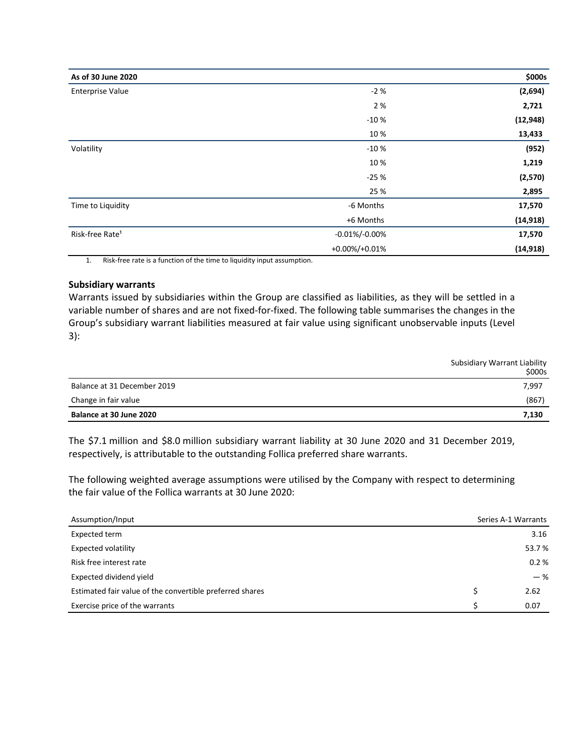| As of 30 June 2020 | | $000s |
|---|---|---|
| Enterprise Value | -2 % | **(2,694)** |
| | 2 % | **2,721** |
| | -10 % | **(12,948)** |
| | 10 % | **13,433** |
| Volatility | -10 % | **(952)** |
| | 10 % | **1,219** |
| | -25 % | **(2,570)** |
| | 25 % | **2,895** |
| Time to Liquidity | -6 Months | **17,570** |
| | +6 Months | **(14,918)** |
| Risk-free Rate[1] | -0.01%/-0.00% | **17,570** |
| | +0.00%/+0.01% | **(14,918)** |

1. Risk-free rate is a function of the time to liquidity input assumption.

**Subsidiary warrants**

Warrants issued by subsidiaries within the Group are classified as liabilities, as they will be settled in a variable number of shares and are not fixed-for-fixed. The following table summarises the changes in the Group's subsidiary warrant liabilities measured at fair value using significant unobservable inputs (Level 3):

| | Subsidiary Warrant Liability $000s |
|---|---|
| Balance at 31 December 2019 | 7,997 |
| Change in fair value | (867) |
| **Balance at 30 June 2020** | **7,130** |

The $7.1 million and $8.0 million subsidiary warrant liability at 30 June 2020 and 31 December 2019, respectively, is attributable to the outstanding Follica preferred share warrants.

The following weighted average assumptions were utilised by the Company with respect to determining the fair value of the Follica warrants at 30 June 2020:

| Assumption/Input | Series A-1 Warrants |
|---|---|
| Expected term | 3.16 |
| Expected volatility | 53.7 % |
| Risk free interest rate | 0.2 % |
| Expected dividend yield | — % |
| Estimated fair value of the convertible preferred shares | $ 2.62 |
| Exercise price of the warrants | $ 0.07 |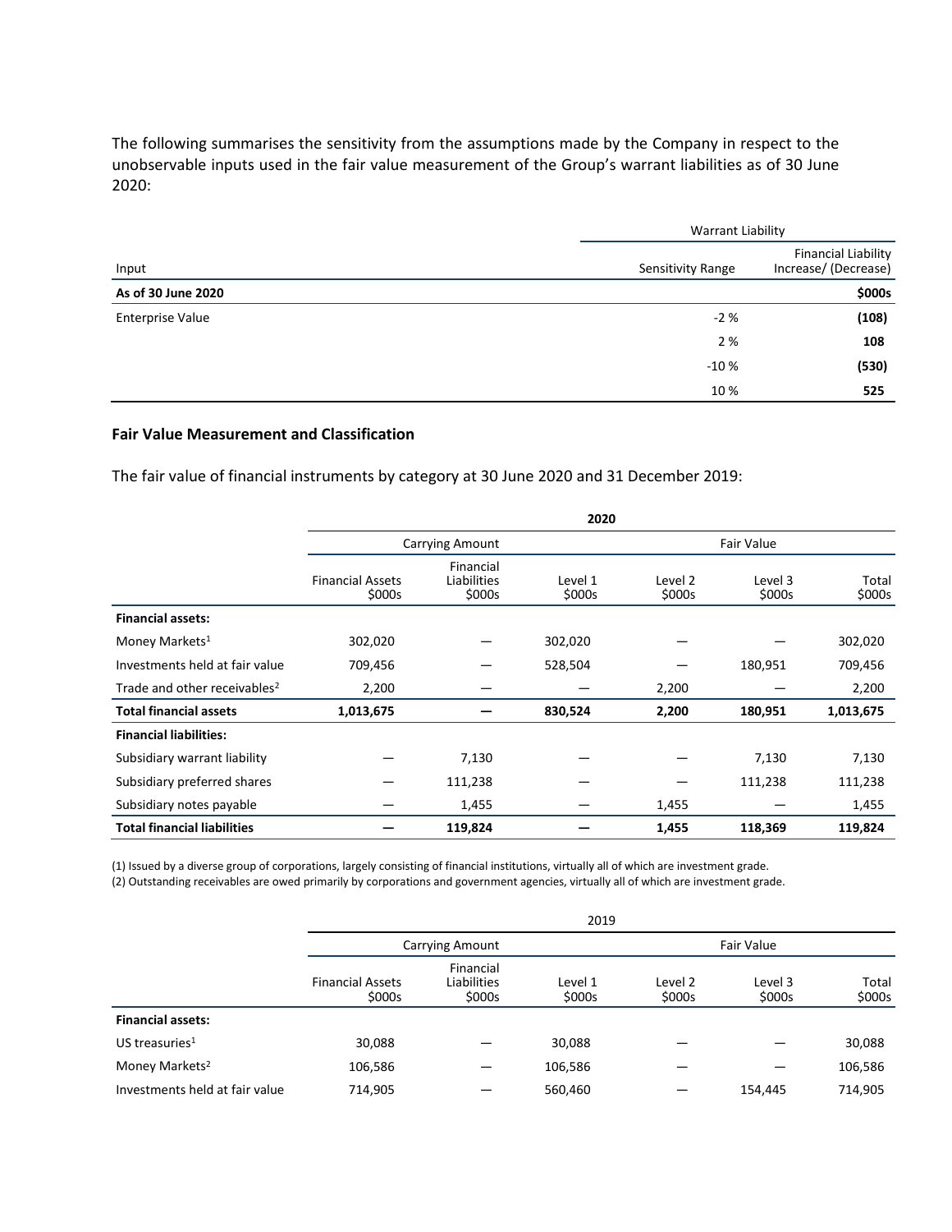The following summarises the sensitivity from the assumptions made by the Company in respect to the unobservable inputs used in the fair value measurement of the Group's warrant liabilities as of 30 June 2020:

| | Warrant Liability | |
|---|---|---|
| Input | Sensitivity Range | Financial Liability Increase/ (Decrease) |
| **As of 30 June 2020** | | **$000s** |
| Enterprise Value | -2 % | **(108)** |
| | 2 % | **108** |
| | -10 % | **(530)** |
| | 10 % | **525** |

### Fair Value Measurement and Classification

The fair value of financial instruments by category at 30 June 2020 and 31 December 2019:

| | 2020 | | | | | |
|---|---|---|---|---|---|---|
| | Carrying Amount | | Fair Value | | | |
| | Financial Assets $000s | Financial Liabilities $000s | Level 1 $000s | Level 2 $000s | Level 3 $000s | Total $000s |
| **Financial assets:** | | | | | | |
| Money Markets[1] | 302,020 | — | 302,020 | — | — | 302,020 |
| Investments held at fair value | 709,456 | — | 528,504 | — | 180,951 | 709,456 |
| Trade and other receivables[2] | 2,200 | — | — | 2,200 | — | 2,200 |
| **Total financial assets** | **1,013,675** | **—** | **830,524** | **2,200** | **180,951** | **1,013,675** |
| **Financial liabilities:** | | | | | | |
| Subsidiary warrant liability | — | 7,130 | — | — | 7,130 | 7,130 |
| Subsidiary preferred shares | — | 111,238 | — | — | 111,238 | 111,238 |
| Subsidiary notes payable | — | 1,455 | — | 1,455 | — | 1,455 |
| **Total financial liabilities** | **—** | **119,824** | **—** | **1,455** | **118,369** | **119,824** |

(1) Issued by a diverse group of corporations, largely consisting of financial institutions, virtually all of which are investment grade.
(2) Outstanding receivables are owed primarily by corporations and government agencies, virtually all of which are investment grade.

| | 2019 | | | | | |
|---|---|---|---|---|---|---|
| | Carrying Amount | | Fair Value | | | |
| | Financial Assets $000s | Financial Liabilities $000s | Level 1 $000s | Level 2 $000s | Level 3 $000s | Total $000s |
| **Financial assets:** | | | | | | |
| US treasuries[1] | 30,088 | — | 30,088 | — | — | 30,088 |
| Money Markets[2] | 106,586 | — | 106,586 | — | — | 106,586 |
| Investments held at fair value | 714,905 | — | 560,460 | — | 154,445 | 714,905 |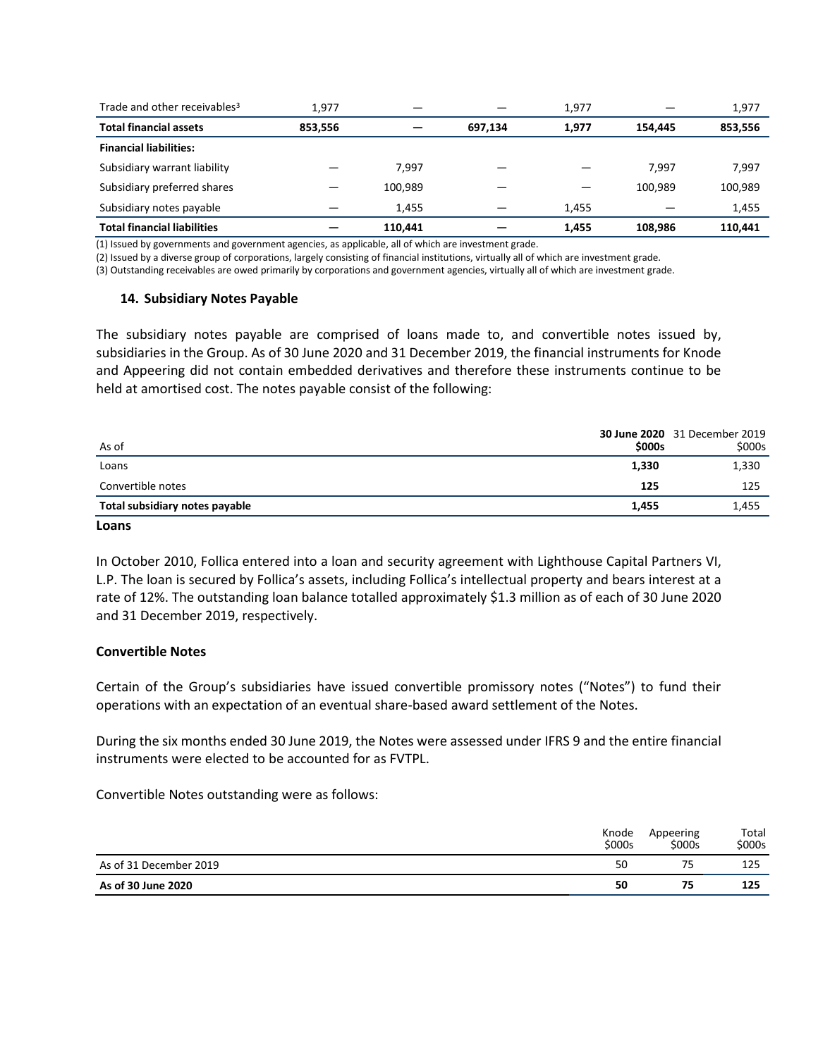| | | | | | | |
|---|---|---|---|---|---|---|
| Trade and other receivables[3] | 1,977 | — | — | 1,977 | — | 1,977 |
| **Total financial assets** | **853,556** | **—** | **697,134** | **1,977** | **154,445** | **853,556** |
| **Financial liabilities:** | | | | | | |
| Subsidiary warrant liability | — | 7,997 | — | — | 7,997 | 7,997 |
| Subsidiary preferred shares | — | 100,989 | — | — | 100,989 | 100,989 |
| Subsidiary notes payable | — | 1,455 | — | 1,455 | — | 1,455 |
| **Total financial liabilities** | **—** | **110,441** | **—** | **1,455** | **108,986** | **110,441** |

(1) Issued by governments and government agencies, as applicable, all of which are investment grade.

(2) Issued by a diverse group of corporations, largely consisting of financial institutions, virtually all of which are investment grade.

(3) Outstanding receivables are owed primarily by corporations and government agencies, virtually all of which are investment grade.

## 14. Subsidiary Notes Payable

The subsidiary notes payable are comprised of loans made to, and convertible notes issued by, subsidiaries in the Group. As of 30 June 2020 and 31 December 2019, the financial instruments for Knode and Appeering did not contain embedded derivatives and therefore these instruments continue to be held at amortised cost. The notes payable consist of the following:

| As of | **30 June 2020 $000s** | 31 December 2019 $000s |
|---|---|---|
| Loans | **1,330** | 1,330 |
| Convertible notes | **125** | 125 |
| **Total subsidiary notes payable** | **1,455** | 1,455 |

**Loans**

In October 2010, Follica entered into a loan and security agreement with Lighthouse Capital Partners VI, L.P. The loan is secured by Follica's assets, including Follica's intellectual property and bears interest at a rate of 12%. The outstanding loan balance totalled approximately $1.3 million as of each of 30 June 2020 and 31 December 2019, respectively.

**Convertible Notes**

Certain of the Group's subsidiaries have issued convertible promissory notes ("Notes") to fund their operations with an expectation of an eventual share-based award settlement of the Notes.

During the six months ended 30 June 2019, the Notes were assessed under IFRS 9 and the entire financial instruments were elected to be accounted for as FVTPL.

Convertible Notes outstanding were as follows:

| | Knode $000s | Appeering $000s | Total $000s |
|---|---|---|---|
| As of 31 December 2019 | 50 | 75 | 125 |
| **As of 30 June 2020** | **50** | **75** | **125** |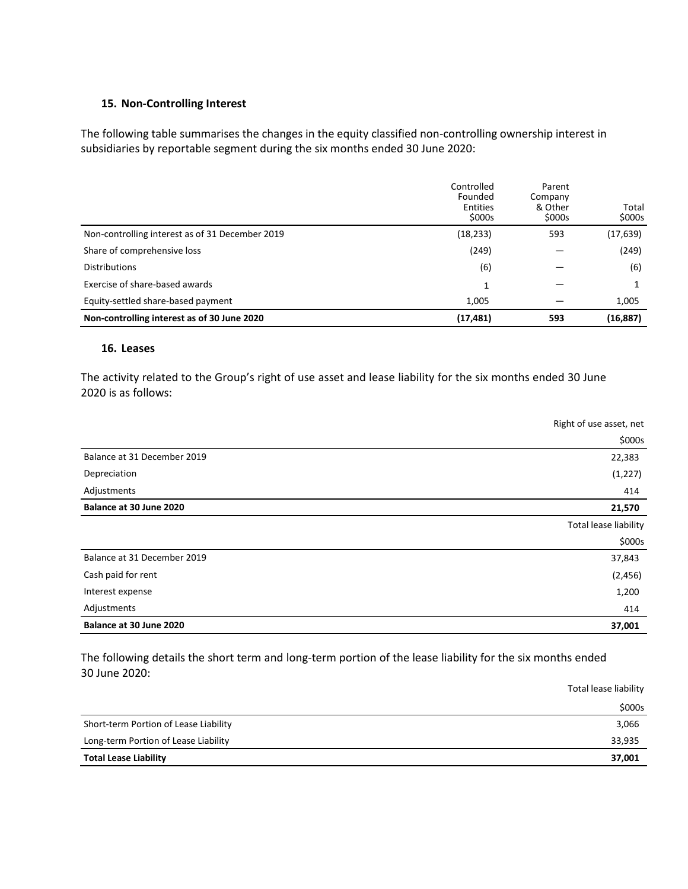## 15. Non-Controlling Interest

The following table summarises the changes in the equity classified non-controlling ownership interest in subsidiaries by reportable segment during the six months ended 30 June 2020:

| | Controlled Founded Entities $000s | Parent Company & Other $000s | Total $000s |
|---|---|---|---|
| Non-controlling interest as of 31 December 2019 | (18,233) | 593 | (17,639) |
| Share of comprehensive loss | (249) | — | (249) |
| Distributions | (6) | — | (6) |
| Exercise of share-based awards | 1 | — | 1 |
| Equity-settled share-based payment | 1,005 | — | 1,005 |
| **Non-controlling interest as of 30 June 2020** | **(17,481)** | **593** | **(16,887)** |

## 16. Leases

The activity related to the Group's right of use asset and lease liability for the six months ended 30 June 2020 is as follows:

| | Right of use asset, net |
|---|---|
| | $000s |
| Balance at 31 December 2019 | 22,383 |
| Depreciation | (1,227) |
| Adjustments | 414 |
| **Balance at 30 June 2020** | **21,570** |

| | Total lease liability |
|---|---|
| | $000s |
| Balance at 31 December 2019 | 37,843 |
| Cash paid for rent | (2,456) |
| Interest expense | 1,200 |
| Adjustments | 414 |
| **Balance at 30 June 2020** | **37,001** |

The following details the short term and long-term portion of the lease liability for the six months ended 30 June 2020:

| | Total lease liability |
|---|---|
| | $000s |
| Short-term Portion of Lease Liability | 3,066 |
| Long-term Portion of Lease Liability | 33,935 |
| **Total Lease Liability** | **37,001** |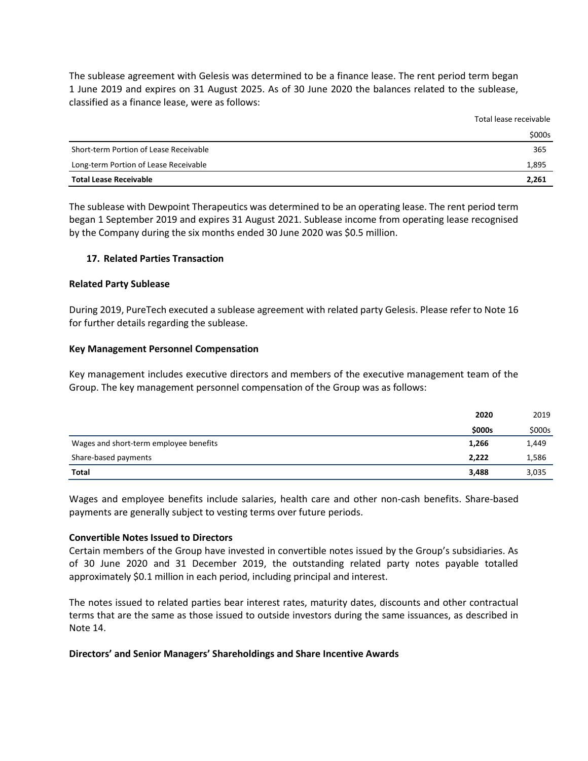The sublease agreement with Gelesis was determined to be a finance lease. The rent period term began 1 June 2019 and expires on 31 August 2025. As of 30 June 2020 the balances related to the sublease, classified as a finance lease, were as follows:

| | Total lease receivable |
|---|---|
| | $000s |
| Short-term Portion of Lease Receivable | 365 |
| Long-term Portion of Lease Receivable | 1,895 |
| **Total Lease Receivable** | **2,261** |

The sublease with Dewpoint Therapeutics was determined to be an operating lease. The rent period term began 1 September 2019 and expires 31 August 2021. Sublease income from operating lease recognised by the Company during the six months ended 30 June 2020 was $0.5 million.

## 17. Related Parties Transaction

**Related Party Sublease**

During 2019, PureTech executed a sublease agreement with related party Gelesis. Please refer to Note 16 for further details regarding the sublease.

**Key Management Personnel Compensation**

Key management includes executive directors and members of the executive management team of the Group. The key management personnel compensation of the Group was as follows:

| | **2020** | 2019 |
|---|---|---|
| | **$000s** | $000s |
| Wages and short-term employee benefits | **1,266** | 1,449 |
| Share-based payments | **2,222** | 1,586 |
| **Total** | **3,488** | 3,035 |

Wages and employee benefits include salaries, health care and other non-cash benefits. Share-based payments are generally subject to vesting terms over future periods.

**Convertible Notes Issued to Directors**

Certain members of the Group have invested in convertible notes issued by the Group's subsidiaries. As of 30 June 2020 and 31 December 2019, the outstanding related party notes payable totalled approximately $0.1 million in each period, including principal and interest.

The notes issued to related parties bear interest rates, maturity dates, discounts and other contractual terms that are the same as those issued to outside investors during the same issuances, as described in Note 14.

**Directors' and Senior Managers' Shareholdings and Share Incentive Awards**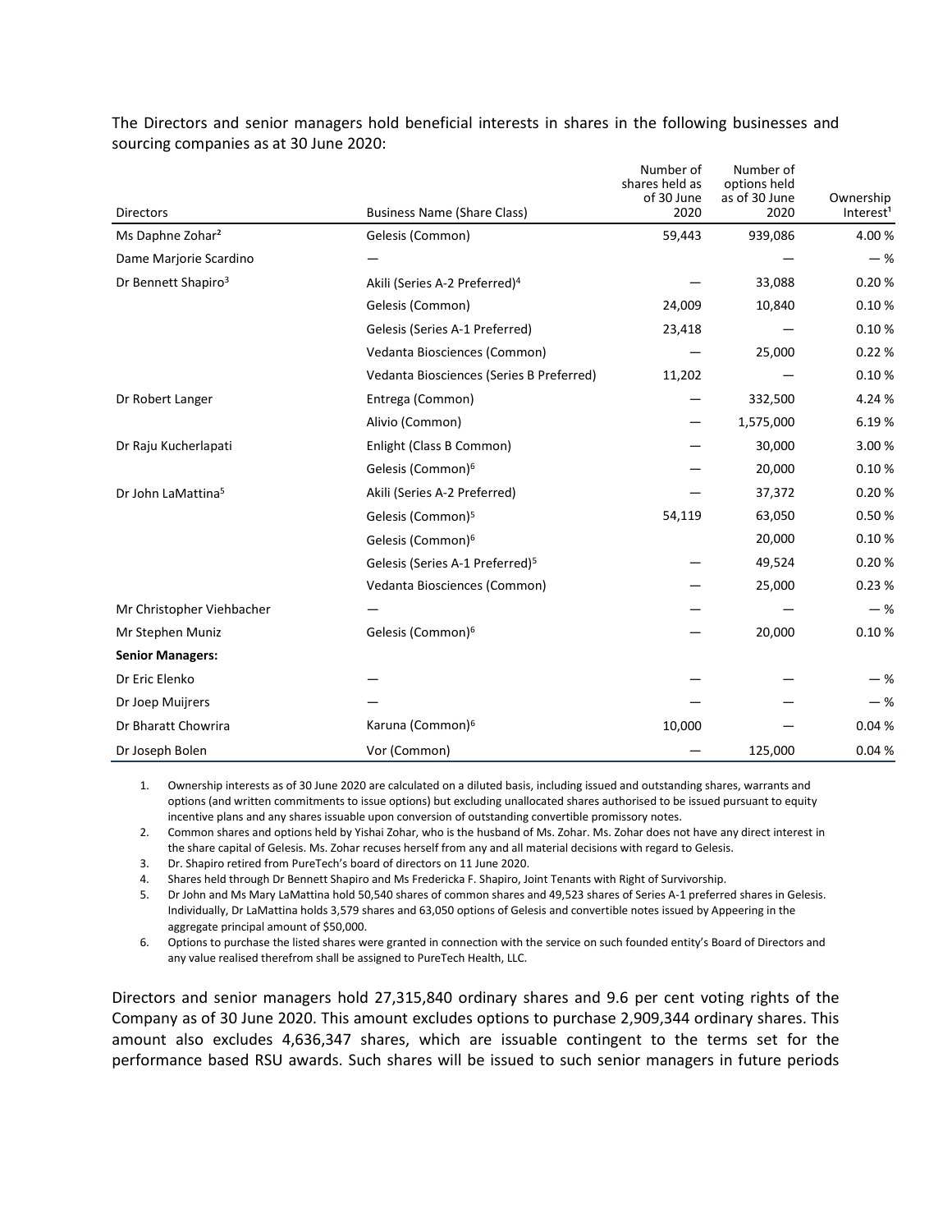The Directors and senior managers hold beneficial interests in shares in the following businesses and sourcing companies as at 30 June 2020:

| Directors | Business Name (Share Class) | Number of shares held as of 30 June 2020 | Number of options held as of 30 June 2020 | Ownership Interest[1] |
|---|---|---|---|---|
| Ms Daphne Zohar[2] | Gelesis (Common) | 59,443 | 939,086 | 4.00 % |
| Dame Marjorie Scardino | — | | — | — % |
| Dr Bennett Shapiro[3] | Akili (Series A-2 Preferred)[4] | — | 33,088 | 0.20 % |
| | Gelesis (Common) | 24,009 | 10,840 | 0.10 % |
| | Gelesis (Series A-1 Preferred) | 23,418 | — | 0.10 % |
| | Vedanta Biosciences (Common) | — | 25,000 | 0.22 % |
| | Vedanta Biosciences (Series B Preferred) | 11,202 | — | 0.10 % |
| Dr Robert Langer | Entrega (Common) | — | 332,500 | 4.24 % |
| | Alivio (Common) | — | 1,575,000 | 6.19 % |
| Dr Raju Kucherlapati | Enlight (Class B Common) | — | 30,000 | 3.00 % |
| | Gelesis (Common)[6] | — | 20,000 | 0.10 % |
| Dr John LaMattina[5] | Akili (Series A-2 Preferred) | — | 37,372 | 0.20 % |
| | Gelesis (Common)[5] | 54,119 | 63,050 | 0.50 % |
| | Gelesis (Common)[6] | | 20,000 | 0.10 % |
| | Gelesis (Series A-1 Preferred)[5] | — | 49,524 | 0.20 % |
| | Vedanta Biosciences (Common) | — | 25,000 | 0.23 % |
| Mr Christopher Viehbacher | — | — | — | — % |
| Mr Stephen Muniz | Gelesis (Common)[6] | — | 20,000 | 0.10 % |
| **Senior Managers:** | | | | |
| Dr Eric Elenko | — | — | — | — % |
| Dr Joep Muijrers | — | — | — | — % |
| Dr Bharatt Chowrira | Karuna (Common)[6] | 10,000 | — | 0.04 % |
| Dr Joseph Bolen | Vor (Common) | — | 125,000 | 0.04 % |

1. Ownership interests as of 30 June 2020 are calculated on a diluted basis, including issued and outstanding shares, warrants and options (and written commitments to issue options) but excluding unallocated shares authorised to be issued pursuant to equity incentive plans and any shares issuable upon conversion of outstanding convertible promissory notes.
2. Common shares and options held by Yishai Zohar, who is the husband of Ms. Zohar. Ms. Zohar does not have any direct interest in the share capital of Gelesis. Ms. Zohar recuses herself from any and all material decisions with regard to Gelesis.
3. Dr. Shapiro retired from PureTech's board of directors on 11 June 2020.
4. Shares held through Dr Bennett Shapiro and Ms Fredericka F. Shapiro, Joint Tenants with Right of Survivorship.
5. Dr John and Ms Mary LaMattina hold 50,540 shares of common shares and 49,523 shares of Series A-1 preferred shares in Gelesis. Individually, Dr LaMattina holds 3,579 shares and 63,050 options of Gelesis and convertible notes issued by Appeering in the aggregate principal amount of $50,000.
6. Options to purchase the listed shares were granted in connection with the service on such founded entity's Board of Directors and any value realised therefrom shall be assigned to PureTech Health, LLC.

Directors and senior managers hold 27,315,840 ordinary shares and 9.6 per cent voting rights of the Company as of 30 June 2020. This amount excludes options to purchase 2,909,344 ordinary shares. This amount also excludes 4,636,347 shares, which are issuable contingent to the terms set for the performance based RSU awards. Such shares will be issued to such senior managers in future periods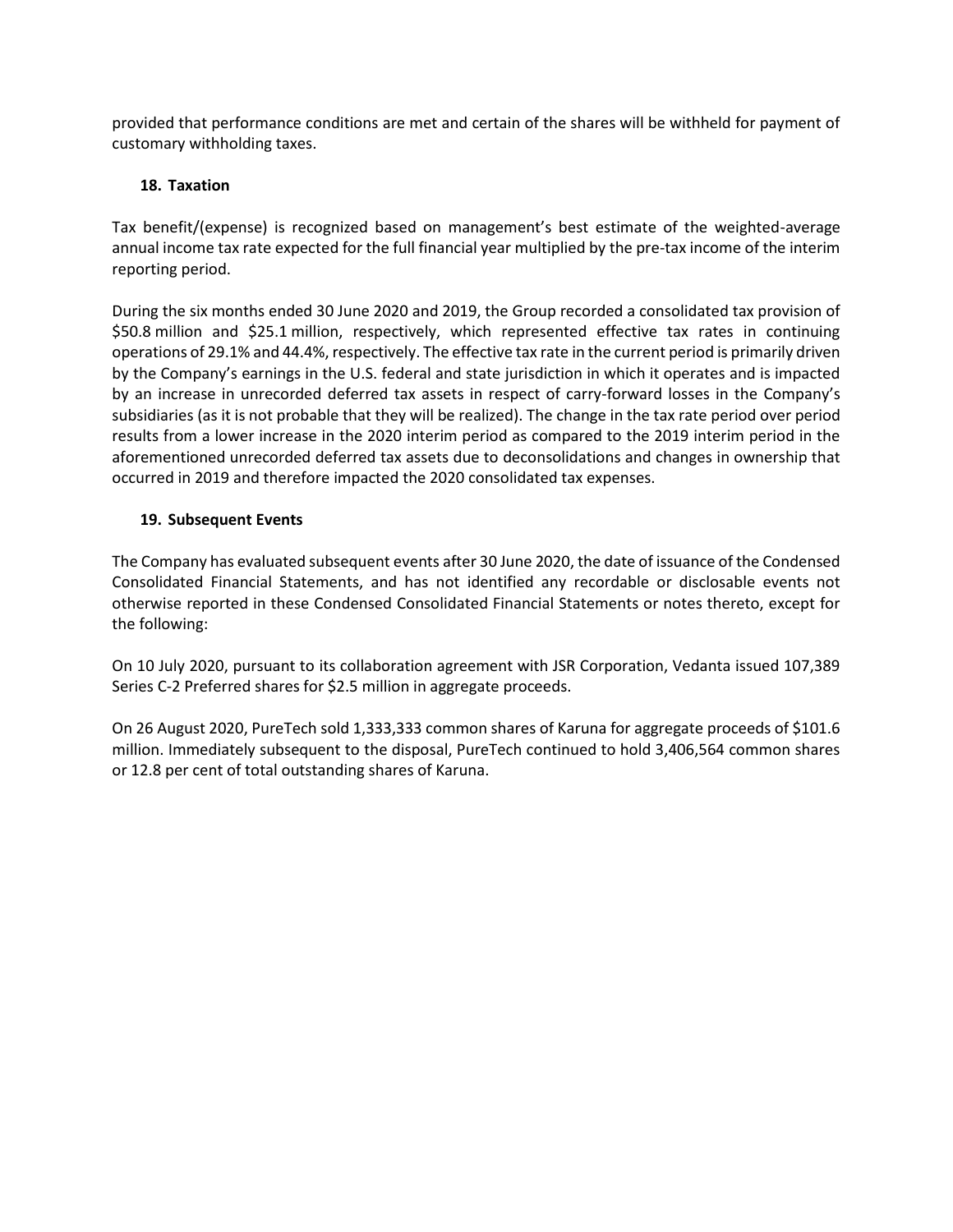provided that performance conditions are met and certain of the shares will be withheld for payment of customary withholding taxes.

## 18. Taxation

Tax benefit/(expense) is recognized based on management's best estimate of the weighted-average annual income tax rate expected for the full financial year multiplied by the pre-tax income of the interim reporting period.

During the six months ended 30 June 2020 and 2019, the Group recorded a consolidated tax provision of $50.8 million and $25.1 million, respectively, which represented effective tax rates in continuing operations of 29.1% and 44.4%, respectively. The effective tax rate in the current period is primarily driven by the Company's earnings in the U.S. federal and state jurisdiction in which it operates and is impacted by an increase in unrecorded deferred tax assets in respect of carry-forward losses in the Company's subsidiaries (as it is not probable that they will be realized). The change in the tax rate period over period results from a lower increase in the 2020 interim period as compared to the 2019 interim period in the aforementioned unrecorded deferred tax assets due to deconsolidations and changes in ownership that occurred in 2019 and therefore impacted the 2020 consolidated tax expenses.

## 19. Subsequent Events

The Company has evaluated subsequent events after 30 June 2020, the date of issuance of the Condensed Consolidated Financial Statements, and has not identified any recordable or disclosable events not otherwise reported in these Condensed Consolidated Financial Statements or notes thereto, except for the following:

On 10 July 2020, pursuant to its collaboration agreement with JSR Corporation, Vedanta issued 107,389 Series C-2 Preferred shares for $2.5 million in aggregate proceeds.

On 26 August 2020, PureTech sold 1,333,333 common shares of Karuna for aggregate proceeds of $101.6 million. Immediately subsequent to the disposal, PureTech continued to hold 3,406,564 common shares or 12.8 per cent of total outstanding shares of Karuna.